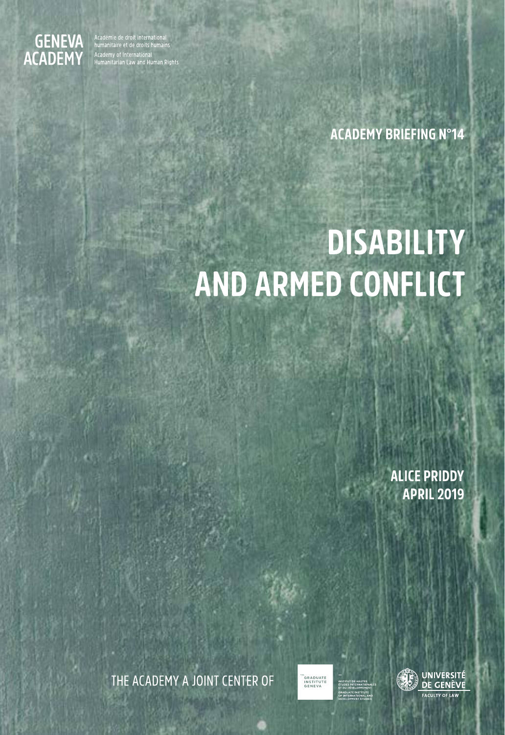GENEVA ACADEMY

Académie de droit international humanitaire et de droits humains

Academy of International Humanitarian Law and Human Rights

ACADEMY BRIEFING N°14

# DISABILITY AND ARMED CONFLICT

ALICE PRIDDY

APRIL 2019

THE ACADEMY A JOINT CENTER OF

THE GRADUATE INSTITUTE GENEVA

INSTITUT DE HAUTES ÉTUDES INTERNATIONALES ET DU DÉVELOPPEMENT

GRADUATE INSTITUTE OF INTERNATIONAL AND DEVELOPMENT STUDIES

UNIVERSITÉ DE GENÈVE

FACULTY OF LAW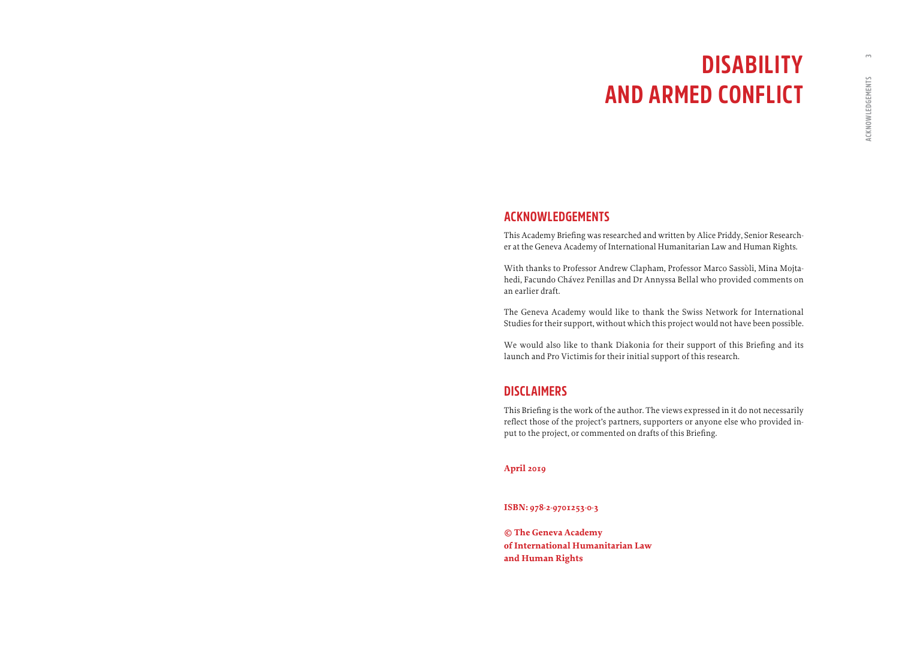# DISABILITY AND ARMED CONFLICT

## ACKNOWLEDGEMENTS

This Academy Briefing was researched and written by Alice Priddy, Senior Researcher at the Geneva Academy of International Humanitarian Law and Human Rights.

With thanks to Professor Andrew Clapham, Professor Marco Sassòli, Mina Mojtahedi, Facundo Chávez Penillas and Dr Annyssa Bellal who provided comments on an earlier draft.

The Geneva Academy would like to thank the Swiss Network for International Studies for their support, without which this project would not have been possible.

We would also like to thank Diakonia for their support of this Briefing and its launch and Pro Victimis for their initial support of this research.

## DISCLAIMERS

This Briefing is the work of the author. The views expressed in it do not necessarily reflect those of the project's partners, supporters or anyone else who provided input to the project, or commented on drafts of this Briefing.

**April 2019**

**ISBN: 978-2-9701253-0-3**

**© The Geneva Academy of International Humanitarian Law and Human Rights**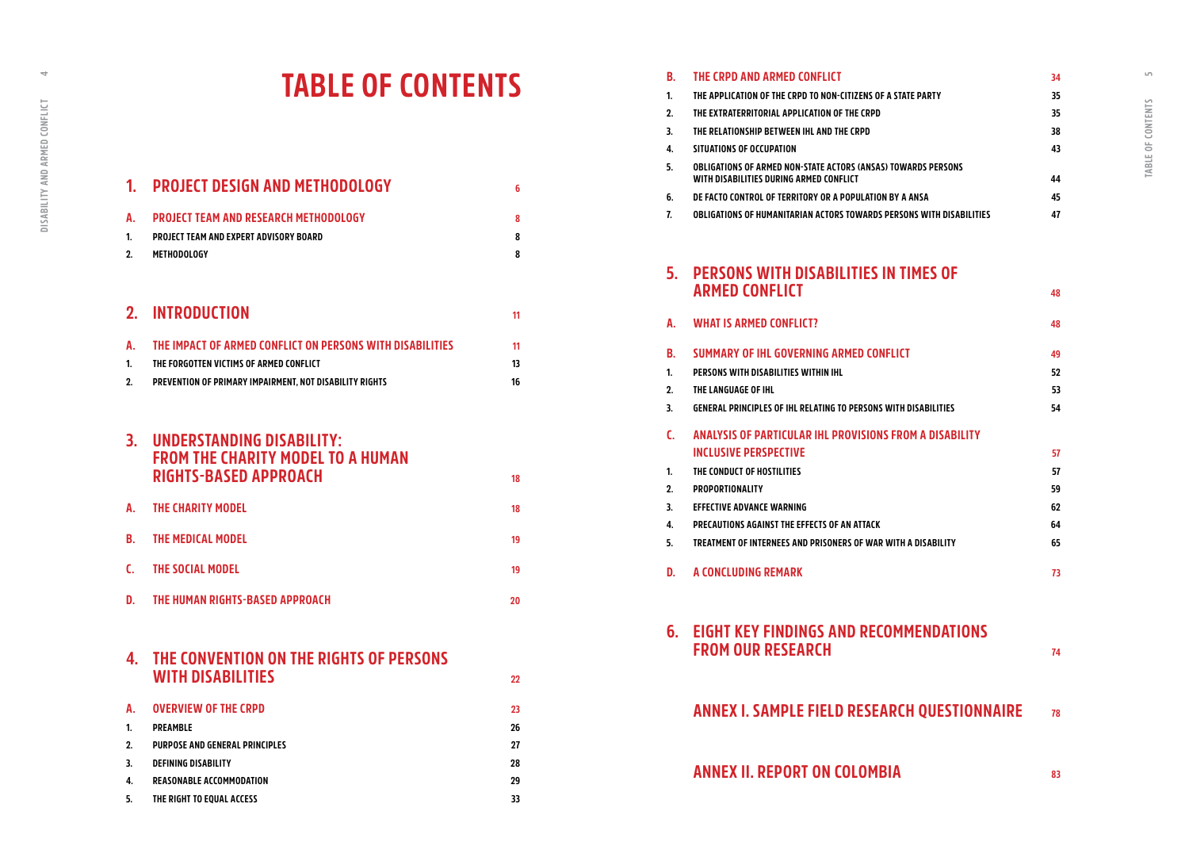# TABLE OF CONTENTS

| | | |
|---|---|---|
| **1.** | **PROJECT DESIGN AND METHODOLOGY** | **6** |
| **A.** | **PROJECT TEAM AND RESEARCH METHODOLOGY** | **8** |
| 1. | PROJECT TEAM AND EXPERT ADVISORY BOARD | 8 |
| 2. | METHODOLOGY | 8 |
| **2.** | **INTRODUCTION** | **11** |
| **A.** | **THE IMPACT OF ARMED CONFLICT ON PERSONS WITH DISABILITIES** | **11** |
| 1. | THE FORGOTTEN VICTIMS OF ARMED CONFLICT | 13 |
| 2. | PREVENTION OF PRIMARY IMPAIRMENT, NOT DISABILITY RIGHTS | 16 |
| **3.** | **UNDERSTANDING DISABILITY: FROM THE CHARITY MODEL TO A HUMAN RIGHTS-BASED APPROACH** | **18** |
| **A.** | **THE CHARITY MODEL** | **18** |
| **B.** | **THE MEDICAL MODEL** | **19** |
| **C.** | **THE SOCIAL MODEL** | **19** |
| **D.** | **THE HUMAN RIGHTS-BASED APPROACH** | **20** |
| **4.** | **THE CONVENTION ON THE RIGHTS OF PERSONS WITH DISABILITIES** | **22** |
| **A.** | **OVERVIEW OF THE CRPD** | **23** |
| 1. | PREAMBLE | 26 |
| 2. | PURPOSE AND GENERAL PRINCIPLES | 27 |
| 3. | DEFINING DISABILITY | 28 |
| 4. | REASONABLE ACCOMMODATION | 29 |
| 5. | THE RIGHT TO EQUAL ACCESS | 33 |
| **B.** | **THE CRPD AND ARMED CONFLICT** | **34** |
| 1. | THE APPLICATION OF THE CRPD TO NON-CITIZENS OF A STATE PARTY | 35 |
| 2. | THE EXTRATERRITORIAL APPLICATION OF THE CRPD | 35 |
| 3. | THE RELATIONSHIP BETWEEN IHL AND THE CRPD | 38 |
| 4. | SITUATIONS OF OCCUPATION | 43 |
| 5. | OBLIGATIONS OF ARMED NON-STATE ACTORS (ANSAS) TOWARDS PERSONS WITH DISABILITIES DURING ARMED CONFLICT | 44 |
| 6. | DE FACTO CONTROL OF TERRITORY OR A POPULATION BY A ANSA | 45 |
| 7. | OBLIGATIONS OF HUMANITARIAN ACTORS TOWARDS PERSONS WITH DISABILITIES | 47 |
| **5.** | **PERSONS WITH DISABILITIES IN TIMES OF ARMED CONFLICT** | **48** |
| **A.** | **WHAT IS ARMED CONFLICT?** | **48** |
| **B.** | **SUMMARY OF IHL GOVERNING ARMED CONFLICT** | **49** |
| 1. | PERSONS WITH DISABILITIES WITHIN IHL | 52 |
| 2. | THE LANGUAGE OF IHL | 53 |
| 3. | GENERAL PRINCIPLES OF IHL RELATING TO PERSONS WITH DISABILITIES | 54 |
| **C.** | **ANALYSIS OF PARTICULAR IHL PROVISIONS FROM A DISABILITY INCLUSIVE PERSPECTIVE** | **57** |
| 1. | THE CONDUCT OF HOSTILITIES | 57 |
| 2. | PROPORTIONALITY | 59 |
| 3. | EFFECTIVE ADVANCE WARNING | 62 |
| 4. | PRECAUTIONS AGAINST THE EFFECTS OF AN ATTACK | 64 |
| 5. | TREATMENT OF INTERNEES AND PRISONERS OF WAR WITH A DISABILITY | 65 |
| **D.** | **A CONCLUDING REMARK** | **73** |
| **6.** | **EIGHT KEY FINDINGS AND RECOMMENDATIONS FROM OUR RESEARCH** | **74** |
| | **ANNEX I. SAMPLE FIELD RESEARCH QUESTIONNAIRE** | **78** |
| | **ANNEX II. REPORT ON COLOMBIA** | **83** |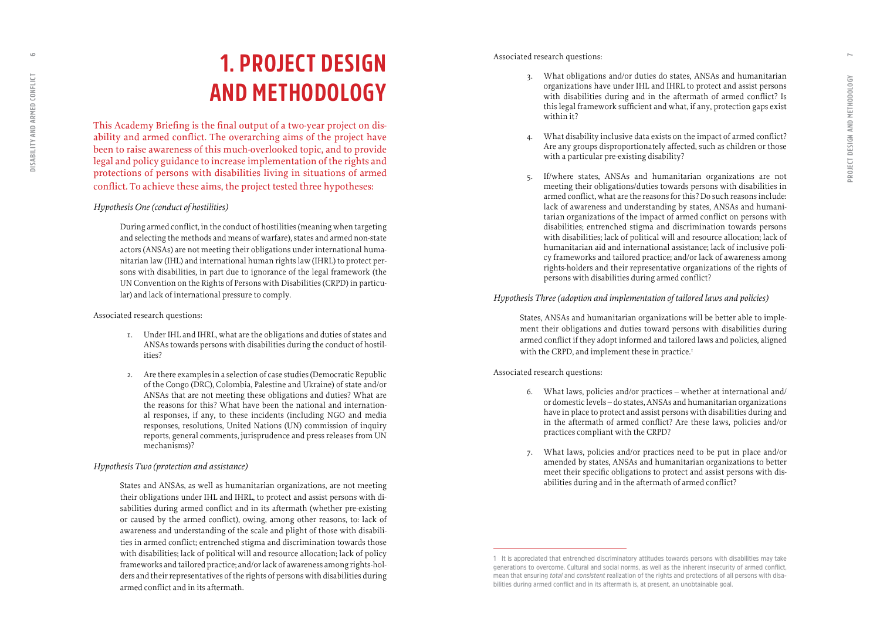# 1. PROJECT DESIGN AND METHODOLOGY

This Academy Briefing is the final output of a two-year project on disability and armed conflict. The overarching aims of the project have been to raise awareness of this much-overlooked topic, and to provide legal and policy guidance to increase implementation of the rights and protections of persons with disabilities living in situations of armed conflict. To achieve these aims, the project tested three hypotheses:

*Hypothesis One (conduct of hostilities)*

During armed conflict, in the conduct of hostilities (meaning when targeting and selecting the methods and means of warfare), states and armed non-state actors (ANSAs) are not meeting their obligations under international humanitarian law (IHL) and international human rights law (IHRL) to protect persons with disabilities, in part due to ignorance of the legal framework (the UN Convention on the Rights of Persons with Disabilities (CRPD) in particular) and lack of international pressure to comply.

Associated research questions:

1. Under IHL and IHRL, what are the obligations and duties of states and ANSAs towards persons with disabilities during the conduct of hostilities?
2. Are there examples in a selection of case studies (Democratic Republic of the Congo (DRC), Colombia, Palestine and Ukraine) of state and/or ANSAs that are not meeting these obligations and duties? What are the reasons for this? What have been the national and international responses, if any, to these incidents (including NGO and media responses, resolutions, United Nations (UN) commission of inquiry reports, general comments, jurisprudence and press releases from UN mechanisms)?

*Hypothesis Two (protection and assistance)*

States and ANSAs, as well as humanitarian organizations, are not meeting their obligations under IHL and IHRL, to protect and assist persons with disabilities during armed conflict and in its aftermath (whether pre-existing or caused by the armed conflict), owing, among other reasons, to: lack of awareness and understanding of the scale and plight of those with disabilities in armed conflict; entrenched stigma and discrimination towards those with disabilities; lack of political will and resource allocation; lack of policy frameworks and tailored practice; and/or lack of awareness among rights-holders and their representatives of the rights of persons with disabilities during armed conflict and in its aftermath.

Associated research questions:

3. What obligations and/or duties do states, ANSAs and humanitarian organizations have under IHL and IHRL to protect and assist persons with disabilities during and in the aftermath of armed conflict? Is this legal framework sufficient and what, if any, protection gaps exist within it?
4. What disability inclusive data exists on the impact of armed conflict? Are any groups disproportionately affected, such as children or those with a particular pre-existing disability?
5. If/where states, ANSAs and humanitarian organizations are not meeting their obligations/duties towards persons with disabilities in armed conflict, what are the reasons for this? Do such reasons include: lack of awareness and understanding by states, ANSAs and humanitarian organizations of the impact of armed conflict on persons with disabilities; entrenched stigma and discrimination towards persons with disabilities; lack of political will and resource allocation; lack of humanitarian aid and international assistance; lack of inclusive policy frameworks and tailored practice; and/or lack of awareness among rights-holders and their representative organizations of the rights of persons with disabilities during armed conflict?

*Hypothesis Three (adoption and implementation of tailored laws and policies)*

States, ANSAs and humanitarian organizations will be better able to implement their obligations and duties toward persons with disabilities during armed conflict if they adopt informed and tailored laws and policies, aligned with the CRPD, and implement these in practice.[1]

Associated research questions:

6. What laws, policies and/or practices – whether at international and/or domestic levels – do states, ANSAs and humanitarian organizations have in place to protect and assist persons with disabilities during and in the aftermath of armed conflict? Are these laws, policies and/or practices compliant with the CRPD?
7. What laws, policies and/or practices need to be put in place and/or amended by states, ANSAs and humanitarian organizations to better meet their specific obligations to protect and assist persons with disabilities during and in the aftermath of armed conflict?

---

1 It is appreciated that entrenched discriminatory attitudes towards persons with disabilities may take generations to overcome. Cultural and social norms, as well as the inherent insecurity of armed conflict, mean that ensuring *total* and *consistent* realization of the rights and protections of all persons with disabilities during armed conflict and in its aftermath is, at present, an unobtainable goal.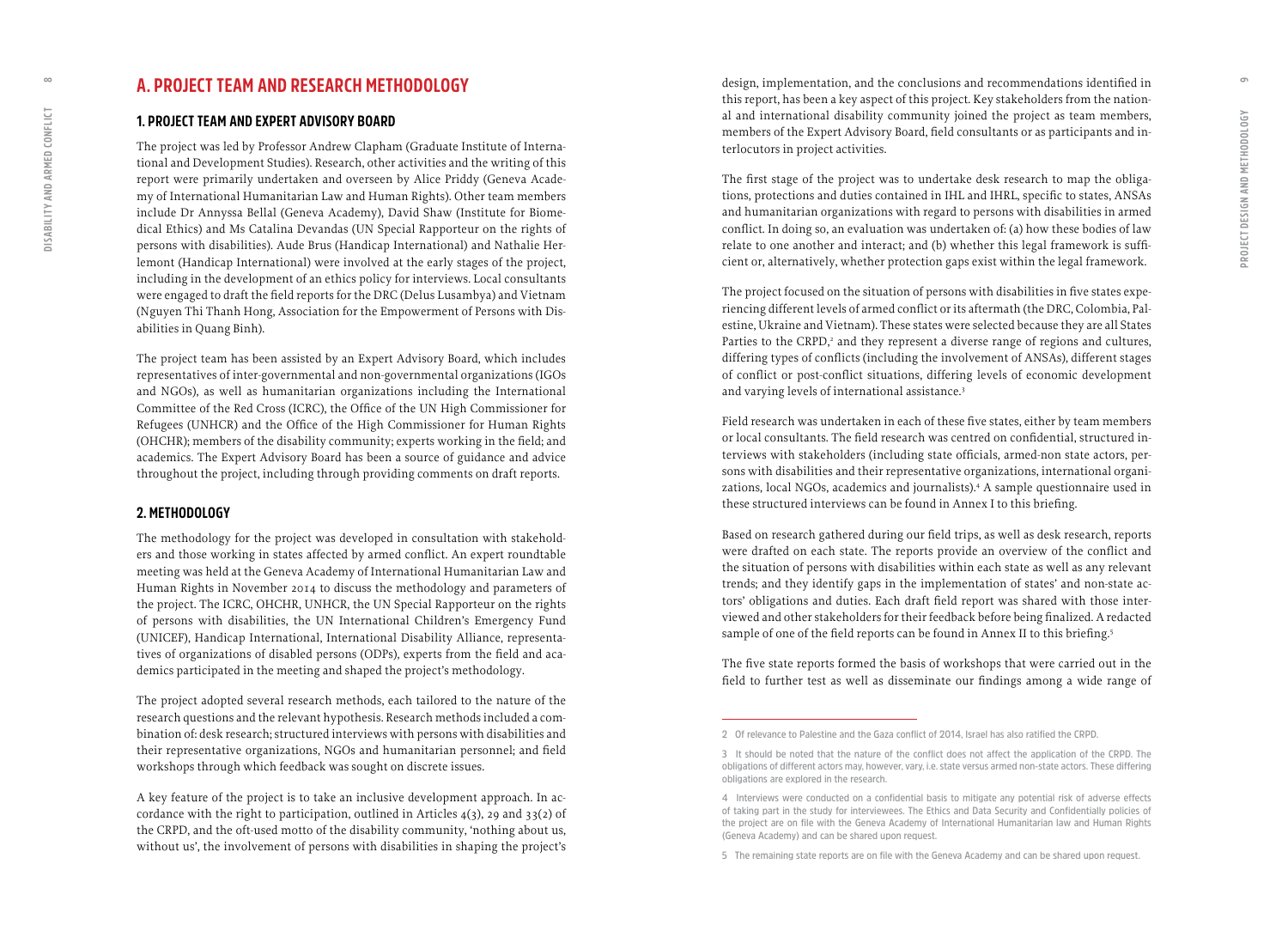## A. PROJECT TEAM AND RESEARCH METHODOLOGY

### 1. PROJECT TEAM AND EXPERT ADVISORY BOARD

The project was led by Professor Andrew Clapham (Graduate Institute of International and Development Studies). Research, other activities and the writing of this report were primarily undertaken and overseen by Alice Priddy (Geneva Academy of International Humanitarian Law and Human Rights). Other team members include Dr Annyssa Bellal (Geneva Academy), David Shaw (Institute for Biomedical Ethics) and Ms Catalina Devandas (UN Special Rapporteur on the rights of persons with disabilities). Aude Brus (Handicap International) and Nathalie Herlemont (Handicap International) were involved at the early stages of the project, including in the development of an ethics policy for interviews. Local consultants were engaged to draft the field reports for the DRC (Delus Lusambya) and Vietnam (Nguyen Thi Thanh Hong, Association for the Empowerment of Persons with Disabilities in Quang Binh).

The project team has been assisted by an Expert Advisory Board, which includes representatives of inter-governmental and non-governmental organizations (IGOs and NGOs), as well as humanitarian organizations including the International Committee of the Red Cross (ICRC), the Office of the UN High Commissioner for Refugees (UNHCR) and the Office of the High Commissioner for Human Rights (OHCHR); members of the disability community; experts working in the field; and academics. The Expert Advisory Board has been a source of guidance and advice throughout the project, including through providing comments on draft reports.

### 2. METHODOLOGY

The methodology for the project was developed in consultation with stakeholders and those working in states affected by armed conflict. An expert roundtable meeting was held at the Geneva Academy of International Humanitarian Law and Human Rights in November 2014 to discuss the methodology and parameters of the project. The ICRC, OHCHR, UNHCR, the UN Special Rapporteur on the rights of persons with disabilities, the UN International Children's Emergency Fund (UNICEF), Handicap International, International Disability Alliance, representatives of organizations of disabled persons (ODPs), experts from the field and academics participated in the meeting and shaped the project's methodology.

The project adopted several research methods, each tailored to the nature of the research questions and the relevant hypothesis. Research methods included a combination of: desk research; structured interviews with persons with disabilities and their representative organizations, NGOs and humanitarian personnel; and field workshops through which feedback was sought on discrete issues.

A key feature of the project is to take an inclusive development approach. In accordance with the right to participation, outlined in Articles 4(3), 29 and 33(2) of the CRPD, and the oft-used motto of the disability community, 'nothing about us, without us', the involvement of persons with disabilities in shaping the project's design, implementation, and the conclusions and recommendations identified in this report, has been a key aspect of this project. Key stakeholders from the national and international disability community joined the project as team members, members of the Expert Advisory Board, field consultants or as participants and interlocutors in project activities.

The first stage of the project was to undertake desk research to map the obligations, protections and duties contained in IHL and IHRL, specific to states, ANSAs and humanitarian organizations with regard to persons with disabilities in armed conflict. In doing so, an evaluation was undertaken of: (a) how these bodies of law relate to one another and interact; and (b) whether this legal framework is sufficient or, alternatively, whether protection gaps exist within the legal framework.

The project focused on the situation of persons with disabilities in five states experiencing different levels of armed conflict or its aftermath (the DRC, Colombia, Palestine, Ukraine and Vietnam). These states were selected because they are all States Parties to the CRPD,[2] and they represent a diverse range of regions and cultures, differing types of conflicts (including the involvement of ANSAs), different stages of conflict or post-conflict situations, differing levels of economic development and varying levels of international assistance.[3]

Field research was undertaken in each of these five states, either by team members or local consultants. The field research was centred on confidential, structured interviews with stakeholders (including state officials, armed-non state actors, persons with disabilities and their representative organizations, international organizations, local NGOs, academics and journalists).[4] A sample questionnaire used in these structured interviews can be found in Annex I to this briefing.

Based on research gathered during our field trips, as well as desk research, reports were drafted on each state. The reports provide an overview of the conflict and the situation of persons with disabilities within each state as well as any relevant trends; and they identify gaps in the implementation of states' and non-state actors' obligations and duties. Each draft field report was shared with those interviewed and other stakeholders for their feedback before being finalized. A redacted sample of one of the field reports can be found in Annex II to this briefing.[5]

The five state reports formed the basis of workshops that were carried out in the field to further test as well as disseminate our findings among a wide range of

---

2 Of relevance to Palestine and the Gaza conflict of 2014, Israel has also ratified the CRPD.

3 It should be noted that the nature of the conflict does not affect the application of the CRPD. The obligations of different actors may, however, vary, i.e. state versus armed non-state actors. These differing obligations are explored in the research.

4 Interviews were conducted on a confidential basis to mitigate any potential risk of adverse effects of taking part in the study for interviewees. The Ethics and Data Security and Confidentially policies of the project are on file with the Geneva Academy of International Humanitarian law and Human Rights (Geneva Academy) and can be shared upon request.

5 The remaining state reports are on file with the Geneva Academy and can be shared upon request.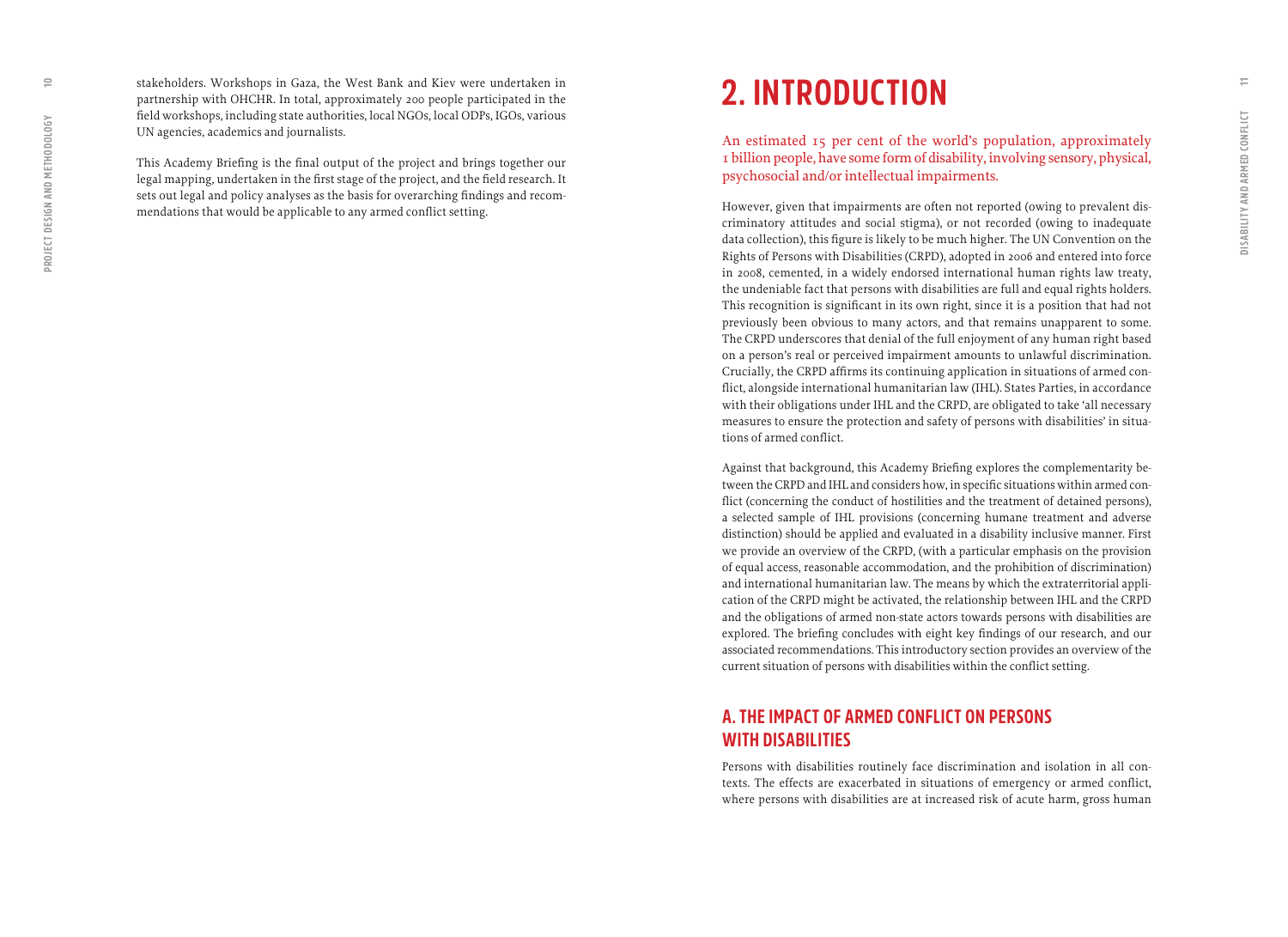stakeholders. Workshops in Gaza, the West Bank and Kiev were undertaken in partnership with OHCHR. In total, approximately 200 people participated in the field workshops, including state authorities, local NGOs, local ODPs, IGOs, various UN agencies, academics and journalists.

This Academy Briefing is the final output of the project and brings together our legal mapping, undertaken in the first stage of the project, and the field research. It sets out legal and policy analyses as the basis for overarching findings and recommendations that would be applicable to any armed conflict setting.

# 2. INTRODUCTION

An estimated 15 per cent of the world's population, approximately 1 billion people, have some form of disability, involving sensory, physical, psychosocial and/or intellectual impairments.

However, given that impairments are often not reported (owing to prevalent discriminatory attitudes and social stigma), or not recorded (owing to inadequate data collection), this figure is likely to be much higher. The UN Convention on the Rights of Persons with Disabilities (CRPD), adopted in 2006 and entered into force in 2008, cemented, in a widely endorsed international human rights law treaty, the undeniable fact that persons with disabilities are full and equal rights holders. This recognition is significant in its own right, since it is a position that had not previously been obvious to many actors, and that remains unapparent to some. The CRPD underscores that denial of the full enjoyment of any human right based on a person's real or perceived impairment amounts to unlawful discrimination. Crucially, the CRPD affirms its continuing application in situations of armed conflict, alongside international humanitarian law (IHL). States Parties, in accordance with their obligations under IHL and the CRPD, are obligated to take 'all necessary measures to ensure the protection and safety of persons with disabilities' in situations of armed conflict.

Against that background, this Academy Briefing explores the complementarity between the CRPD and IHL and considers how, in specific situations within armed conflict (concerning the conduct of hostilities and the treatment of detained persons), a selected sample of IHL provisions (concerning humane treatment and adverse distinction) should be applied and evaluated in a disability inclusive manner. First we provide an overview of the CRPD, (with a particular emphasis on the provision of equal access, reasonable accommodation, and the prohibition of discrimination) and international humanitarian law. The means by which the extraterritorial application of the CRPD might be activated, the relationship between IHL and the CRPD and the obligations of armed non-state actors towards persons with disabilities are explored. The briefing concludes with eight key findings of our research, and our associated recommendations. This introductory section provides an overview of the current situation of persons with disabilities within the conflict setting.

## A. THE IMPACT OF ARMED CONFLICT ON PERSONS WITH DISABILITIES

Persons with disabilities routinely face discrimination and isolation in all contexts. The effects are exacerbated in situations of emergency or armed conflict, where persons with disabilities are at increased risk of acute harm, gross human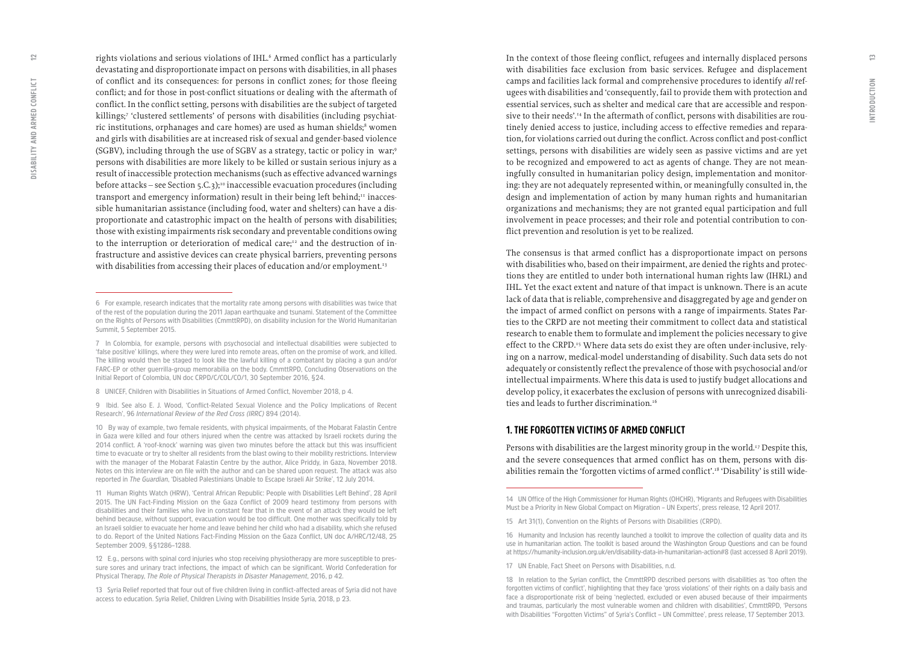rights violations and serious violations of IHL.[6] Armed conflict has a particularly devastating and disproportionate impact on persons with disabilities, in all phases of conflict and its consequences: for persons in conflict zones; for those fleeing conflict; and for those in post-conflict situations or dealing with the aftermath of conflict. In the conflict setting, persons with disabilities are the subject of targeted killings;[7] 'clustered settlements' of persons with disabilities (including psychiatric institutions, orphanages and care homes) are used as human shields;[8] women and girls with disabilities are at increased risk of sexual and gender-based violence (SGBV), including through the use of SGBV as a strategy, tactic or policy in war;[9] persons with disabilities are more likely to be killed or sustain serious injury as a result of inaccessible protection mechanisms (such as effective advanced warnings before attacks – see Section 5.C.3);[10] inaccessible evacuation procedures (including transport and emergency information) result in their being left behind;[11] inaccessible humanitarian assistance (including food, water and shelters) can have a disproportionate and catastrophic impact on the health of persons with disabilities; those with existing impairments risk secondary and preventable conditions owing to the interruption or deterioration of medical care;[12] and the destruction of infrastructure and assistive devices can create physical barriers, preventing persons with disabilities from accessing their places of education and/or employment.[13]

In the context of those fleeing conflict, refugees and internally displaced persons with disabilities face exclusion from basic services. Refugee and displacement camps and facilities lack formal and comprehensive procedures to identify *all* refugees with disabilities and 'consequently, fail to provide them with protection and essential services, such as shelter and medical care that are accessible and responsive to their needs'.[14] In the aftermath of conflict, persons with disabilities are routinely denied access to justice, including access to effective remedies and reparation, for violations carried out during the conflict. Across conflict and post-conflict settings, persons with disabilities are widely seen as passive victims and are yet to be recognized and empowered to act as agents of change. They are not meaningfully consulted in humanitarian policy design, implementation and monitoring: they are not adequately represented within, or meaningfully consulted in, the design and implementation of action by many human rights and humanitarian organizations and mechanisms; they are not granted equal participation and full involvement in peace processes; and their role and potential contribution to conflict prevention and resolution is yet to be realized.

The consensus is that armed conflict has a disproportionate impact on persons with disabilities who, based on their impairment, are denied the rights and protections they are entitled to under both international human rights law (IHRL) and IHL. Yet the exact extent and nature of that impact is unknown. There is an acute lack of data that is reliable, comprehensive and disaggregated by age and gender on the impact of armed conflict on persons with a range of impairments. States Parties to the CRPD are not meeting their commitment to collect data and statistical research to enable them to formulate and implement the policies necessary to give effect to the CRPD.[15] Where data sets do exist they are often under-inclusive, relying on a narrow, medical-model understanding of disability. Such data sets do not adequately or consistently reflect the prevalence of those with psychosocial and/or intellectual impairments. Where this data is used to justify budget allocations and develop policy, it exacerbates the exclusion of persons with unrecognized disabilities and leads to further discrimination.[16]

## 1. THE FORGOTTEN VICTIMS OF ARMED CONFLICT

Persons with disabilities are the largest minority group in the world.[17] Despite this, and the severe consequences that armed conflict has on them, persons with disabilities remain the 'forgotten victims of armed conflict'.[18] 'Disability' is still wide-

---

6 For example, research indicates that the mortality rate among persons with disabilities was twice that of the rest of the population during the 2011 Japan earthquake and tsunami. Statement of the Committee on the Rights of Persons with Disabilities (CmmttRPD), on disability inclusion for the World Humanitarian Summit, 5 September 2015.

7 In Colombia, for example, persons with psychosocial and intellectual disabilities were subjected to 'false positive' killings, where they were lured into remote areas, often on the promise of work, and killed. The killing would then be staged to look like the lawful killing of a combatant by placing a gun and/or FARC-EP or other guerrilla-group memorabilia on the body. CmmttRPD, Concluding Observations on the Initial Report of Colombia, UN doc CRPD/C/COL/CO/1, 30 September 2016, §24.

8 UNICEF, Children with Disabilities in Situations of Armed Conflict, November 2018, p 4.

9 Ibid. See also E. J. Wood, 'Conflict-Related Sexual Violence and the Policy Implications of Recent Research', 96 *International Review of the Red Cross (IRRC)* 894 (2014).

10 By way of example, two female residents, with physical impairments, of the Mobarat Falastin Centre in Gaza were killed and four others injured when the centre was attacked by Israeli rockets during the 2014 conflict. A 'roof-knock' warning was given two minutes before the attack but this was insufficient time to evacuate or try to shelter all residents from the blast owing to their mobility restrictions. Interview with the manager of the Mobarat Falastin Centre by the author, Alice Priddy, in Gaza, November 2018. Notes on this interview are on file with the author and can be shared upon request. The attack was also reported in *The Guardian*, 'Disabled Palestinians Unable to Escape Israeli Air Strike', 12 July 2014.

11 Human Rights Watch (HRW), 'Central African Republic: People with Disabilities Left Behind', 28 April 2015. The UN Fact-Finding Mission on the Gaza Conflict of 2009 heard testimony from persons with disabilities and their families who live in constant fear that in the event of an attack they would be left behind because, without support, evacuation would be too difficult. One mother was specifically told by an Israeli soldier to evacuate her home and leave behind her child who had a disability, which she refused to do. Report of the United Nations Fact-Finding Mission on the Gaza Conflict, UN doc A/HRC/12/48, 25 September 2009, §§1286–1288.

12 E.g., persons with spinal cord injuries who stop receiving physiotherapy are more susceptible to pressure sores and urinary tract infections, the impact of which can be significant. World Confederation for Physical Therapy, *The Role of Physical Therapists in Disaster Management*, 2016, p 42.

13 Syria Relief reported that four out of five children living in conflict-affected areas of Syria did not have access to education. Syria Relief, Children Living with Disabilities Inside Syria, 2018, p 23.

14 UN Office of the High Commissioner for Human Rights (OHCHR), 'Migrants and Refugees with Disabilities Must be a Priority in New Global Compact on Migration – UN Experts', press release, 12 April 2017.

15 Art 31(1), Convention on the Rights of Persons with Disabilities (CRPD).

16 Humanity and Inclusion has recently launched a toolkit to improve the collection of quality data and its use in humanitarian action. The toolkit is based around the Washington Group Questions and can be found at https://humanity-inclusion.org.uk/en/disability-data-in-humanitarian-action#8 (last accessed 8 April 2019).

17 UN Enable, Fact Sheet on Persons with Disabilities, n.d.

18 In relation to the Syrian conflict, the CmmttRPD described persons with disabilities as 'too often the forgotten victims of conflict', highlighting that they face 'gross violations' of their rights on a daily basis and face a disproportionate risk of being 'neglected, excluded or even abused because of their impairments and traumas, particularly the most vulnerable women and children with disabilities', CmmttRPD, 'Persons with Disabilities "Forgotten Victims" of Syria's Conflict – UN Committee', press release, 17 September 2013.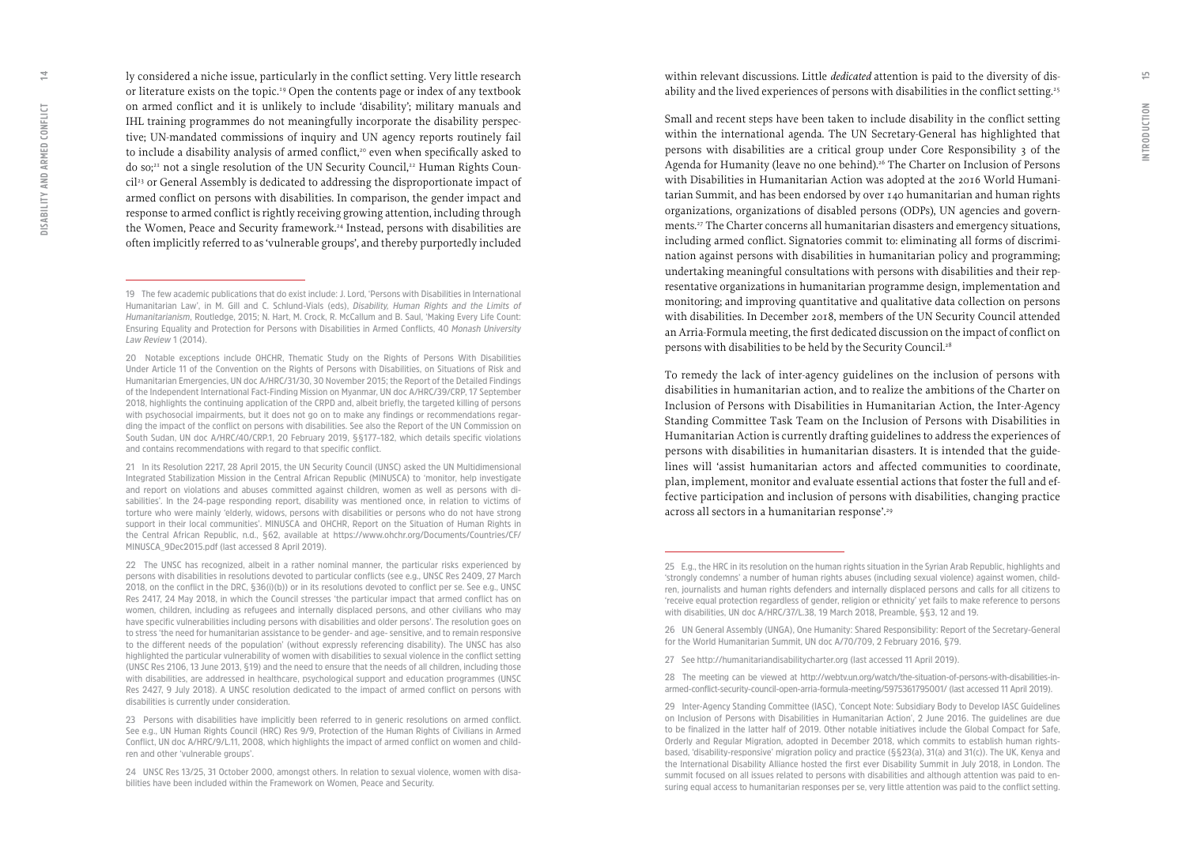ly considered a niche issue, particularly in the conflict setting. Very little research or literature exists on the topic.[19] Open the contents page or index of any textbook on armed conflict and it is unlikely to include 'disability'; military manuals and IHL training programmes do not meaningfully incorporate the disability perspective; UN-mandated commissions of inquiry and UN agency reports routinely fail to include a disability analysis of armed conflict,[20] even when specifically asked to do so;[21] not a single resolution of the UN Security Council,[22] Human Rights Council[23] or General Assembly is dedicated to addressing the disproportionate impact of armed conflict on persons with disabilities. In comparison, the gender impact and response to armed conflict is rightly receiving growing attention, including through the Women, Peace and Security framework.[24] Instead, persons with disabilities are often implicitly referred to as 'vulnerable groups', and thereby purportedly included within relevant discussions. Little *dedicated* attention is paid to the diversity of disability and the lived experiences of persons with disabilities in the conflict setting.[25]

Small and recent steps have been taken to include disability in the conflict setting within the international agenda. The UN Secretary-General has highlighted that persons with disabilities are a critical group under Core Responsibility 3 of the Agenda for Humanity (leave no one behind).[26] The Charter on Inclusion of Persons with Disabilities in Humanitarian Action was adopted at the 2016 World Humanitarian Summit, and has been endorsed by over 140 humanitarian and human rights organizations, organizations of disabled persons (ODPs), UN agencies and governments.[27] The Charter concerns all humanitarian disasters and emergency situations, including armed conflict. Signatories commit to: eliminating all forms of discrimination against persons with disabilities in humanitarian policy and programming; undertaking meaningful consultations with persons with disabilities and their representative organizations in humanitarian programme design, implementation and monitoring; and improving quantitative and qualitative data collection on persons with disabilities. In December 2018, members of the UN Security Council attended an Arria-Formula meeting, the first dedicated discussion on the impact of conflict on persons with disabilities to be held by the Security Council.[28]

To remedy the lack of inter-agency guidelines on the inclusion of persons with disabilities in humanitarian action, and to realize the ambitions of the Charter on Inclusion of Persons with Disabilities in Humanitarian Action, the Inter-Agency Standing Committee Task Team on the Inclusion of Persons with Disabilities in Humanitarian Action is currently drafting guidelines to address the experiences of persons with disabilities in humanitarian disasters. It is intended that the guidelines will 'assist humanitarian actors and affected communities to coordinate, plan, implement, monitor and evaluate essential actions that foster the full and effective participation and inclusion of persons with disabilities, changing practice across all sectors in a humanitarian response'.[29]

---

19 The few academic publications that do exist include: J. Lord, 'Persons with Disabilities in International Humanitarian Law', in M. Gill and C. Schlund-Vials (eds), *Disability, Human Rights and the Limits of Humanitarianism*, Routledge, 2015; N. Hart, M. Crock, R. McCallum and B. Saul, 'Making Every Life Count: Ensuring Equality and Protection for Persons with Disabilities in Armed Conflicts, 40 *Monash University Law Review* 1 (2014).

20 Notable exceptions include OHCHR, Thematic Study on the Rights of Persons With Disabilities Under Article 11 of the Convention on the Rights of Persons with Disabilities, on Situations of Risk and Humanitarian Emergencies, UN doc A/HRC/31/30, 30 November 2015; the Report of the Detailed Findings of the Independent International Fact-Finding Mission on Myanmar, UN doc A/HRC/39/CRP, 17 September 2018, highlights the continuing application of the CRPD and, albeit briefly, the targeted killing of persons with psychosocial impairments, but it does not go on to make any findings or recommendations regarding the impact of the conflict on persons with disabilities. See also the Report of the UN Commission on South Sudan, UN doc A/HRC/40/CRP.1, 20 February 2019, §§177–182, which details specific violations and contains recommendations with regard to that specific conflict.

21 In its Resolution 2217, 28 April 2015, the UN Security Council (UNSC) asked the UN Multidimensional Integrated Stabilization Mission in the Central African Republic (MINUSCA) to 'monitor, help investigate and report on violations and abuses committed against children, women as well as persons with disabilities'. In the 24-page responding report, disability was mentioned once, in relation to victims of torture who were mainly 'elderly, widows, persons with disabilities or persons who do not have strong support in their local communities'. MINUSCA and OHCHR, Report on the Situation of Human Rights in the Central African Republic, n.d., §62, available at https://www.ohchr.org/Documents/Countries/CF/MINUSCA_9Dec2015.pdf (last accessed 8 April 2019).

22 The UNSC has recognized, albeit in a rather nominal manner, the particular risks experienced by persons with disabilities in resolutions devoted to particular conflicts (see e.g., UNSC Res 2409, 27 March 2018, on the conflict in the DRC, §36(i)(b)) or in its resolutions devoted to conflict per se. See e.g., UNSC Res 2417, 24 May 2018, in which the Council stresses 'the particular impact that armed conflict has on women, children, including as refugees and internally displaced persons, and other civilians who may have specific vulnerabilities including persons with disabilities and older persons'. The resolution goes on to stress 'the need for humanitarian assistance to be gender- and age- sensitive, and to remain responsive to the different needs of the population' (without expressly referencing disability). The UNSC has also highlighted the particular vulnerability of women with disabilities to sexual violence in the conflict setting (UNSC Res 2106, 13 June 2013, §19) and the need to ensure that the needs of all children, including those with disabilities, are addressed in healthcare, psychological support and education programmes (UNSC Res 2427, 9 July 2018). A UNSC resolution dedicated to the impact of armed conflict on persons with disabilities is currently under consideration.

23 Persons with disabilities have implicitly been referred to in generic resolutions on armed conflict. See e.g., UN Human Rights Council (HRC) Res 9/9, Protection of the Human Rights of Civilians in Armed Conflict, UN doc A/HRC/9/L.11, 2008, which highlights the impact of armed conflict on women and children and other 'vulnerable groups'.

24 UNSC Res 13/25, 31 October 2000, amongst others. In relation to sexual violence, women with disabilities have been included within the Framework on Women, Peace and Security.

25 E.g., the HRC in its resolution on the human rights situation in the Syrian Arab Republic, highlights and 'strongly condemns' a number of human rights abuses (including sexual violence) against women, children, journalists and human rights defenders and internally displaced persons and calls for all citizens to 'receive equal protection regardless of gender, religion or ethnicity' yet fails to make reference to persons with disabilities, UN doc A/HRC/37/L.38, 19 March 2018, Preamble, §§3, 12 and 19.

26 UN General Assembly (UNGA), One Humanity: Shared Responsibility: Report of the Secretary-General for the World Humanitarian Summit, UN doc A/70/709, 2 February 2016, §79.

27 See http://humanitariandisabilitycharter.org (last accessed 11 April 2019).

28 The meeting can be viewed at http://webtv.un.org/watch/the-situation-of-persons-with-disabilities-in-armed-conflict-security-council-open-arria-formula-meeting/5975361795001/ (last accessed 11 April 2019).

29 Inter-Agency Standing Committee (IASC), 'Concept Note: Subsidiary Body to Develop IASC Guidelines on Inclusion of Persons with Disabilities in Humanitarian Action', 2 June 2016. The guidelines are due to be finalized in the latter half of 2019. Other notable initiatives include the Global Compact for Safe, Orderly and Regular Migration, adopted in December 2018, which commits to establish human rights-based, 'disability-responsive' migration policy and practice (§§23(a), 31(a) and 31(c)). The UK, Kenya and the International Disability Alliance hosted the first ever Disability Summit in July 2018, in London. The summit focused on all issues related to persons with disabilities and although attention was paid to ensuring equal access to humanitarian responses per se, very little attention was paid to the conflict setting.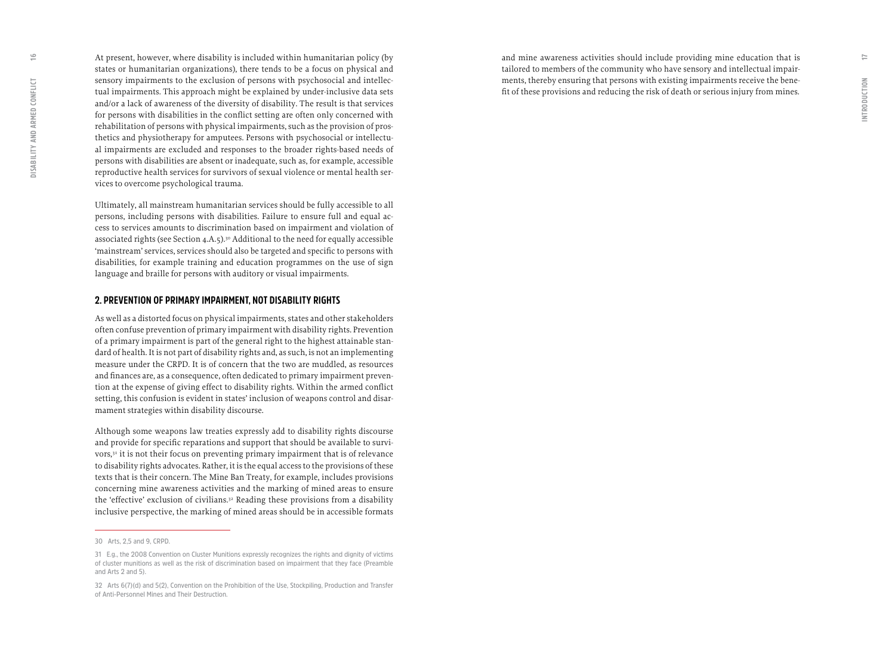At present, however, where disability is included within humanitarian policy (by states or humanitarian organizations), there tends to be a focus on physical and sensory impairments to the exclusion of persons with psychosocial and intellectual impairments. This approach might be explained by under-inclusive data sets and/or a lack of awareness of the diversity of disability. The result is that services for persons with disabilities in the conflict setting are often only concerned with rehabilitation of persons with physical impairments, such as the provision of prosthetics and physiotherapy for amputees. Persons with psychosocial or intellectual impairments are excluded and responses to the broader rights-based needs of persons with disabilities are absent or inadequate, such as, for example, accessible reproductive health services for survivors of sexual violence or mental health services to overcome psychological trauma.

Ultimately, all mainstream humanitarian services should be fully accessible to all persons, including persons with disabilities. Failure to ensure full and equal access to services amounts to discrimination based on impairment and violation of associated rights (see Section 4.A.5).[30] Additional to the need for equally accessible 'mainstream' services, services should also be targeted and specific to persons with disabilities, for example training and education programmes on the use of sign language and braille for persons with auditory or visual impairments.

## 2. PREVENTION OF PRIMARY IMPAIRMENT, NOT DISABILITY RIGHTS

As well as a distorted focus on physical impairments, states and other stakeholders often confuse prevention of primary impairment with disability rights. Prevention of a primary impairment is part of the general right to the highest attainable standard of health. It is not part of disability rights and, as such, is not an implementing measure under the CRPD. It is of concern that the two are muddled, as resources and finances are, as a consequence, often dedicated to primary impairment prevention at the expense of giving effect to disability rights. Within the armed conflict setting, this confusion is evident in states' inclusion of weapons control and disarmament strategies within disability discourse.

Although some weapons law treaties expressly add to disability rights discourse and provide for specific reparations and support that should be available to survivors,[31] it is not their focus on preventing primary impairment that is of relevance to disability rights advocates. Rather, it is the equal access to the provisions of these texts that is their concern. The Mine Ban Treaty, for example, includes provisions concerning mine awareness activities and the marking of mined areas to ensure the 'effective' exclusion of civilians.[32] Reading these provisions from a disability inclusive perspective, the marking of mined areas should be in accessible formats and mine awareness activities should include providing mine education that is tailored to members of the community who have sensory and intellectual impairments, thereby ensuring that persons with existing impairments receive the benefit of these provisions and reducing the risk of death or serious injury from mines.

---

30 Arts, 2,5 and 9, CRPD.

31 E.g., the 2008 Convention on Cluster Munitions expressly recognizes the rights and dignity of victims of cluster munitions as well as the risk of discrimination based on impairment that they face (Preamble and Arts 2 and 5).

32 Arts 6(7)(d) and 5(2), Convention on the Prohibition of the Use, Stockpiling, Production and Transfer of Anti-Personnel Mines and Their Destruction.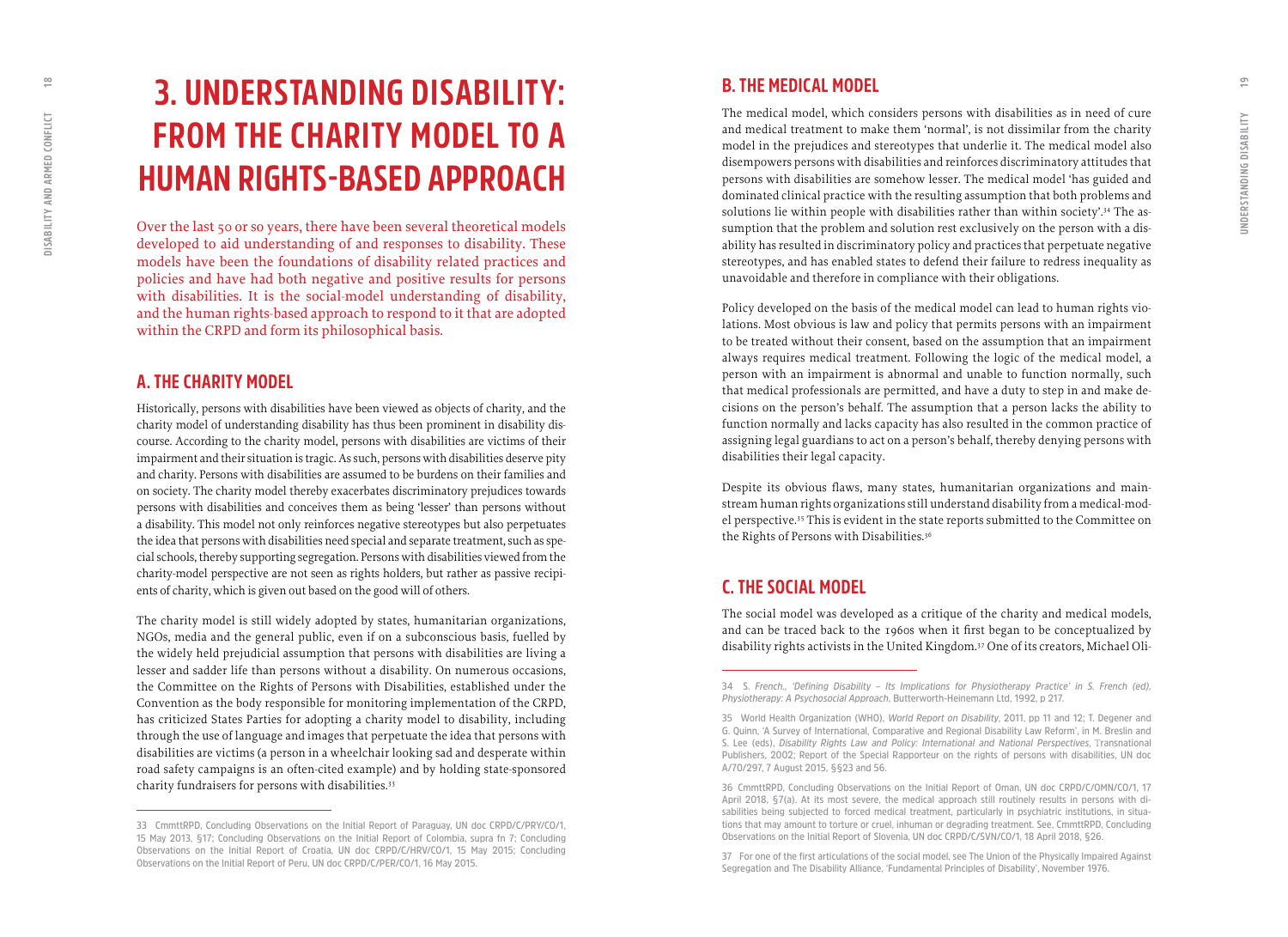# 3. UNDERSTANDING DISABILITY: FROM THE CHARITY MODEL TO A HUMAN RIGHTS-BASED APPROACH

Over the last 50 or so years, there have been several theoretical models developed to aid understanding of and responses to disability. These models have been the foundations of disability related practices and policies and have had both negative and positive results for persons with disabilities. It is the social-model understanding of disability, and the human rights-based approach to respond to it that are adopted within the CRPD and form its philosophical basis.

## A. THE CHARITY MODEL

Historically, persons with disabilities have been viewed as objects of charity, and the charity model of understanding disability has thus been prominent in disability discourse. According to the charity model, persons with disabilities are victims of their impairment and their situation is tragic. As such, persons with disabilities deserve pity and charity. Persons with disabilities are assumed to be burdens on their families and on society. The charity model thereby exacerbates discriminatory prejudices towards persons with disabilities and conceives them as being 'lesser' than persons without a disability. This model not only reinforces negative stereotypes but also perpetuates the idea that persons with disabilities need special and separate treatment, such as special schools, thereby supporting segregation. Persons with disabilities viewed from the charity-model perspective are not seen as rights holders, but rather as passive recipients of charity, which is given out based on the good will of others.

The charity model is still widely adopted by states, humanitarian organizations, NGOs, media and the general public, even if on a subconscious basis, fuelled by the widely held prejudicial assumption that persons with disabilities are living a lesser and sadder life than persons without a disability. On numerous occasions, the Committee on the Rights of Persons with Disabilities, established under the Convention as the body responsible for monitoring implementation of the CRPD, has criticized States Parties for adopting a charity model to disability, including through the use of language and images that perpetuate the idea that persons with disabilities are victims (a person in a wheelchair looking sad and desperate within road safety campaigns is an often-cited example) and by holding state-sponsored charity fundraisers for persons with disabilities.[33]

## B. THE MEDICAL MODEL

The medical model, which considers persons with disabilities as in need of cure and medical treatment to make them 'normal', is not dissimilar from the charity model in the prejudices and stereotypes that underlie it. The medical model also disempowers persons with disabilities and reinforces discriminatory attitudes that persons with disabilities are somehow lesser. The medical model 'has guided and dominated clinical practice with the resulting assumption that both problems and solutions lie within people with disabilities rather than within society'.[34] The assumption that the problem and solution rest exclusively on the person with a disability has resulted in discriminatory policy and practices that perpetuate negative stereotypes, and has enabled states to defend their failure to redress inequality as unavoidable and therefore in compliance with their obligations.

Policy developed on the basis of the medical model can lead to human rights violations. Most obvious is law and policy that permits persons with an impairment to be treated without their consent, based on the assumption that an impairment always requires medical treatment. Following the logic of the medical model, a person with an impairment is abnormal and unable to function normally, such that medical professionals are permitted, and have a duty to step in and make decisions on the person's behalf. The assumption that a person lacks the ability to function normally and lacks capacity has also resulted in the common practice of assigning legal guardians to act on a person's behalf, thereby denying persons with disabilities their legal capacity.

Despite its obvious flaws, many states, humanitarian organizations and mainstream human rights organizations still understand disability from a medical-model perspective.[35] This is evident in the state reports submitted to the Committee on the Rights of Persons with Disabilities.[36]

## C. THE SOCIAL MODEL

The social model was developed as a critique of the charity and medical models, and can be traced back to the 1960s when it first began to be conceptualized by disability rights activists in the United Kingdom.[37] One of its creators, Michael Oli-

---

33 CmmttRPD, Concluding Observations on the Initial Report of Paraguay, UN doc CRPD/C/PRY/CO/1, 15 May 2013, §17; Concluding Observations on the Initial Report of Colombia, supra fn 7; Concluding Observations on the Initial Report of Croatia, UN doc CRPD/C/HRV/CO/1, 15 May 2015; Concluding Observations on the Initial Report of Peru, UN doc CRPD/C/PER/CO/1, 16 May 2015.

34 S. French, *'Defining Disability – Its Implications for Physiotherapy Practice' in S. French (ed), Physiotherapy: A Psychosocial Approach*, Butterworth-Heinemann Ltd, 1992, p 217.

35 World Health Organization (WHO), *World Report on Disability*, 2011, pp 11 and 12; T. Degener and G. Quinn, 'A Survey of International, Comparative and Regional Disability Law Reform', in M. Breslin and S. Lee (eds), *Disability Rights Law and Policy: International and National Perspectives*, Transnational Publishers, 2002; Report of the Special Rapporteur on the rights of persons with disabilities, UN doc A/70/297, 7 August 2015, §§23 and 56.

36 CmmttRPD, Concluding Observations on the Initial Report of Oman, UN doc CRPD/C/OMN/CO/1, 17 April 2018, §7(a). At its most severe, the medical approach still routinely results in persons with disabilities being subjected to forced medical treatment, particularly in psychiatric institutions, in situations that may amount to torture or cruel, inhuman or degrading treatment. See, CmmttRPD, Concluding Observations on the Initial Report of Slovenia, UN doc CRPD/C/SVN/CO/1, 18 April 2018, §26.

37 For one of the first articulations of the social model, see The Union of the Physically Impaired Against Segregation and The Disability Alliance, 'Fundamental Principles of Disability', November 1976.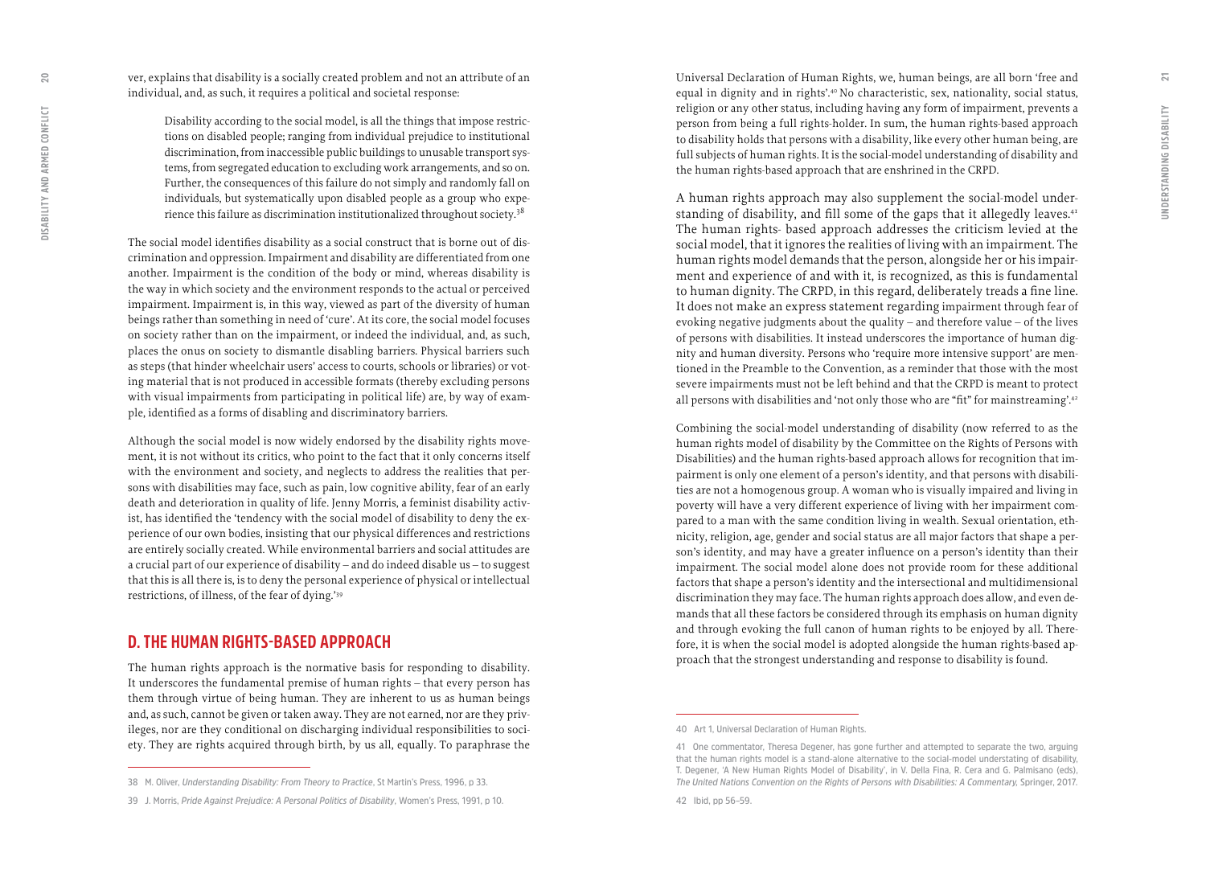ver, explains that disability is a socially created problem and not an attribute of an individual, and, as such, it requires a political and societal response:

> Disability according to the social model, is all the things that impose restrictions on disabled people; ranging from individual prejudice to institutional discrimination, from inaccessible public buildings to unusable transport systems, from segregated education to excluding work arrangements, and so on. Further, the consequences of this failure do not simply and randomly fall on individuals, but systematically upon disabled people as a group who experience this failure as discrimination institutionalized throughout society.[38]

The social model identifies disability as a social construct that is borne out of discrimination and oppression. Impairment and disability are differentiated from one another. Impairment is the condition of the body or mind, whereas disability is the way in which society and the environment responds to the actual or perceived impairment. Impairment is, in this way, viewed as part of the diversity of human beings rather than something in need of 'cure'. At its core, the social model focuses on society rather than on the impairment, or indeed the individual, and, as such, places the onus on society to dismantle disabling barriers. Physical barriers such as steps (that hinder wheelchair users' access to courts, schools or libraries) or voting material that is not produced in accessible formats (thereby excluding persons with visual impairments from participating in political life) are, by way of example, identified as a forms of disabling and discriminatory barriers.

Although the social model is now widely endorsed by the disability rights movement, it is not without its critics, who point to the fact that it only concerns itself with the environment and society, and neglects to address the realities that persons with disabilities may face, such as pain, low cognitive ability, fear of an early death and deterioration in quality of life. Jenny Morris, a feminist disability activist, has identified the 'tendency with the social model of disability to deny the experience of our own bodies, insisting that our physical differences and restrictions are entirely socially created. While environmental barriers and social attitudes are a crucial part of our experience of disability – and do indeed disable us – to suggest that this is all there is, is to deny the personal experience of physical or intellectual restrictions, of illness, of the fear of dying.'[39]

## D. THE HUMAN RIGHTS-BASED APPROACH

The human rights approach is the normative basis for responding to disability. It underscores the fundamental premise of human rights – that every person has them through virtue of being human. They are inherent to us as human beings and, as such, cannot be given or taken away. They are not earned, nor are they privileges, nor are they conditional on discharging individual responsibilities to society. They are rights acquired through birth, by us all, equally. To paraphrase the Universal Declaration of Human Rights, we, human beings, are all born 'free and equal in dignity and in rights'.[40] No characteristic, sex, nationality, social status, religion or any other status, including having any form of impairment, prevents a person from being a full rights-holder. In sum, the human rights-based approach to disability holds that persons with a disability, like every other human being, are full subjects of human rights. It is the social-model understanding of disability and the human rights-based approach that are enshrined in the CRPD.

A human rights approach may also supplement the social-model understanding of disability, and fill some of the gaps that it allegedly leaves.[41] The human rights- based approach addresses the criticism levied at the social model, that it ignores the realities of living with an impairment. The human rights model demands that the person, alongside her or his impairment and experience of and with it, is recognized, as this is fundamental to human dignity. The CRPD, in this regard, deliberately treads a fine line. It does not make an express statement regarding impairment through fear of evoking negative judgments about the quality – and therefore value – of the lives of persons with disabilities. It instead underscores the importance of human dignity and human diversity. Persons who 'require more intensive support' are mentioned in the Preamble to the Convention, as a reminder that those with the most severe impairments must not be left behind and that the CRPD is meant to protect all persons with disabilities and 'not only those who are "fit" for mainstreaming'.[42]

Combining the social-model understanding of disability (now referred to as the human rights model of disability by the Committee on the Rights of Persons with Disabilities) and the human rights-based approach allows for recognition that impairment is only one element of a person's identity, and that persons with disabilities are not a homogenous group. A woman who is visually impaired and living in poverty will have a very different experience of living with her impairment compared to a man with the same condition living in wealth. Sexual orientation, ethnicity, religion, age, gender and social status are all major factors that shape a person's identity, and may have a greater influence on a person's identity than their impairment. The social model alone does not provide room for these additional factors that shape a person's identity and the intersectional and multidimensional discrimination they may face. The human rights approach does allow, and even demands that all these factors be considered through its emphasis on human dignity and through evoking the full canon of human rights to be enjoyed by all. Therefore, it is when the social model is adopted alongside the human rights-based approach that the strongest understanding and response to disability is found.

---

38 M. Oliver, *Understanding Disability: From Theory to Practice*, St Martin's Press, 1996, p 33.

39 J. Morris, *Pride Against Prejudice: A Personal Politics of Disability*, Women's Press, 1991, p 10.

40 Art 1, Universal Declaration of Human Rights.

41 One commentator, Theresa Degener, has gone further and attempted to separate the two, arguing that the human rights model is a stand-alone alternative to the social-model understating of disability, T. Degener, 'A New Human Rights Model of Disability', in V. Della Fina, R. Cera and G. Palmisano (eds), *The United Nations Convention on the Rights of Persons with Disabilities: A Commentary*, Springer, 2017.

42 Ibid, pp 56–59.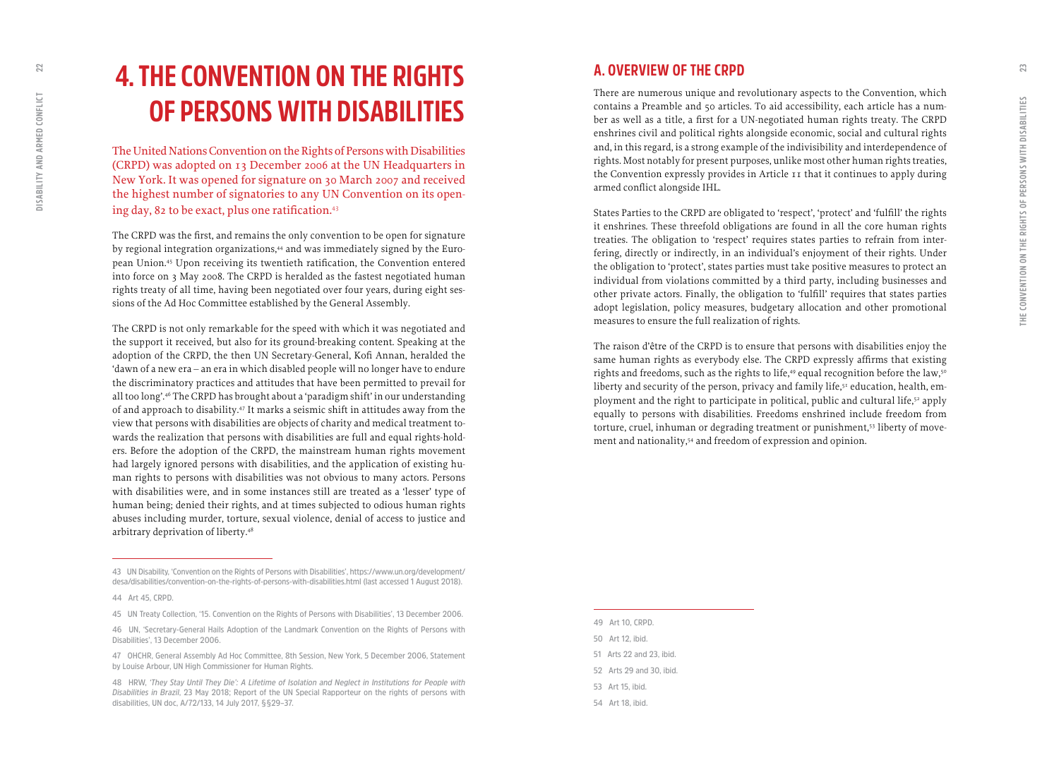# 4. THE CONVENTION ON THE RIGHTS OF PERSONS WITH DISABILITIES

The United Nations Convention on the Rights of Persons with Disabilities (CRPD) was adopted on 13 December 2006 at the UN Headquarters in New York. It was opened for signature on 30 March 2007 and received the highest number of signatories to any UN Convention on its opening day, 82 to be exact, plus one ratification.[43]

The CRPD was the first, and remains the only convention to be open for signature by regional integration organizations,[44] and was immediately signed by the European Union.[45] Upon receiving its twentieth ratification, the Convention entered into force on 3 May 2008. The CRPD is heralded as the fastest negotiated human rights treaty of all time, having been negotiated over four years, during eight sessions of the Ad Hoc Committee established by the General Assembly.

The CRPD is not only remarkable for the speed with which it was negotiated and the support it received, but also for its ground-breaking content. Speaking at the adoption of the CRPD, the then UN Secretary-General, Kofi Annan, heralded the 'dawn of a new era – an era in which disabled people will no longer have to endure the discriminatory practices and attitudes that have been permitted to prevail for all too long'.[46] The CRPD has brought about a 'paradigm shift' in our understanding of and approach to disability.[47] It marks a seismic shift in attitudes away from the view that persons with disabilities are objects of charity and medical treatment towards the realization that persons with disabilities are full and equal rights-holders. Before the adoption of the CRPD, the mainstream human rights movement had largely ignored persons with disabilities, and the application of existing human rights to persons with disabilities was not obvious to many actors. Persons with disabilities were, and in some instances still are treated as a 'lesser' type of human being; denied their rights, and at times subjected to odious human rights abuses including murder, torture, sexual violence, denial of access to justice and arbitrary deprivation of liberty.[48]

43 UN Disability, 'Convention on the Rights of Persons with Disabilities', https://www.un.org/development/desa/disabilities/convention-on-the-rights-of-persons-with-disabilities.html (last accessed 1 August 2018).

44 Art 45, CRPD.

45 UN Treaty Collection, '15. Convention on the Rights of Persons with Disabilities', 13 December 2006.

46 UN, 'Secretary-General Hails Adoption of the Landmark Convention on the Rights of Persons with Disabilities', 13 December 2006.

47 OHCHR, General Assembly Ad Hoc Committee, 8th Session, New York, 5 December 2006, Statement by Louise Arbour, UN High Commissioner for Human Rights.

48 HRW, *'They Stay Until They Die': A Lifetime of Isolation and Neglect in Institutions for People with Disabilities in Brazil*, 23 May 2018; Report of the UN Special Rapporteur on the rights of persons with disabilities, UN doc, A/72/133, 14 July 2017, §§29–37.

## A. OVERVIEW OF THE CRPD

There are numerous unique and revolutionary aspects to the Convention, which contains a Preamble and 50 articles. To aid accessibility, each article has a number as well as a title, a first for a UN-negotiated human rights treaty. The CRPD enshrines civil and political rights alongside economic, social and cultural rights and, in this regard, is a strong example of the indivisibility and interdependence of rights. Most notably for present purposes, unlike most other human rights treaties, the Convention expressly provides in Article 11 that it continues to apply during armed conflict alongside IHL.

States Parties to the CRPD are obligated to 'respect', 'protect' and 'fulfill' the rights it enshrines. These threefold obligations are found in all the core human rights treaties. The obligation to 'respect' requires states parties to refrain from interfering, directly or indirectly, in an individual's enjoyment of their rights. Under the obligation to 'protect', states parties must take positive measures to protect an individual from violations committed by a third party, including businesses and other private actors. Finally, the obligation to 'fulfill' requires that states parties adopt legislation, policy measures, budgetary allocation and other promotional measures to ensure the full realization of rights.

The raison d'être of the CRPD is to ensure that persons with disabilities enjoy the same human rights as everybody else. The CRPD expressly affirms that existing rights and freedoms, such as the rights to life,[49] equal recognition before the law,[50] liberty and security of the person, privacy and family life,[51] education, health, employment and the right to participate in political, public and cultural life,[52] apply equally to persons with disabilities. Freedoms enshrined include freedom from torture, cruel, inhuman or degrading treatment or punishment,[53] liberty of movement and nationality,[54] and freedom of expression and opinion.

49 Art 10, CRPD.

50 Art 12, ibid.

51 Arts 22 and 23, ibid.

52 Arts 29 and 30, ibid.

53 Art 15, ibid.

54 Art 18, ibid.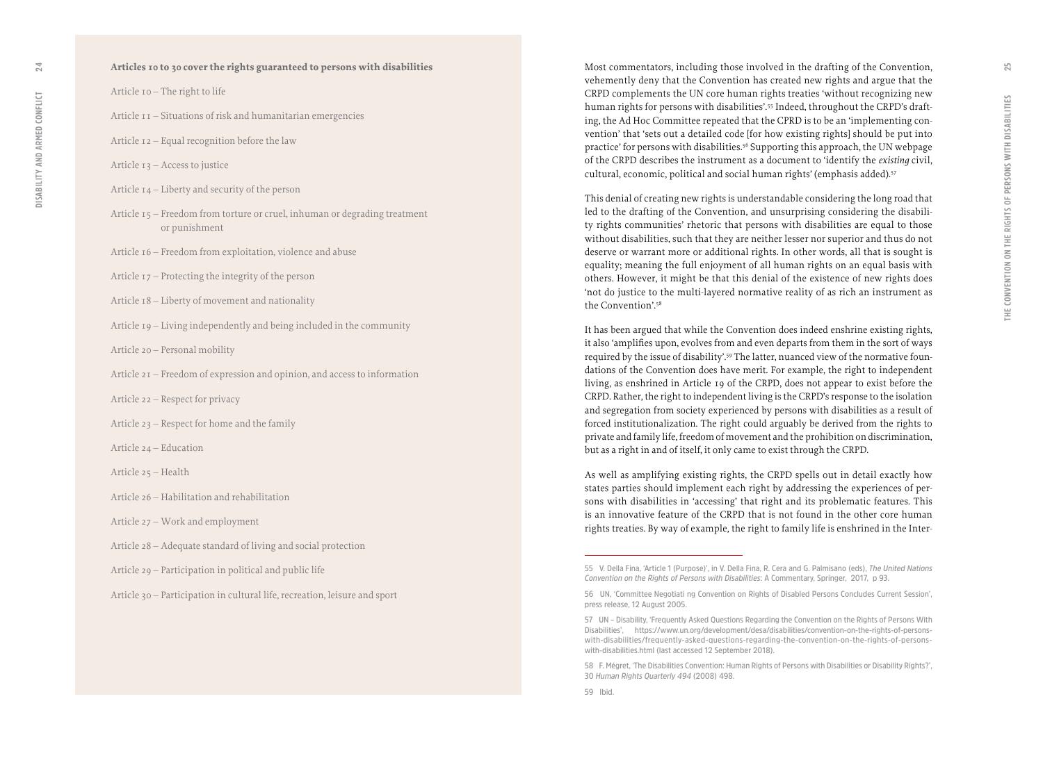**Articles 10 to 30 cover the rights guaranteed to persons with disabilities**

Article 10 – The right to life

Article 11 – Situations of risk and humanitarian emergencies

Article 12 – Equal recognition before the law

Article 13 – Access to justice

Article 14 – Liberty and security of the person

Article 15 – Freedom from torture or cruel, inhuman or degrading treatment or punishment

Article 16 – Freedom from exploitation, violence and abuse

Article 17 – Protecting the integrity of the person

Article 18 – Liberty of movement and nationality

Article 19 – Living independently and being included in the community

Article 20 – Personal mobility

Article 21 – Freedom of expression and opinion, and access to information

Article 22 – Respect for privacy

Article 23 – Respect for home and the family

Article 24 – Education

Article 25 – Health

Article 26 – Habilitation and rehabilitation

Article 27 – Work and employment

Article 28 – Adequate standard of living and social protection

Article 29 – Participation in political and public life

Article 30 – Participation in cultural life, recreation, leisure and sport

Most commentators, including those involved in the drafting of the Convention, vehemently deny that the Convention has created new rights and argue that the CRPD complements the UN core human rights treaties 'without recognizing new human rights for persons with disabilities'.[55] Indeed, throughout the CRPD's drafting, the Ad Hoc Committee repeated that the CPRD is to be an 'implementing convention' that 'sets out a detailed code [for how existing rights] should be put into practice' for persons with disabilities.[56] Supporting this approach, the UN webpage of the CRPD describes the instrument as a document to 'identify the *existing* civil, cultural, economic, political and social human rights' (emphasis added).[57]

This denial of creating new rights is understandable considering the long road that led to the drafting of the Convention, and unsurprising considering the disability rights communities' rhetoric that persons with disabilities are equal to those without disabilities, such that they are neither lesser nor superior and thus do not deserve or warrant more or additional rights. In other words, all that is sought is equality; meaning the full enjoyment of all human rights on an equal basis with others. However, it might be that this denial of the existence of new rights does 'not do justice to the multi-layered normative reality of as rich an instrument as the Convention'.[58]

It has been argued that while the Convention does indeed enshrine existing rights, it also 'amplifies upon, evolves from and even departs from them in the sort of ways required by the issue of disability'.[59] The latter, nuanced view of the normative foundations of the Convention does have merit. For example, the right to independent living, as enshrined in Article 19 of the CRPD, does not appear to exist before the CRPD. Rather, the right to independent living is the CRPD's response to the isolation and segregation from society experienced by persons with disabilities as a result of forced institutionalization. The right could arguably be derived from the rights to private and family life, freedom of movement and the prohibition on discrimination, but as a right in and of itself, it only came to exist through the CRPD.

As well as amplifying existing rights, the CRPD spells out in detail exactly how states parties should implement each right by addressing the experiences of persons with disabilities in 'accessing' that right and its problematic features. This is an innovative feature of the CRPD that is not found in the other core human rights treaties. By way of example, the right to family life is enshrined in the Inter-

---

55 V. Della Fina, 'Article 1 (Purpose)', in V. Della Fina, R. Cera and G. Palmisano (eds), *The United Nations Convention on the Rights of Persons with Disabilities*: A Commentary, Springer, 2017, p 93.

56 UN, 'Committee Negotiati ng Convention on Rights of Disabled Persons Concludes Current Session', press release, 12 August 2005.

57 UN – Disability, 'Frequently Asked Questions Regarding the Convention on the Rights of Persons With Disabilities', https://www.un.org/development/desa/disabilities/convention-on-the-rights-of-persons-with-disabilities/frequently-asked-questions-regarding-the-convention-on-the-rights-of-persons-with-disabilities.html (last accessed 12 September 2018).

58 F. Mégret, 'The Disabilities Convention: Human Rights of Persons with Disabilities or Disability Rights?', 30 *Human Rights Quarterly 494* (2008) 498.

59 Ibid.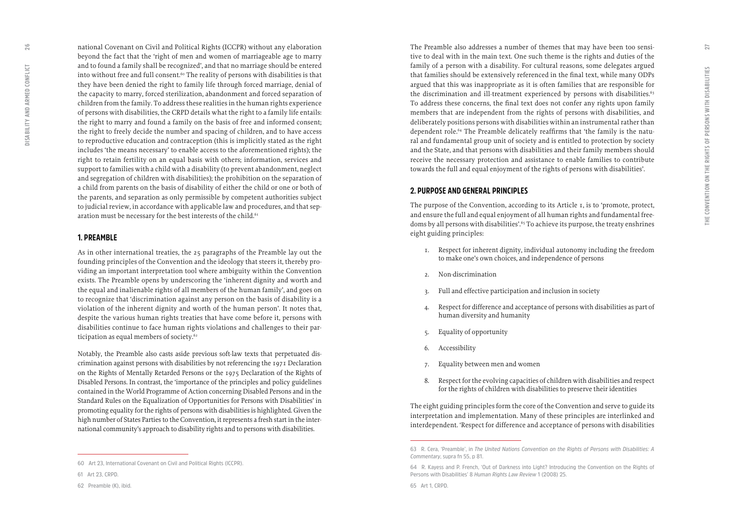national Covenant on Civil and Political Rights (ICCPR) without any elaboration beyond the fact that the 'right of men and women of marriageable age to marry and to found a family shall be recognized', and that no marriage should be entered into without free and full consent.[60] The reality of persons with disabilities is that they have been denied the right to family life through forced marriage, denial of the capacity to marry, forced sterilization, abandonment and forced separation of children from the family. To address these realities in the human rights experience of persons with disabilities, the CRPD details what the right to a family life entails: the right to marry and found a family on the basis of free and informed consent; the right to freely decide the number and spacing of children, and to have access to reproductive education and contraception (this is implicitly stated as the right includes 'the means necessary' to enable access to the aforementioned rights); the right to retain fertility on an equal basis with others; information, services and support to families with a child with a disability (to prevent abandonment, neglect and segregation of children with disabilities); the prohibition on the separation of a child from parents on the basis of disability of either the child or one or both of the parents, and separation as only permissible by competent authorities subject to judicial review, in accordance with applicable law and procedures, and that separation must be necessary for the best interests of the child.[61]

## 1. PREAMBLE

As in other international treaties, the 25 paragraphs of the Preamble lay out the founding principles of the Convention and the ideology that steers it, thereby providing an important interpretation tool where ambiguity within the Convention exists. The Preamble opens by underscoring the 'inherent dignity and worth and the equal and inalienable rights of all members of the human family', and goes on to recognize that 'discrimination against any person on the basis of disability is a violation of the inherent dignity and worth of the human person'. It notes that, despite the various human rights treaties that have come before it, persons with disabilities continue to face human rights violations and challenges to their participation as equal members of society.[62]

Notably, the Preamble also casts aside previous soft-law texts that perpetuated discrimination against persons with disabilities by not referencing the 1971 Declaration on the Rights of Mentally Retarded Persons or the 1975 Declaration of the Rights of Disabled Persons. In contrast, the 'importance of the principles and policy guidelines contained in the World Programme of Action concerning Disabled Persons and in the Standard Rules on the Equalization of Opportunities for Persons with Disabilities' in promoting equality for the rights of persons with disabilities is highlighted. Given the high number of States Parties to the Convention, it represents a fresh start in the international community's approach to disability rights and to persons with disabilities.

60 Art 23, International Covenant on Civil and Political Rights (ICCPR).

61 Art 23, CRPD.

62 Preamble (K), ibid.

The Preamble also addresses a number of themes that may have been too sensitive to deal with in the main text. One such theme is the rights and duties of the family of a person with a disability. For cultural reasons, some delegates argued that families should be extensively referenced in the final text, while many ODPs argued that this was inappropriate as it is often families that are responsible for the discrimination and ill-treatment experienced by persons with disabilities.[63] To address these concerns, the final text does not confer any rights upon family members that are independent from the rights of persons with disabilities, and deliberately positions persons with disabilities within an instrumental rather than dependent role.[64] The Preamble delicately reaffirms that 'the family is the natural and fundamental group unit of society and is entitled to protection by society and the State, and that persons with disabilities and their family members should receive the necessary protection and assistance to enable families to contribute towards the full and equal enjoyment of the rights of persons with disabilities'.

## 2. PURPOSE AND GENERAL PRINCIPLES

The purpose of the Convention, according to its Article 1, is to 'promote, protect, and ensure the full and equal enjoyment of all human rights and fundamental freedoms by all persons with disabilities'.[65] To achieve its purpose, the treaty enshrines eight guiding principles:

1. Respect for inherent dignity, individual autonomy including the freedom to make one's own choices, and independence of persons
2. Non-discrimination
3. Full and effective participation and inclusion in society
4. Respect for difference and acceptance of persons with disabilities as part of human diversity and humanity
5. Equality of opportunity
6. Accessibility
7. Equality between men and women
8. Respect for the evolving capacities of children with disabilities and respect for the rights of children with disabilities to preserve their identities

The eight guiding principles form the core of the Convention and serve to guide its interpretation and implementation. Many of these principles are interlinked and interdependent. 'Respect for difference and acceptance of persons with disabilities

63 R. Cera, 'Preamble', in *The United Nations Convention on the Rights of Persons with Disabilities: A Commentary*, supra fn 55, p 81.

64 R. Kayess and P. French, 'Out of Darkness into Light? Introducing the Convention on the Rights of Persons with Disabilities' 8 *Human Rights Law Review* 1 (2008) 25.

65 Art 1, CRPD.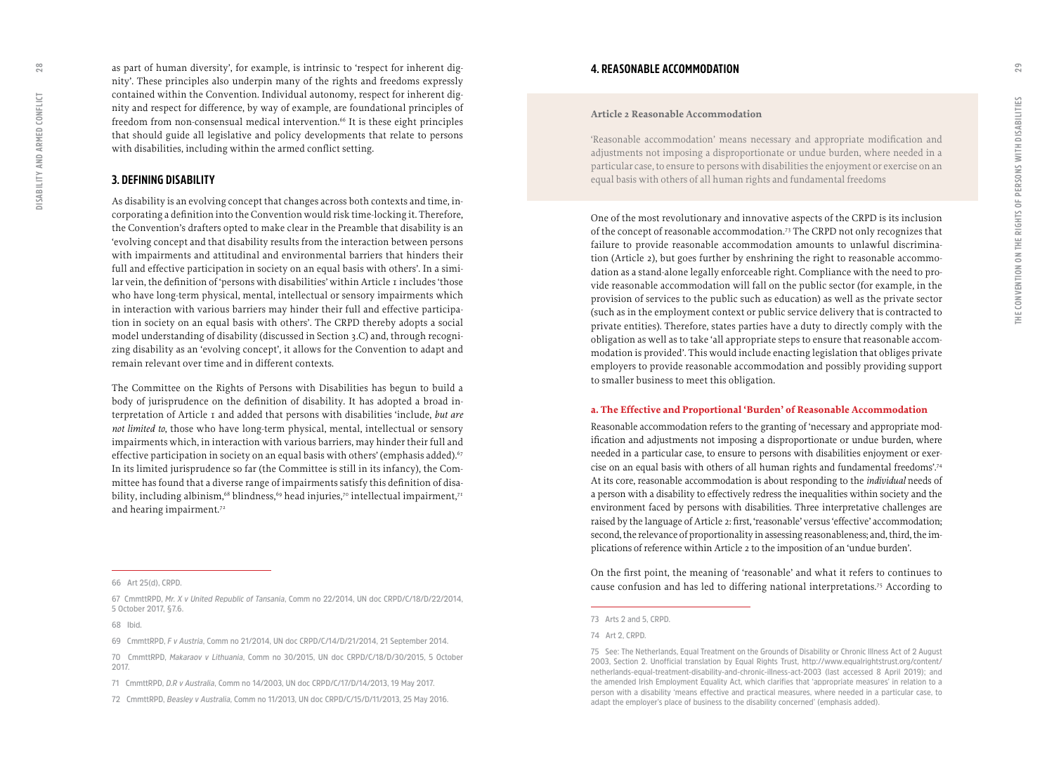as part of human diversity', for example, is intrinsic to 'respect for inherent dignity'. These principles also underpin many of the rights and freedoms expressly contained within the Convention. Individual autonomy, respect for inherent dignity and respect for difference, by way of example, are foundational principles of freedom from non-consensual medical intervention.[66] It is these eight principles that should guide all legislative and policy developments that relate to persons with disabilities, including within the armed conflict setting.

## 3. DEFINING DISABILITY

As disability is an evolving concept that changes across both contexts and time, incorporating a definition into the Convention would risk time-locking it. Therefore, the Convention's drafters opted to make clear in the Preamble that disability is an 'evolving concept and that disability results from the interaction between persons with impairments and attitudinal and environmental barriers that hinders their full and effective participation in society on an equal basis with others'. In a similar vein, the definition of 'persons with disabilities' within Article 1 includes 'those who have long-term physical, mental, intellectual or sensory impairments which in interaction with various barriers may hinder their full and effective participation in society on an equal basis with others'. The CRPD thereby adopts a social model understanding of disability (discussed in Section 3.C) and, through recognizing disability as an 'evolving concept', it allows for the Convention to adapt and remain relevant over time and in different contexts.

The Committee on the Rights of Persons with Disabilities has begun to build a body of jurisprudence on the definition of disability. It has adopted a broad interpretation of Article 1 and added that persons with disabilities 'include, *but are not limited to*, those who have long-term physical, mental, intellectual or sensory impairments which, in interaction with various barriers, may hinder their full and effective participation in society on an equal basis with others' (emphasis added).[67] In its limited jurisprudence so far (the Committee is still in its infancy), the Committee has found that a diverse range of impairments satisfy this definition of disability, including albinism,[68] blindness,[69] head injuries,[70] intellectual impairment,[71] and hearing impairment.[72]

66 Art 25(d), CRPD.

67 CmmttRPD, *Mr. X v United Republic of Tansania*, Comm no 22/2014, UN doc CRPD/C/18/D/22/2014, 5 October 2017, §7.6.

68 Ibid.

69 CmmttRPD, *F v Austria*, Comm no 21/2014, UN doc CRPD/C/14/D/21/2014, 21 September 2014.

70 CmmttRPD, *Makaraov v Lithuania*, Comm no 30/2015, UN doc CRPD/C/18/D/30/2015, 5 October 2017.

71 CmmttRPD, *D.R v Australia*, Comm no 14/2003, UN doc CRPD/C/17/D/14/2013, 19 May 2017.

72 CmmttRPD, *Beasley v Australia*, Comm no 11/2013, UN doc CRPD/C/15/D/11/2013, 25 May 2016.

## 4. REASONABLE ACCOMMODATION

**Article 2 Reasonable Accommodation**

'Reasonable accommodation' means necessary and appropriate modification and adjustments not imposing a disproportionate or undue burden, where needed in a particular case, to ensure to persons with disabilities the enjoyment or exercise on an equal basis with others of all human rights and fundamental freedoms

One of the most revolutionary and innovative aspects of the CRPD is its inclusion of the concept of reasonable accommodation.[73] The CRPD not only recognizes that failure to provide reasonable accommodation amounts to unlawful discrimination (Article 2), but goes further by enshrining the right to reasonable accommodation as a stand-alone legally enforceable right. Compliance with the need to provide reasonable accommodation will fall on the public sector (for example, in the provision of services to the public such as education) as well as the private sector (such as in the employment context or public service delivery that is contracted to private entities). Therefore, states parties have a duty to directly comply with the obligation as well as to take 'all appropriate steps to ensure that reasonable accommodation is provided'. This would include enacting legislation that obliges private employers to provide reasonable accommodation and possibly providing support to smaller business to meet this obligation.

### a. The Effective and Proportional 'Burden' of Reasonable Accommodation

Reasonable accommodation refers to the granting of 'necessary and appropriate modification and adjustments not imposing a disproportionate or undue burden, where needed in a particular case, to ensure to persons with disabilities enjoyment or exercise on an equal basis with others of all human rights and fundamental freedoms'.[74] At its core, reasonable accommodation is about responding to the *individual* needs of a person with a disability to effectively redress the inequalities within society and the environment faced by persons with disabilities. Three interpretative challenges are raised by the language of Article 2: first, 'reasonable' versus 'effective' accommodation; second, the relevance of proportionality in assessing reasonableness; and, third, the implications of reference within Article 2 to the imposition of an 'undue burden'.

On the first point, the meaning of 'reasonable' and what it refers to continues to cause confusion and has led to differing national interpretations.[75] According to

73 Arts 2 and 5, CRPD.

74 Art 2, CRPD.

75 See: The Netherlands, Equal Treatment on the Grounds of Disability or Chronic Illness Act of 2 August 2003, Section 2. Unofficial translation by Equal Rights Trust, http://www.equalrightstrust.org/content/netherlands-equal-treatment-disability-and-chronic-illness-act-2003 (last accessed 8 April 2019); and the amended Irish Employment Equality Act, which clarifies that 'appropriate measures' in relation to a person with a disability 'means effective and practical measures, where needed in a particular case, to adapt the employer's place of business to the disability concerned' (emphasis added).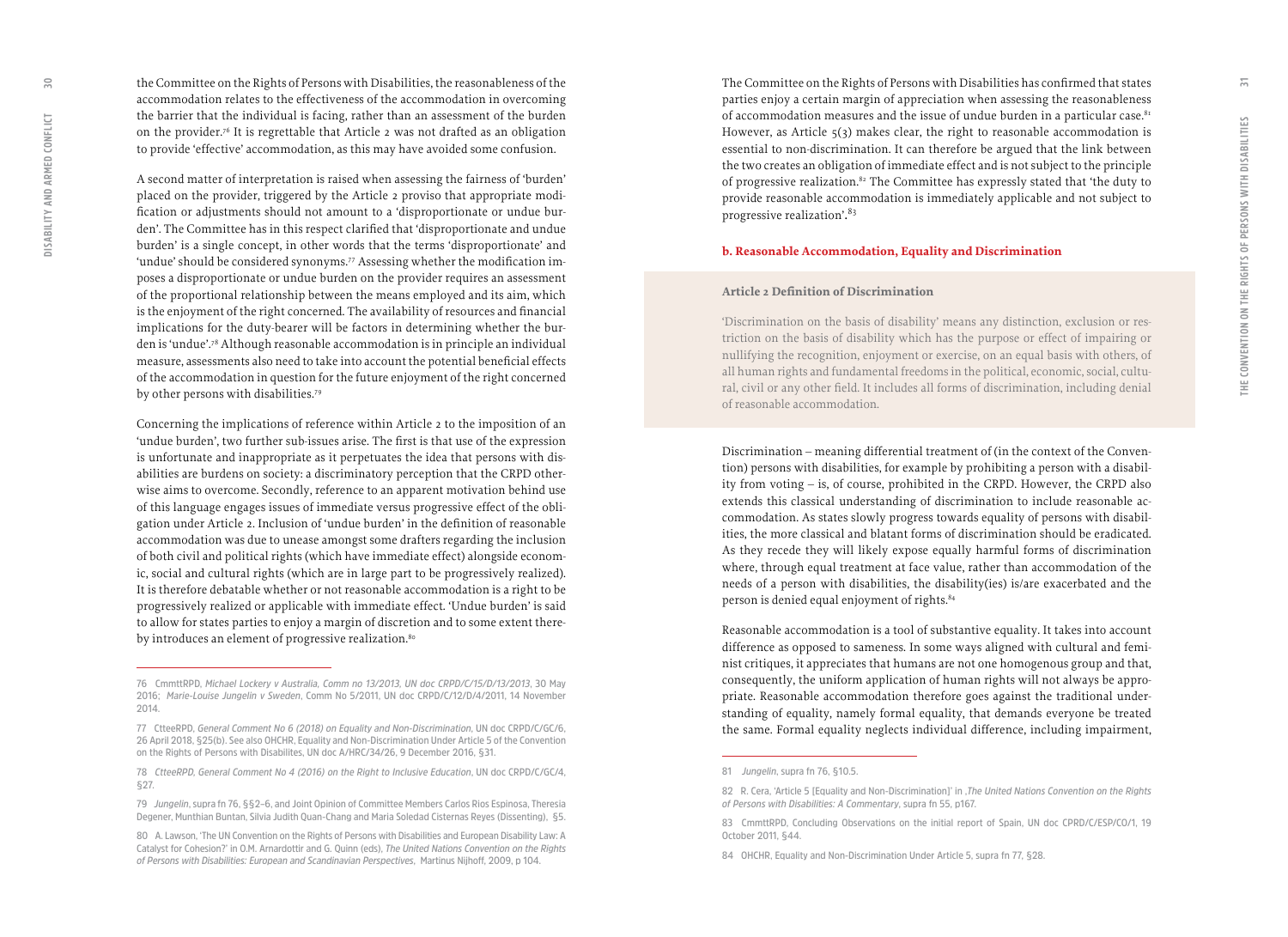the Committee on the Rights of Persons with Disabilities, the reasonableness of the accommodation relates to the effectiveness of the accommodation in overcoming the barrier that the individual is facing, rather than an assessment of the burden on the provider.[76] It is regrettable that Article 2 was not drafted as an obligation to provide 'effective' accommodation, as this may have avoided some confusion.

A second matter of interpretation is raised when assessing the fairness of 'burden' placed on the provider, triggered by the Article 2 proviso that appropriate modification or adjustments should not amount to a 'disproportionate or undue burden'. The Committee has in this respect clarified that 'disproportionate and undue burden' is a single concept, in other words that the terms 'disproportionate' and 'undue' should be considered synonyms.[77] Assessing whether the modification imposes a disproportionate or undue burden on the provider requires an assessment of the proportional relationship between the means employed and its aim, which is the enjoyment of the right concerned. The availability of resources and financial implications for the duty-bearer will be factors in determining whether the burden is 'undue'.[78] Although reasonable accommodation is in principle an individual measure, assessments also need to take into account the potential beneficial effects of the accommodation in question for the future enjoyment of the right concerned by other persons with disabilities.[79]

Concerning the implications of reference within Article 2 to the imposition of an 'undue burden', two further sub-issues arise. The first is that use of the expression is unfortunate and inappropriate as it perpetuates the idea that persons with disabilities are burdens on society: a discriminatory perception that the CRPD otherwise aims to overcome. Secondly, reference to an apparent motivation behind use of this language engages issues of immediate versus progressive effect of the obligation under Article 2. Inclusion of 'undue burden' in the definition of reasonable accommodation was due to unease amongst some drafters regarding the inclusion of both civil and political rights (which have immediate effect) alongside economic, social and cultural rights (which are in large part to be progressively realized). It is therefore debatable whether or not reasonable accommodation is a right to be progressively realized or applicable with immediate effect. 'Undue burden' is said to allow for states parties to enjoy a margin of discretion and to some extent thereby introduces an element of progressive realization.[80]

The Committee on the Rights of Persons with Disabilities has confirmed that states parties enjoy a certain margin of appreciation when assessing the reasonableness of accommodation measures and the issue of undue burden in a particular case.[81] However, as Article 5(3) makes clear, the right to reasonable accommodation is essential to non-discrimination. It can therefore be argued that the link between the two creates an obligation of immediate effect and is not subject to the principle of progressive realization.[82] The Committee has expressly stated that 'the duty to provide reasonable accommodation is immediately applicable and not subject to progressive realization'.[83]

### b. Reasonable Accommodation, Equality and Discrimination

**Article 2 Definition of Discrimination**

'Discrimination on the basis of disability' means any distinction, exclusion or restriction on the basis of disability which has the purpose or effect of impairing or nullifying the recognition, enjoyment or exercise, on an equal basis with others, of all human rights and fundamental freedoms in the political, economic, social, cultural, civil or any other field. It includes all forms of discrimination, including denial of reasonable accommodation.

Discrimination – meaning differential treatment of (in the context of the Convention) persons with disabilities, for example by prohibiting a person with a disability from voting – is, of course, prohibited in the CRPD. However, the CRPD also extends this classical understanding of discrimination to include reasonable accommodation. As states slowly progress towards equality of persons with disabilities, the more classical and blatant forms of discrimination should be eradicated. As they recede they will likely expose equally harmful forms of discrimination where, through equal treatment at face value, rather than accommodation of the needs of a person with disabilities, the disability(ies) is/are exacerbated and the person is denied equal enjoyment of rights.[84]

Reasonable accommodation is a tool of substantive equality. It takes into account difference as opposed to sameness. In some ways aligned with cultural and feminist critiques, it appreciates that humans are not one homogenous group and that, consequently, the uniform application of human rights will not always be appropriate. Reasonable accommodation therefore goes against the traditional understanding of equality, namely formal equality, that demands everyone be treated the same. Formal equality neglects individual difference, including impairment,

---

76 CmmttRPD, *Michael Lockery v Australia, Comm no 13/2013, UN doc CRPD/C/15/D/13/2013*, 30 May 2016; *Marie-Louise Jungelin v Sweden*, Comm No 5/2011, UN doc CRPD/C/12/D/4/2011, 14 November 2014.

77 CtteeRPD, *General Comment No 6 (2018) on Equality and Non-Discrimination*, UN doc CRPD/C/GC/6, 26 April 2018, §25(b). See also OHCHR, Equality and Non-Discrimination Under Article 5 of the Convention on the Rights of Persons with Disabilites, UN doc A/HRC/34/26, 9 December 2016, §31.

78 *CtteeRPD, General Comment No 4 (2016) on the Right to Inclusive Education*, UN doc CRPD/C/GC/4, §27.

79 *Jungelin*, supra fn 76, §§2–6, and Joint Opinion of Committee Members Carlos Rios Espinosa, Theresia Degener, Munthian Buntan, Silvia Judith Quan-Chang and Maria Soledad Cisternas Reyes (Dissenting), §5.

80 A. Lawson, 'The UN Convention on the Rights of Persons with Disabilities and European Disability Law: A Catalyst for Cohesion?' in O.M. Arnardottir and G. Quinn (eds), *The United Nations Convention on the Rights of Persons with Disabilities: European and Scandinavian Perspectives*, Martinus Nijhoff, 2009, p 104.

81 *Jungelin*, supra fn 76, §10.5.

82 R. Cera, 'Article 5 [Equality and Non-Discrimination]' in ,*The United Nations Convention on the Rights of Persons with Disabilities: A Commentary*, supra fn 55, p167.

83 CmmttRPD, Concluding Observations on the initial report of Spain, UN doc CPRD/C/ESP/CO/1, 19 October 2011, §44.

84 OHCHR, Equality and Non-Discrimination Under Article 5, supra fn 77, §28.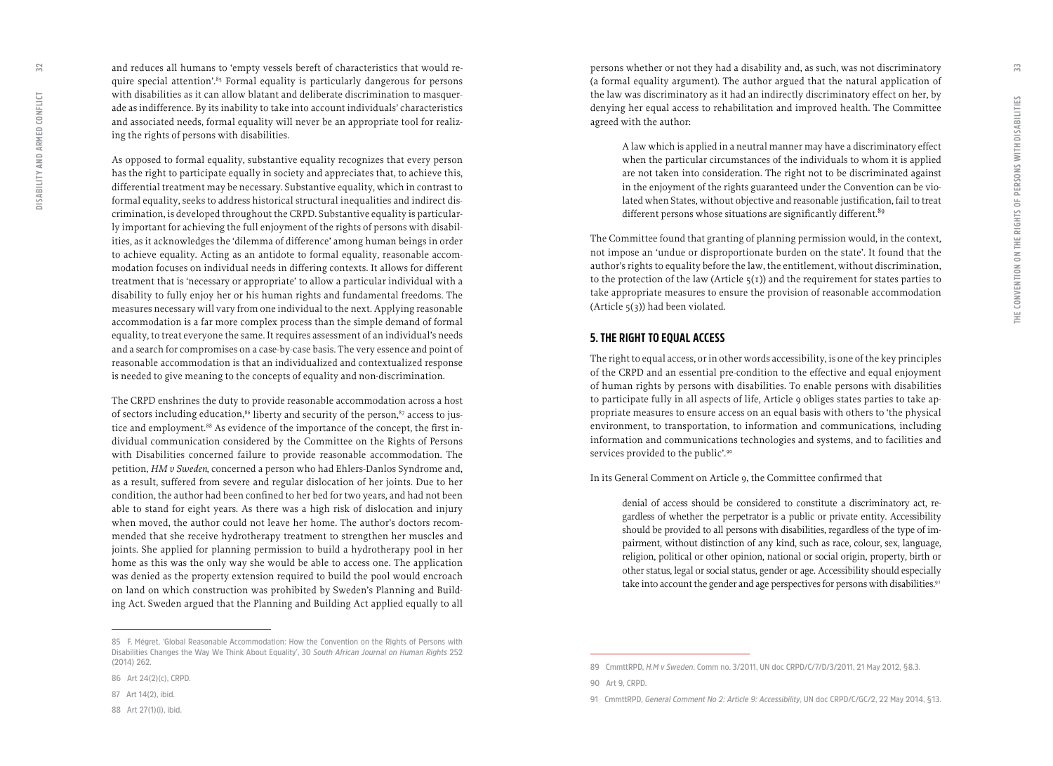and reduces all humans to 'empty vessels bereft of characteristics that would require special attention'.[85] Formal equality is particularly dangerous for persons with disabilities as it can allow blatant and deliberate discrimination to masquerade as indifference. By its inability to take into account individuals' characteristics and associated needs, formal equality will never be an appropriate tool for realizing the rights of persons with disabilities.

As opposed to formal equality, substantive equality recognizes that every person has the right to participate equally in society and appreciates that, to achieve this, differential treatment may be necessary. Substantive equality, which in contrast to formal equality, seeks to address historical structural inequalities and indirect discrimination, is developed throughout the CRPD. Substantive equality is particularly important for achieving the full enjoyment of the rights of persons with disabilities, as it acknowledges the 'dilemma of difference' among human beings in order to achieve equality. Acting as an antidote to formal equality, reasonable accommodation focuses on individual needs in differing contexts. It allows for different treatment that is 'necessary or appropriate' to allow a particular individual with a disability to fully enjoy her or his human rights and fundamental freedoms. The measures necessary will vary from one individual to the next. Applying reasonable accommodation is a far more complex process than the simple demand of formal equality, to treat everyone the same. It requires assessment of an individual's needs and a search for compromises on a case-by-case basis. The very essence and point of reasonable accommodation is that an individualized and contextualized response is needed to give meaning to the concepts of equality and non-discrimination.

The CRPD enshrines the duty to provide reasonable accommodation across a host of sectors including education,[86] liberty and security of the person,[87] access to justice and employment.[88] As evidence of the importance of the concept, the first individual communication considered by the Committee on the Rights of Persons with Disabilities concerned failure to provide reasonable accommodation. The petition, *HM v Sweden*, concerned a person who had Ehlers-Danlos Syndrome and, as a result, suffered from severe and regular dislocation of her joints. Due to her condition, the author had been confined to her bed for two years, and had not been able to stand for eight years. As there was a high risk of dislocation and injury when moved, the author could not leave her home. The author's doctors recommended that she receive hydrotherapy treatment to strengthen her muscles and joints. She applied for planning permission to build a hydrotherapy pool in her home as this was the only way she would be able to access one. The application was denied as the property extension required to build the pool would encroach on land on which construction was prohibited by Sweden's Planning and Building Act. Sweden argued that the Planning and Building Act applied equally to all persons whether or not they had a disability and, as such, was not discriminatory (a formal equality argument). The author argued that the natural application of the law was discriminatory as it had an indirectly discriminatory effect on her, by denying her equal access to rehabilitation and improved health. The Committee agreed with the author:

> A law which is applied in a neutral manner may have a discriminatory effect when the particular circumstances of the individuals to whom it is applied are not taken into consideration. The right not to be discriminated against in the enjoyment of the rights guaranteed under the Convention can be violated when States, without objective and reasonable justification, fail to treat different persons whose situations are significantly different.[89]

The Committee found that granting of planning permission would, in the context, not impose an 'undue or disproportionate burden on the state'. It found that the author's rights to equality before the law, the entitlement, without discrimination, to the protection of the law (Article 5(1)) and the requirement for states parties to take appropriate measures to ensure the provision of reasonable accommodation (Article 5(3)) had been violated.

## 5. THE RIGHT TO EQUAL ACCESS

The right to equal access, or in other words accessibility, is one of the key principles of the CRPD and an essential pre-condition to the effective and equal enjoyment of human rights by persons with disabilities. To enable persons with disabilities to participate fully in all aspects of life, Article 9 obliges states parties to take appropriate measures to ensure access on an equal basis with others to 'the physical environment, to transportation, to information and communications, including information and communications technologies and systems, and to facilities and services provided to the public'.[90]

In its General Comment on Article 9, the Committee confirmed that

> denial of access should be considered to constitute a discriminatory act, regardless of whether the perpetrator is a public or private entity. Accessibility should be provided to all persons with disabilities, regardless of the type of impairment, without distinction of any kind, such as race, colour, sex, language, religion, political or other opinion, national or social origin, property, birth or other status, legal or social status, gender or age. Accessibility should especially take into account the gender and age perspectives for persons with disabilities.[91]

---

85 F. Mégret, 'Global Reasonable Accommodation: How the Convention on the Rights of Persons with Disabilities Changes the Way We Think About Equality', 30 *South African Journal on Human Rights* 252 (2014) 262.

86 Art 24(2)(c), CRPD.

87 Art 14(2), ibid.

88 Art 27(1)(i), ibid.

89 CmmttRPD, *H.M v Sweden*, Comm no. 3/2011, UN doc CRPD/C/7/D/3/2011, 21 May 2012, §8.3.

90 Art 9, CRPD.

91 CmmttRPD, *General Comment No 2: Article 9: Accessibility*, UN doc CRPD/C/GC/2, 22 May 2014, §13.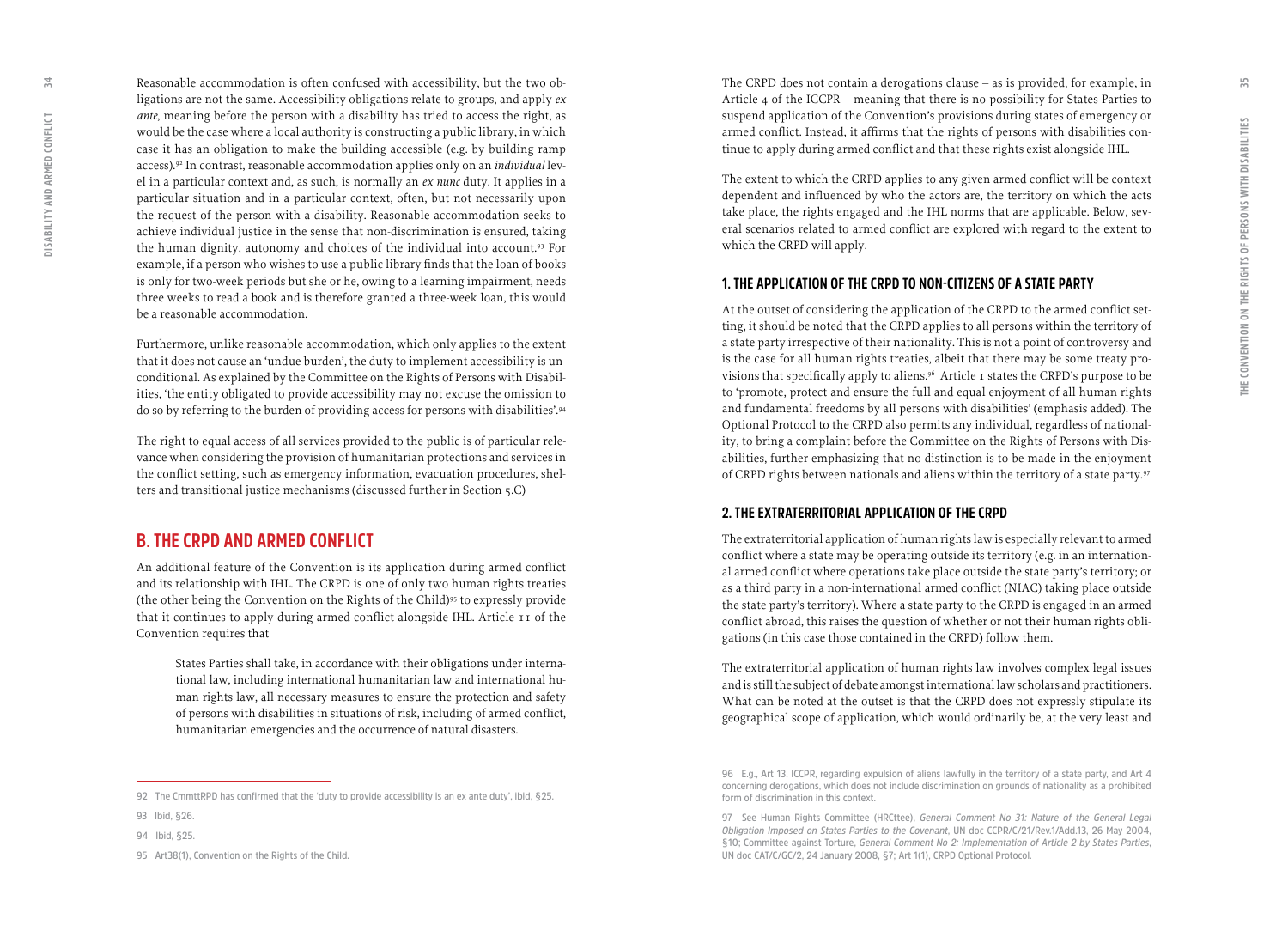Reasonable accommodation is often confused with accessibility, but the two obligations are not the same. Accessibility obligations relate to groups, and apply *ex ante*, meaning before the person with a disability has tried to access the right, as would be the case where a local authority is constructing a public library, in which case it has an obligation to make the building accessible (e.g. by building ramp access).[92] In contrast, reasonable accommodation applies only on an *individual* level in a particular context and, as such, is normally an *ex nunc* duty. It applies in a particular situation and in a particular context, often, but not necessarily upon the request of the person with a disability. Reasonable accommodation seeks to achieve individual justice in the sense that non-discrimination is ensured, taking the human dignity, autonomy and choices of the individual into account.[93] For example, if a person who wishes to use a public library finds that the loan of books is only for two-week periods but she or he, owing to a learning impairment, needs three weeks to read a book and is therefore granted a three-week loan, this would be a reasonable accommodation.

Furthermore, unlike reasonable accommodation, which only applies to the extent that it does not cause an 'undue burden', the duty to implement accessibility is unconditional. As explained by the Committee on the Rights of Persons with Disabilities, 'the entity obligated to provide accessibility may not excuse the omission to do so by referring to the burden of providing access for persons with disabilities'.[94]

The right to equal access of all services provided to the public is of particular relevance when considering the provision of humanitarian protections and services in the conflict setting, such as emergency information, evacuation procedures, shelters and transitional justice mechanisms (discussed further in Section 5.C)

## B. THE CRPD AND ARMED CONFLICT

An additional feature of the Convention is its application during armed conflict and its relationship with IHL. The CRPD is one of only two human rights treaties (the other being the Convention on the Rights of the Child)[95] to expressly provide that it continues to apply during armed conflict alongside IHL. Article 11 of the Convention requires that

> States Parties shall take, in accordance with their obligations under international law, including international humanitarian law and international human rights law, all necessary measures to ensure the protection and safety of persons with disabilities in situations of risk, including of armed conflict, humanitarian emergencies and the occurrence of natural disasters.

The CRPD does not contain a derogations clause – as is provided, for example, in Article 4 of the ICCPR – meaning that there is no possibility for States Parties to suspend application of the Convention's provisions during states of emergency or armed conflict. Instead, it affirms that the rights of persons with disabilities continue to apply during armed conflict and that these rights exist alongside IHL.

The extent to which the CRPD applies to any given armed conflict will be context dependent and influenced by who the actors are, the territory on which the acts take place, the rights engaged and the IHL norms that are applicable. Below, several scenarios related to armed conflict are explored with regard to the extent to which the CRPD will apply.

### 1. THE APPLICATION OF THE CRPD TO NON-CITIZENS OF A STATE PARTY

At the outset of considering the application of the CRPD to the armed conflict setting, it should be noted that the CRPD applies to all persons within the territory of a state party irrespective of their nationality. This is not a point of controversy and is the case for all human rights treaties, albeit that there may be some treaty provisions that specifically apply to aliens.[96] Article 1 states the CRPD's purpose to be to 'promote, protect and ensure the full and equal enjoyment of all human rights and fundamental freedoms by all persons with disabilities' (emphasis added). The Optional Protocol to the CRPD also permits any individual, regardless of nationality, to bring a complaint before the Committee on the Rights of Persons with Disabilities, further emphasizing that no distinction is to be made in the enjoyment of CRPD rights between nationals and aliens within the territory of a state party.[97]

### 2. THE EXTRATERRITORIAL APPLICATION OF THE CRPD

The extraterritorial application of human rights law is especially relevant to armed conflict where a state may be operating outside its territory (e.g. in an international armed conflict where operations take place outside the state party's territory; or as a third party in a non-international armed conflict (NIAC) taking place outside the state party's territory). Where a state party to the CRPD is engaged in an armed conflict abroad, this raises the question of whether or not their human rights obligations (in this case those contained in the CRPD) follow them.

The extraterritorial application of human rights law involves complex legal issues and is still the subject of debate amongst international law scholars and practitioners. What can be noted at the outset is that the CRPD does not expressly stipulate its geographical scope of application, which would ordinarily be, at the very least and

---

92 The CmmttRPD has confirmed that the 'duty to provide accessibility is an ex ante duty', ibid, §25.

93 Ibid, §26.

94 Ibid, §25.

95 Art38(1), Convention on the Rights of the Child.

96 E.g., Art 13, ICCPR, regarding expulsion of aliens lawfully in the territory of a state party, and Art 4 concerning derogations, which does not include discrimination on grounds of nationality as a prohibited form of discrimination in this context.

97 See Human Rights Committee (HRCttee), *General Comment No 31: Nature of the General Legal Obligation Imposed on States Parties to the Covenant*, UN doc CCPR/C/21/Rev.1/Add.13, 26 May 2004, §10; Committee against Torture, *General Comment No 2: Implementation of Article 2 by States Parties*, UN doc CAT/C/GC/2, 24 January 2008, §7; Art 1(1), CRPD Optional Protocol.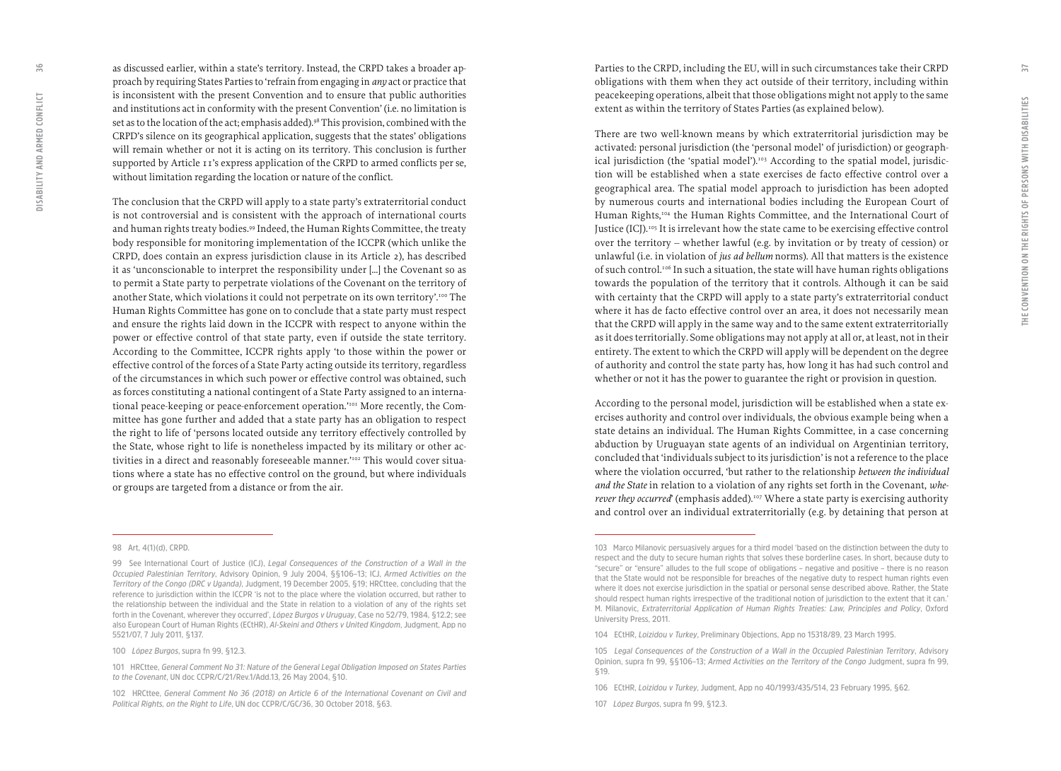as discussed earlier, within a state's territory. Instead, the CRPD takes a broader approach by requiring States Parties to 'refrain from engaging in *any* act or practice that is inconsistent with the present Convention and to ensure that public authorities and institutions act in conformity with the present Convention' (i.e. no limitation is set as to the location of the act; emphasis added).[98] This provision, combined with the CRPD's silence on its geographical application, suggests that the states' obligations will remain whether or not it is acting on its territory. This conclusion is further supported by Article 11's express application of the CRPD to armed conflicts per se, without limitation regarding the location or nature of the conflict.

The conclusion that the CRPD will apply to a state party's extraterritorial conduct is not controversial and is consistent with the approach of international courts and human rights treaty bodies.[99] Indeed, the Human Rights Committee, the treaty body responsible for monitoring implementation of the ICCPR (which unlike the CRPD, does contain an express jurisdiction clause in its Article 2), has described it as 'unconscionable to interpret the responsibility under [...] the Covenant so as to permit a State party to perpetrate violations of the Covenant on the territory of another State, which violations it could not perpetrate on its own territory'.[100] The Human Rights Committee has gone on to conclude that a state party must respect and ensure the rights laid down in the ICCPR with respect to anyone within the power or effective control of that state party, even if outside the state territory. According to the Committee, ICCPR rights apply 'to those within the power or effective control of the forces of a State Party acting outside its territory, regardless of the circumstances in which such power or effective control was obtained, such as forces constituting a national contingent of a State Party assigned to an international peace-keeping or peace-enforcement operation.'[101] More recently, the Committee has gone further and added that a state party has an obligation to respect the right to life of 'persons located outside any territory effectively controlled by the State, whose right to life is nonetheless impacted by its military or other activities in a direct and reasonably foreseeable manner.'[102] This would cover situations where a state has no effective control on the ground, but where individuals or groups are targeted from a distance or from the air.

Parties to the CRPD, including the EU, will in such circumstances take their CRPD obligations with them when they act outside of their territory, including within peacekeeping operations, albeit that those obligations might not apply to the same extent as within the territory of States Parties (as explained below).

There are two well-known means by which extraterritorial jurisdiction may be activated: personal jurisdiction (the 'personal model' of jurisdiction) or geographical jurisdiction (the 'spatial model').[103] According to the spatial model, jurisdiction will be established when a state exercises de facto effective control over a geographical area. The spatial model approach to jurisdiction has been adopted by numerous courts and international bodies including the European Court of Human Rights,[104] the Human Rights Committee, and the International Court of Justice (ICJ).[105] It is irrelevant how the state came to be exercising effective control over the territory – whether lawful (e.g. by invitation or by treaty of cession) or unlawful (i.e. in violation of *jus ad bellum* norms). All that matters is the existence of such control.[106] In such a situation, the state will have human rights obligations towards the population of the territory that it controls. Although it can be said with certainty that the CRPD will apply to a state party's extraterritorial conduct where it has de facto effective control over an area, it does not necessarily mean that the CRPD will apply in the same way and to the same extent extraterritorially as it does territorially. Some obligations may not apply at all or, at least, not in their entirety. The extent to which the CRPD will apply will be dependent on the degree of authority and control the state party has, how long it has had such control and whether or not it has the power to guarantee the right or provision in question.

According to the personal model, jurisdiction will be established when a state exercises authority and control over individuals, the obvious example being when a state detains an individual. The Human Rights Committee, in a case concerning abduction by Uruguayan state agents of an individual on Argentinian territory, concluded that 'individuals subject to its jurisdiction' is not a reference to the place where the violation occurred, 'but rather to the relationship *between the individual and the State* in relation to a violation of any rights set forth in the Covenant, *wherever they occurred*' (emphasis added).[107] Where a state party is exercising authority and control over an individual extraterritorially (e.g. by detaining that person at

---

98 Art. 4(1)(d), CRPD.

99 See International Court of Justice (ICJ), *Legal Consequences of the Construction of a Wall in the Occupied Palestinian Territory*, Advisory Opinion, 9 July 2004, §§106–13; ICJ, *Armed Activities on the Territory of the Congo (DRC v Uganda)*, Judgment, 19 December 2005, §19; HRCttee, concluding that the reference to jurisdiction within the ICCPR 'is not to the place where the violation occurred, but rather to the relationship between the individual and the State in relation to a violation of any of the rights set forth in the Covenant, wherever they occurred', *López Burgos v Uruguay*, Case no 52/79, 1984, §12.2; see also European Court of Human Rights (ECtHR), *Al-Skeini and Others v United Kingdom*, Judgment, App no 5521/07, 7 July 2011, §137.

100 *López Burgos*, supra fn 99, §12.3.

101 HRCttee, *General Comment No 31: Nature of the General Legal Obligation Imposed on States Parties to the Covenant*, UN doc CCPR/C/21/Rev.1/Add.13, 26 May 2004, §10.

102 HRCttee, *General Comment No 36 (2018) on Article 6 of the International Covenant on Civil and Political Rights, on the Right to Life*, UN doc CCPR/C/GC/36, 30 October 2018, §63.

103 Marco Milanovic persuasively argues for a third model 'based on the distinction between the duty to respect and the duty to secure human rights that solves these borderline cases. In short, because duty to "secure" or "ensure" alludes to the full scope of obligations – negative and positive – there is no reason that the State would not be responsible for breaches of the negative duty to respect human rights even where it does not exercise jurisdiction in the spatial or personal sense described above. Rather, the State should respect human rights irrespective of the traditional notion of jurisdiction to the extent that it can.' M. Milanovic, *Extraterritorial Application of Human Rights Treaties: Law, Principles and Policy*, Oxford University Press, 2011.

104 ECtHR, *Loizidou v Turkey*, Preliminary Objections, App no 15318/89, 23 March 1995.

105 *Legal Consequences of the Construction of a Wall in the Occupied Palestinian Territory*, Advisory Opinion, supra fn 99, §§106–13; *Armed Activities on the Territory of the Congo* Judgment, supra fn 99, §19.

106 ECtHR, *Loizidou v Turkey*, Judgment, App no 40/1993/435/514, 23 February 1995, §62.

107 *López Burgos*, supra fn 99, §12.3.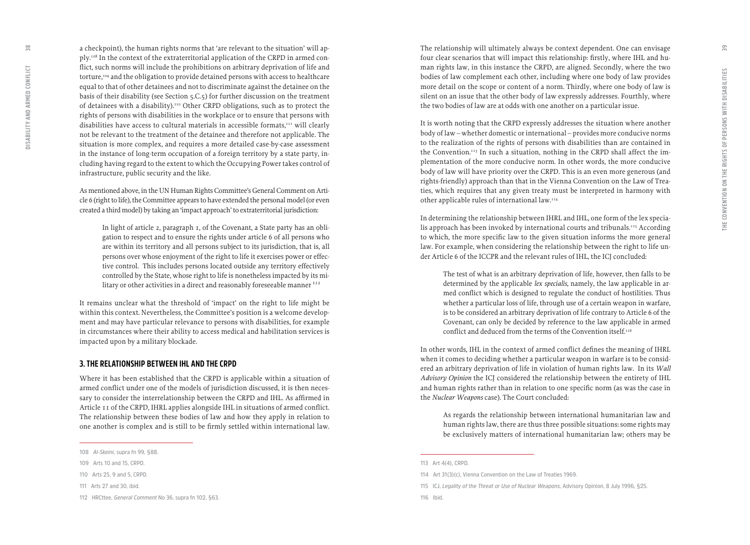a checkpoint), the human rights norms that 'are relevant to the situation' will apply.[108] In the context of the extraterritorial application of the CRPD in armed conflict, such norms will include the prohibitions on arbitrary deprivation of life and torture,[109] and the obligation to provide detained persons with access to healthcare equal to that of other detainees and not to discriminate against the detainee on the basis of their disability (see Section 5.C.5) for further discussion on the treatment of detainees with a disability).[110] Other CRPD obligations, such as to protect the rights of persons with disabilities in the workplace or to ensure that persons with disabilities have access to cultural materials in accessible formats,[111] will clearly not be relevant to the treatment of the detainee and therefore not applicable. The situation is more complex, and requires a more detailed case-by-case assessment in the instance of long-term occupation of a foreign territory by a state party, including having regard to the extent to which the Occupying Power takes control of infrastructure, public security and the like.

As mentioned above, in the UN Human Rights Committee's General Comment on Article 6 (right to life), the Committee appears to have extended the personal model (or even created a third model) by taking an 'impact approach' to extraterritorial jurisdiction:

> In light of article 2, paragraph 1, of the Covenant, a State party has an obligation to respect and to ensure the rights under article 6 of all persons who are within its territory and all persons subject to its jurisdiction, that is, all persons over whose enjoyment of the right to life it exercises power or effective control. This includes persons located outside any territory effectively controlled by the State, whose right to life is nonetheless impacted by its military or other activities in a direct and reasonably foreseeable manner [112]

It remains unclear what the threshold of 'impact' on the right to life might be within this context. Nevertheless, the Committee's position is a welcome development and may have particular relevance to persons with disabilities, for example in circumstances where their ability to access medical and habilitation services is impacted upon by a military blockade.

## 3. THE RELATIONSHIP BETWEEN IHL AND THE CRPD

Where it has been established that the CRPD is applicable within a situation of armed conflict under one of the models of jurisdiction discussed, it is then necessary to consider the interrelationship between the CRPD and IHL. As affirmed in Article 11 of the CRPD, IHRL applies alongside IHL in situations of armed conflict. The relationship between these bodies of law and how they apply in relation to one another is complex and is still to be firmly settled within international law.

The relationship will ultimately always be context dependent. One can envisage four clear scenarios that will impact this relationship: firstly, where IHL and human rights law, in this instance the CRPD, are aligned. Secondly, where the two bodies of law complement each other, including where one body of law provides more detail on the scope or content of a norm. Thirdly, where one body of law is silent on an issue that the other body of law expressly addresses. Fourthly, where the two bodies of law are at odds with one another on a particular issue.

It is worth noting that the CRPD expressly addresses the situation where another body of law – whether domestic or international – provides more conducive norms to the realization of the rights of persons with disabilities than are contained in the Convention.[113] In such a situation, nothing in the CRPD shall affect the implementation of the more conducive norm. In other words, the more conducive body of law will have priority over the CRPD. This is an even more generous (and rights-friendly) approach than that in the Vienna Convention on the Law of Treaties, which requires that any given treaty must be interpreted in harmony with other applicable rules of international law.[114]

In determining the relationship between IHRL and IHL, one form of the lex specialis approach has been invoked by international courts and tribunals.[115] According to which, the more specific law to the given situation informs the more general law. For example, when considering the relationship between the right to life under Article 6 of the ICCPR and the relevant rules of IHL, the ICJ concluded:

> The test of what is an arbitrary deprivation of life, however, then falls to be determined by the applicable *lex specialis*, namely, the law applicable in armed conflict which is designed to regulate the conduct of hostilities. Thus whether a particular loss of life, through use of a certain weapon in warfare, is to be considered an arbitrary deprivation of life contrary to Article 6 of the Covenant, can only be decided by reference to the law applicable in armed conflict and deduced from the terms of the Convention itself.[116]

In other words, IHL in the context of armed conflict defines the meaning of IHRL when it comes to deciding whether a particular weapon in warfare is to be considered an arbitrary deprivation of life in violation of human rights law. In its *Wall Advisory Opinion* the ICJ considered the relationship between the entirety of IHL and human rights rather than in relation to one specific norm (as was the case in the *Nuclear Weapons* case). The Court concluded:

> As regards the relationship between international humanitarian law and human rights law, there are thus three possible situations: some rights may be exclusively matters of international humanitarian law; others may be

---

108 *Al-Skeini*, supra fn 99, §88.

109 Arts 10 and 15, CRPD.

110 Arts 25, 9 and 5, CRPD.

111 Arts 27 and 30, ibid.

112 HRCttee, *General Comment* No 36, supra fn 102, §63.

113 Art 4(4), CRPD.

114 Art 31(3)(c), Vienna Convention on the Law of Treaties 1969.

115 ICJ, *Legality of the Threat or Use of Nuclear Weapons*, Advisory Opinion, 8 July 1996, §25.

116 Ibid.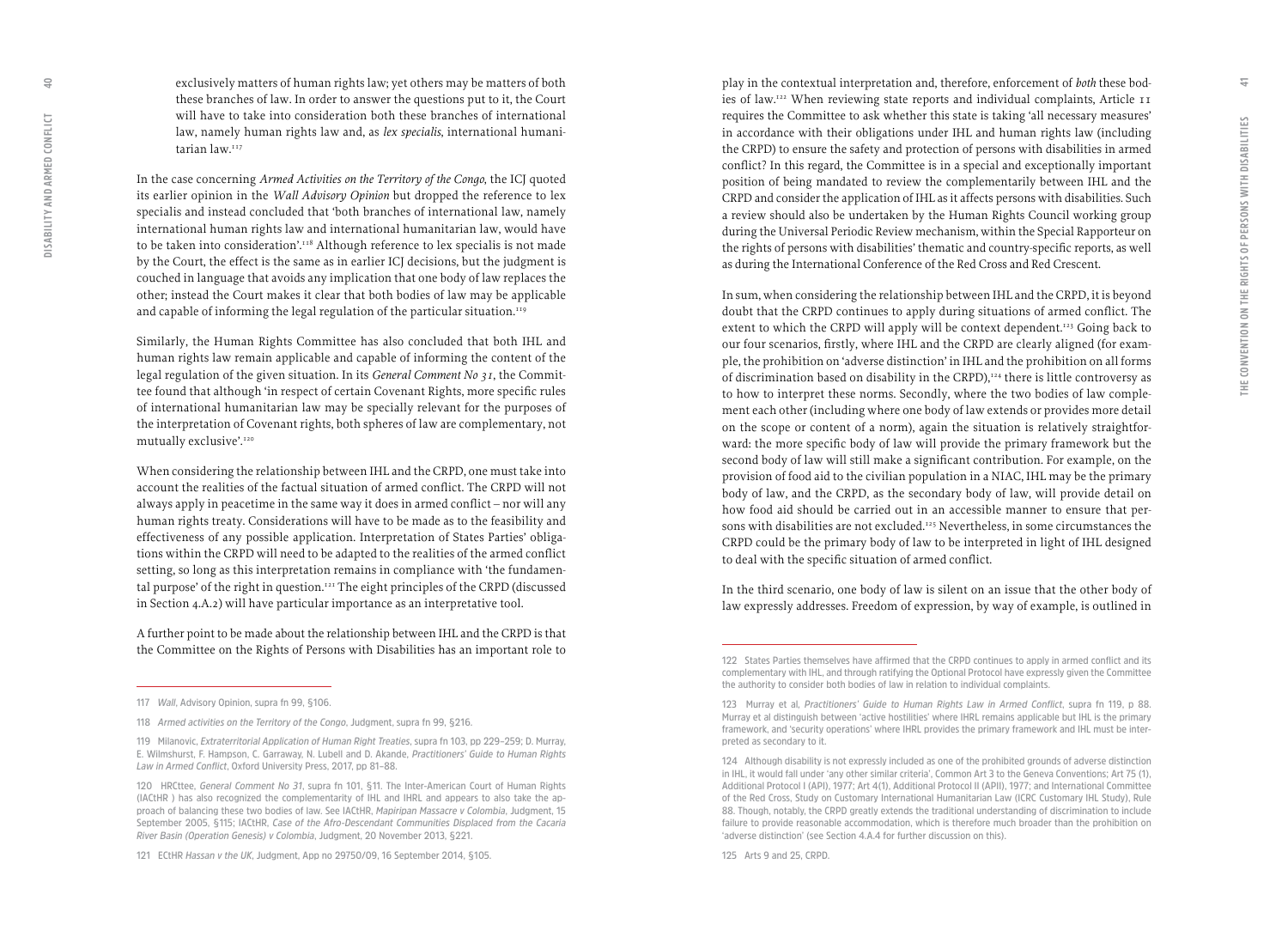exclusively matters of human rights law; yet others may be matters of both these branches of law. In order to answer the questions put to it, the Court will have to take into consideration both these branches of international law, namely human rights law and, as *lex specialis*, international humanitarian law.[117]

In the case concerning *Armed Activities on the Territory of the Congo*, the ICJ quoted its earlier opinion in the *Wall Advisory Opinion* but dropped the reference to lex specialis and instead concluded that 'both branches of international law, namely international human rights law and international humanitarian law, would have to be taken into consideration'.[118] Although reference to lex specialis is not made by the Court, the effect is the same as in earlier ICJ decisions, but the judgment is couched in language that avoids any implication that one body of law replaces the other; instead the Court makes it clear that both bodies of law may be applicable and capable of informing the legal regulation of the particular situation.[119]

Similarly, the Human Rights Committee has also concluded that both IHL and human rights law remain applicable and capable of informing the content of the legal regulation of the given situation. In its *General Comment No 31*, the Committee found that although 'in respect of certain Covenant Rights, more specific rules of international humanitarian law may be specially relevant for the purposes of the interpretation of Covenant rights, both spheres of law are complementary, not mutually exclusive'.[120]

When considering the relationship between IHL and the CRPD, one must take into account the realities of the factual situation of armed conflict. The CRPD will not always apply in peacetime in the same way it does in armed conflict – nor will any human rights treaty. Considerations will have to be made as to the feasibility and effectiveness of any possible application. Interpretation of States Parties' obligations within the CRPD will need to be adapted to the realities of the armed conflict setting, so long as this interpretation remains in compliance with 'the fundamental purpose' of the right in question.[121] The eight principles of the CRPD (discussed in Section 4.A.2) will have particular importance as an interpretative tool.

A further point to be made about the relationship between IHL and the CRPD is that the Committee on the Rights of Persons with Disabilities has an important role to play in the contextual interpretation and, therefore, enforcement of *both* these bodies of law.[122] When reviewing state reports and individual complaints, Article 11 requires the Committee to ask whether this state is taking 'all necessary measures' in accordance with their obligations under IHL and human rights law (including the CRPD) to ensure the safety and protection of persons with disabilities in armed conflict? In this regard, the Committee is in a special and exceptionally important position of being mandated to review the complementarily between IHL and the CRPD and consider the application of IHL as it affects persons with disabilities. Such a review should also be undertaken by the Human Rights Council working group during the Universal Periodic Review mechanism, within the Special Rapporteur on the rights of persons with disabilities' thematic and country-specific reports, as well as during the International Conference of the Red Cross and Red Crescent.

In sum, when considering the relationship between IHL and the CRPD, it is beyond doubt that the CRPD continues to apply during situations of armed conflict. The extent to which the CRPD will apply will be context dependent.[123] Going back to our four scenarios, firstly, where IHL and the CRPD are clearly aligned (for example, the prohibition on 'adverse distinction' in IHL and the prohibition on all forms of discrimination based on disability in the CRPD),[124] there is little controversy as to how to interpret these norms. Secondly, where the two bodies of law complement each other (including where one body of law extends or provides more detail on the scope or content of a norm), again the situation is relatively straightforward: the more specific body of law will provide the primary framework but the second body of law will still make a significant contribution. For example, on the provision of food aid to the civilian population in a NIAC, IHL may be the primary body of law, and the CRPD, as the secondary body of law, will provide detail on how food aid should be carried out in an accessible manner to ensure that persons with disabilities are not excluded.[125] Nevertheless, in some circumstances the CRPD could be the primary body of law to be interpreted in light of IHL designed to deal with the specific situation of armed conflict.

In the third scenario, one body of law is silent on an issue that the other body of law expressly addresses. Freedom of expression, by way of example, is outlined in

---

117 *Wall*, Advisory Opinion, supra fn 99, §106.

118 *Armed activities on the Territory of the Congo*, Judgment, supra fn 99, §216.

119 Milanovic, *Extraterritorial Application of Human Right Treaties*, supra fn 103, pp 229–259; D. Murray, E. Wilmshurst, F. Hampson, C. Garraway, N. Lubell and D. Akande, *Practitioners' Guide to Human Rights Law in Armed Conflict*, Oxford University Press, 2017, pp 81–88.

120 HRCttee, *General Comment No 31*, supra fn 101, §11. The Inter-American Court of Human Rights (IACtHR ) has also recognized the complementarity of IHL and IHRL and appears to also take the approach of balancing these two bodies of law. See IACtHR, *Mapiripan Massacre v Colombia*, Judgment, 15 September 2005, §115; IACtHR, *Case of the Afro-Descendant Communities Displaced from the Cacaria River Basin (Operation Genesis) v Colombia*, Judgment, 20 November 2013, §221.

121 ECtHR *Hassan v the UK*, Judgment, App no 29750/09, 16 September 2014, §105.

122 States Parties themselves have affirmed that the CRPD continues to apply in armed conflict and its complementary with IHL, and through ratifying the Optional Protocol have expressly given the Committee the authority to consider both bodies of law in relation to individual complaints.

123 Murray et al, *Practitioners' Guide to Human Rights Law in Armed Conflict*, supra fn 119, p 88. Murray et al distinguish between 'active hostilities' where IHRL remains applicable but IHL is the primary framework, and 'security operations' where IHRL provides the primary framework and IHL must be interpreted as secondary to it.

124 Although disability is not expressly included as one of the prohibited grounds of adverse distinction in IHL, it would fall under 'any other similar criteria', Common Art 3 to the Geneva Conventions; Art 75 (1), Additional Protocol I (API), 1977; Art 4(1), Additional Protocol II (APII), 1977; and International Committee of the Red Cross, Study on Customary International Humanitarian Law (ICRC Customary IHL Study), Rule 88. Though, notably, the CRPD greatly extends the traditional understanding of discrimination to include failure to provide reasonable accommodation, which is therefore much broader than the prohibition on 'adverse distinction' (see Section 4.A.4 for further discussion on this).

125 Arts 9 and 25, CRPD.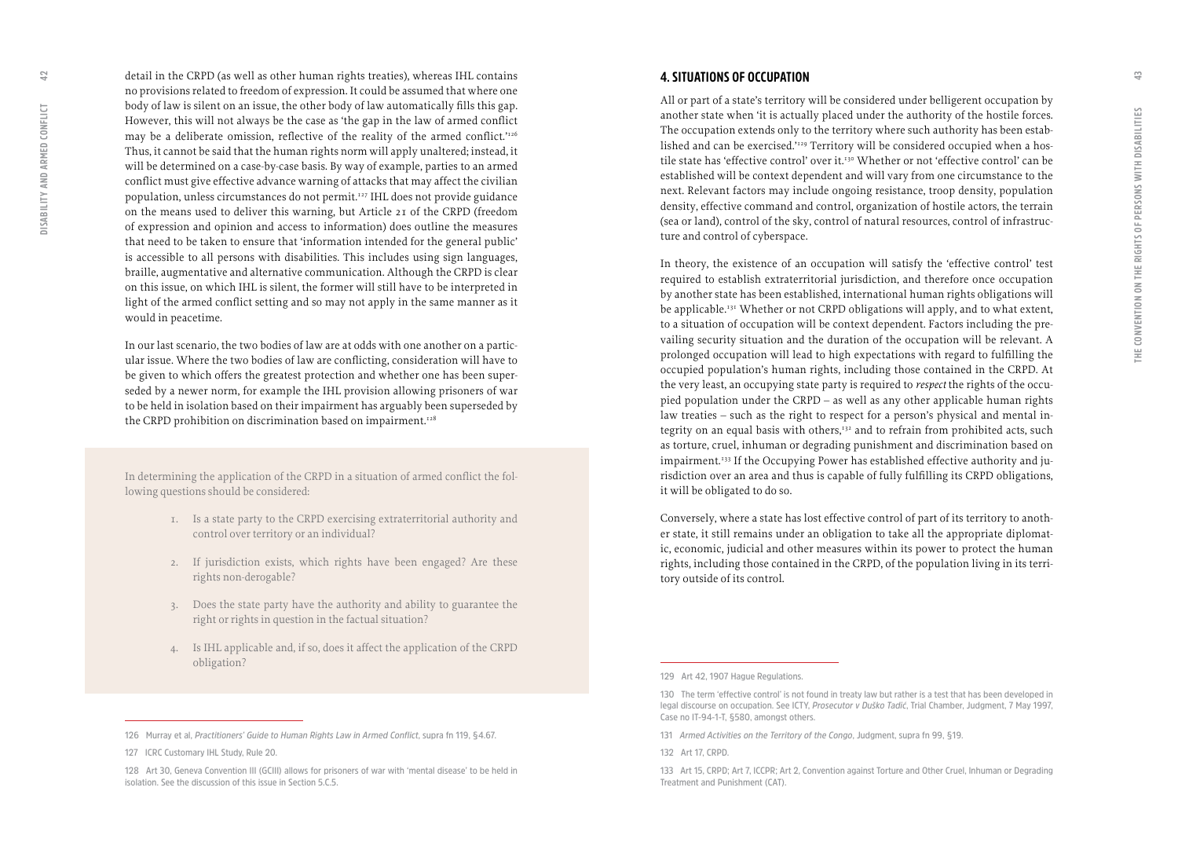detail in the CRPD (as well as other human rights treaties), whereas IHL contains no provisions related to freedom of expression. It could be assumed that where one body of law is silent on an issue, the other body of law automatically fills this gap. However, this will not always be the case as 'the gap in the law of armed conflict may be a deliberate omission, reflective of the reality of the armed conflict.'[126] Thus, it cannot be said that the human rights norm will apply unaltered; instead, it will be determined on a case-by-case basis. By way of example, parties to an armed conflict must give effective advance warning of attacks that may affect the civilian population, unless circumstances do not permit.[127] IHL does not provide guidance on the means used to deliver this warning, but Article 21 of the CRPD (freedom of expression and opinion and access to information) does outline the measures that need to be taken to ensure that 'information intended for the general public' is accessible to all persons with disabilities. This includes using sign languages, braille, augmentative and alternative communication. Although the CRPD is clear on this issue, on which IHL is silent, the former will still have to be interpreted in light of the armed conflict setting and so may not apply in the same manner as it would in peacetime.

In our last scenario, the two bodies of law are at odds with one another on a particular issue. Where the two bodies of law are conflicting, consideration will have to be given to which offers the greatest protection and whether one has been superseded by a newer norm, for example the IHL provision allowing prisoners of war to be held in isolation based on their impairment has arguably been superseded by the CRPD prohibition on discrimination based on impairment.[128]

In determining the application of the CRPD in a situation of armed conflict the following questions should be considered:

1. Is a state party to the CRPD exercising extraterritorial authority and control over territory or an individual?
2. If jurisdiction exists, which rights have been engaged? Are these rights non-derogable?
3. Does the state party have the authority and ability to guarantee the right or rights in question in the factual situation?
4. Is IHL applicable and, if so, does it affect the application of the CRPD obligation?

126 Murray et al, *Practitioners' Guide to Human Rights Law in Armed Conflict*, supra fn 119, §4.67.

127 ICRC Customary IHL Study, Rule 20.

128 Art 30, Geneva Convention III (GCIII) allows for prisoners of war with 'mental disease' to be held in isolation. See the discussion of this issue in Section 5.C.5.

## 4. SITUATIONS OF OCCUPATION

All or part of a state's territory will be considered under belligerent occupation by another state when 'it is actually placed under the authority of the hostile forces. The occupation extends only to the territory where such authority has been established and can be exercised.'[129] Territory will be considered occupied when a hostile state has 'effective control' over it.[130] Whether or not 'effective control' can be established will be context dependent and will vary from one circumstance to the next. Relevant factors may include ongoing resistance, troop density, population density, effective command and control, organization of hostile actors, the terrain (sea or land), control of the sky, control of natural resources, control of infrastructure and control of cyberspace.

In theory, the existence of an occupation will satisfy the 'effective control' test required to establish extraterritorial jurisdiction, and therefore once occupation by another state has been established, international human rights obligations will be applicable.[131] Whether or not CRPD obligations will apply, and to what extent, to a situation of occupation will be context dependent. Factors including the prevailing security situation and the duration of the occupation will be relevant. A prolonged occupation will lead to high expectations with regard to fulfilling the occupied population's human rights, including those contained in the CRPD. At the very least, an occupying state party is required to *respect* the rights of the occupied population under the CRPD – as well as any other applicable human rights law treaties – such as the right to respect for a person's physical and mental integrity on an equal basis with others,[132] and to refrain from prohibited acts, such as torture, cruel, inhuman or degrading punishment and discrimination based on impairment.[133] If the Occupying Power has established effective authority and jurisdiction over an area and thus is capable of fully fulfilling its CRPD obligations, it will be obligated to do so.

Conversely, where a state has lost effective control of part of its territory to another state, it still remains under an obligation to take all the appropriate diplomatic, economic, judicial and other measures within its power to protect the human rights, including those contained in the CRPD, of the population living in its territory outside of its control.

129 Art 42, 1907 Hague Regulations.

130 The term 'effective control' is not found in treaty law but rather is a test that has been developed in legal discourse on occupation. See ICTY, *Prosecutor v Duško Tadić*, Trial Chamber, Judgment, 7 May 1997, Case no IT-94-1-T, §580, amongst others.

131 *Armed Activities on the Territory of the Congo*, Judgment, supra fn 99, §19.

132 Art 17, CRPD.

133 Art 15, CRPD; Art 7, ICCPR; Art 2, Convention against Torture and Other Cruel, Inhuman or Degrading Treatment and Punishment (CAT).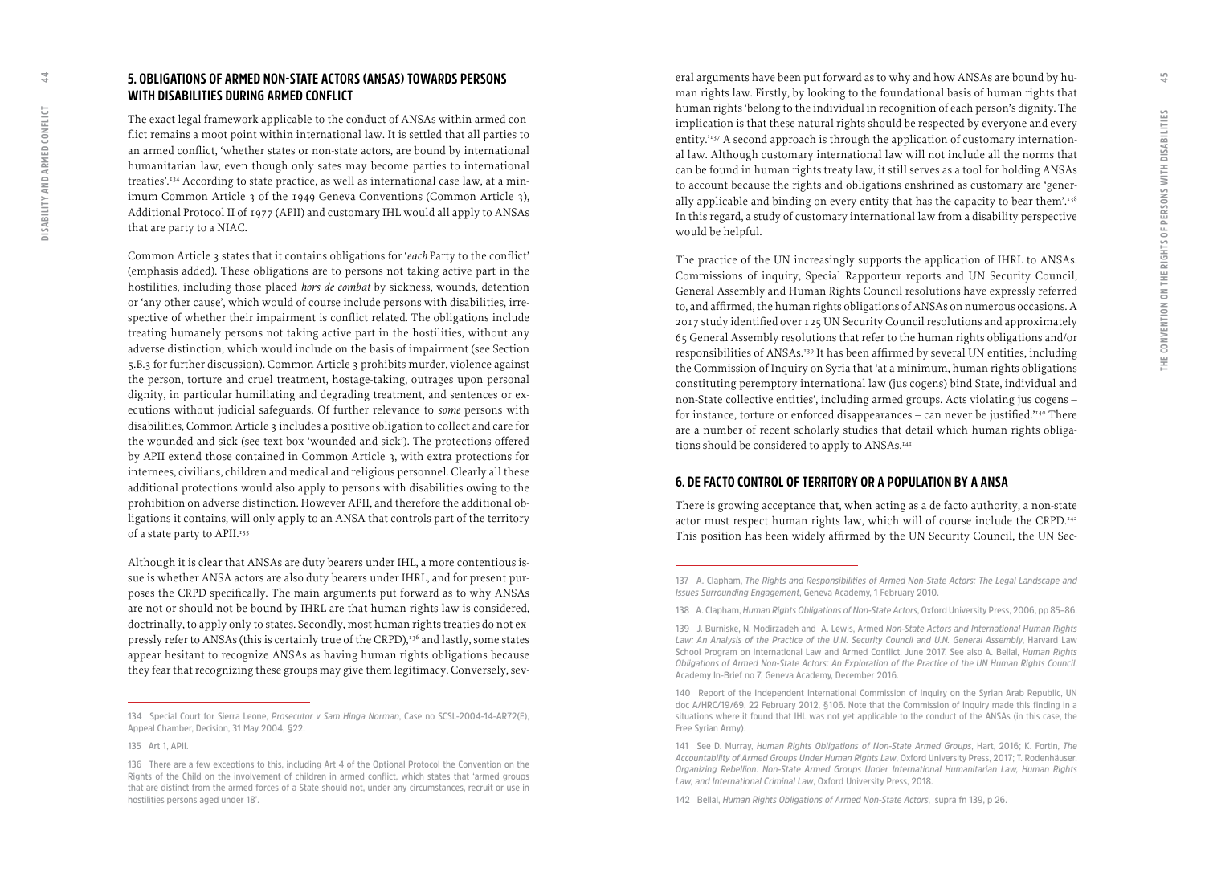## 5. OBLIGATIONS OF ARMED NON-STATE ACTORS (ANSAS) TOWARDS PERSONS WITH DISABILITIES DURING ARMED CONFLICT

The exact legal framework applicable to the conduct of ANSAs within armed conflict remains a moot point within international law. It is settled that all parties to an armed conflict, 'whether states or non-state actors, are bound by international humanitarian law, even though only sates may become parties to international treaties'.[134] According to state practice, as well as international case law, at a minimum Common Article 3 of the 1949 Geneva Conventions (Common Article 3), Additional Protocol II of 1977 (APII) and customary IHL would all apply to ANSAs that are party to a NIAC.

Common Article 3 states that it contains obligations for '*each* Party to the conflict' (emphasis added). These obligations are to persons not taking active part in the hostilities, including those placed *hors de combat* by sickness, wounds, detention or 'any other cause', which would of course include persons with disabilities, irrespective of whether their impairment is conflict related. The obligations include treating humanely persons not taking active part in the hostilities, without any adverse distinction, which would include on the basis of impairment (see Section 5.B.3 for further discussion). Common Article 3 prohibits murder, violence against the person, torture and cruel treatment, hostage-taking, outrages upon personal dignity, in particular humiliating and degrading treatment, and sentences or executions without judicial safeguards. Of further relevance to *some* persons with disabilities, Common Article 3 includes a positive obligation to collect and care for the wounded and sick (see text box 'wounded and sick'). The protections offered by APII extend those contained in Common Article 3, with extra protections for internees, civilians, children and medical and religious personnel. Clearly all these additional protections would also apply to persons with disabilities owing to the prohibition on adverse distinction. However APII, and therefore the additional obligations it contains, will only apply to an ANSA that controls part of the territory of a state party to APII.[135]

Although it is clear that ANSAs are duty bearers under IHL, a more contentious issue is whether ANSA actors are also duty bearers under IHRL, and for present purposes the CRPD specifically. The main arguments put forward as to why ANSAs are not or should not be bound by IHRL are that human rights law is considered, doctrinally, to apply only to states. Secondly, most human rights treaties do not expressly refer to ANSAs (this is certainly true of the CRPD),[136] and lastly, some states appear hesitant to recognize ANSAs as having human rights obligations because they fear that recognizing these groups may give them legitimacy. Conversely, several arguments have been put forward as to why and how ANSAs are bound by human rights law. Firstly, by looking to the foundational basis of human rights that human rights 'belong to the individual in recognition of each person's dignity. The implication is that these natural rights should be respected by everyone and every entity.'[137] A second approach is through the application of customary international law. Although customary international law will not include all the norms that can be found in human rights treaty law, it still serves as a tool for holding ANSAs to account because the rights and obligations enshrined as customary are 'generally applicable and binding on every entity that has the capacity to bear them'.[138] In this regard, a study of customary international law from a disability perspective would be helpful.

The practice of the UN increasingly supports the application of IHRL to ANSAs. Commissions of inquiry, Special Rapporteur reports and UN Security Council, General Assembly and Human Rights Council resolutions have expressly referred to, and affirmed, the human rights obligations of ANSAs on numerous occasions. A 2017 study identified over 125 UN Security Council resolutions and approximately 65 General Assembly resolutions that refer to the human rights obligations and/or responsibilities of ANSAs.[139] It has been affirmed by several UN entities, including the Commission of Inquiry on Syria that 'at a minimum, human rights obligations constituting peremptory international law (jus cogens) bind State, individual and non-State collective entities', including armed groups. Acts violating jus cogens – for instance, torture or enforced disappearances – can never be justified.'[140] There are a number of recent scholarly studies that detail which human rights obligations should be considered to apply to ANSAs.[141]

## 6. DE FACTO CONTROL OF TERRITORY OR A POPULATION BY A ANSA

There is growing acceptance that, when acting as a de facto authority, a non-state actor must respect human rights law, which will of course include the CRPD.[142] This position has been widely affirmed by the UN Security Council, the UN Sec-

---

134 Special Court for Sierra Leone, *Prosecutor v Sam Hinga Norman*, Case no SCSL-2004-14-AR72(E), Appeal Chamber, Decision, 31 May 2004, §22.

135 Art 1, APII.

136 There are a few exceptions to this, including Art 4 of the Optional Protocol the Convention on the Rights of the Child on the involvement of children in armed conflict, which states that 'armed groups that are distinct from the armed forces of a State should not, under any circumstances, recruit or use in hostilities persons aged under 18'.

137 A. Clapham, *The Rights and Responsibilities of Armed Non-State Actors: The Legal Landscape and Issues Surrounding Engagement*, Geneva Academy, 1 February 2010.

138 A. Clapham, *Human Rights Obligations of Non-State Actors*, Oxford University Press, 2006, pp 85–86.

139 J. Burniske, N. Modirzadeh and A. Lewis, Armed *Non-State Actors and International Human Rights Law: An Analysis of the Practice of the U.N. Security Council and U.N. General Assembly*, Harvard Law School Program on International Law and Armed Conflict, June 2017. See also A. Bellal, *Human Rights Obligations of Armed Non-State Actors: An Exploration of the Practice of the UN Human Rights Council*, Academy In-Brief no 7, Geneva Academy, December 2016.

140 Report of the Independent International Commission of Inquiry on the Syrian Arab Republic, UN doc A/HRC/19/69, 22 February 2012, §106. Note that the Commission of Inquiry made this finding in a situations where it found that IHL was not yet applicable to the conduct of the ANSAs (in this case, the Free Syrian Army).

141 See D. Murray, *Human Rights Obligations of Non-State Armed Groups*, Hart, 2016; K. Fortin, *The Accountability of Armed Groups Under Human Rights Law*, Oxford University Press, 2017; T. Rodenhäuser, *Organizing Rebellion: Non-State Armed Groups Under International Humanitarian Law, Human Rights Law, and International Criminal Law*, Oxford University Press, 2018.

142 Bellal, *Human Rights Obligations of Armed Non-State Actors*, supra fn 139, p 26.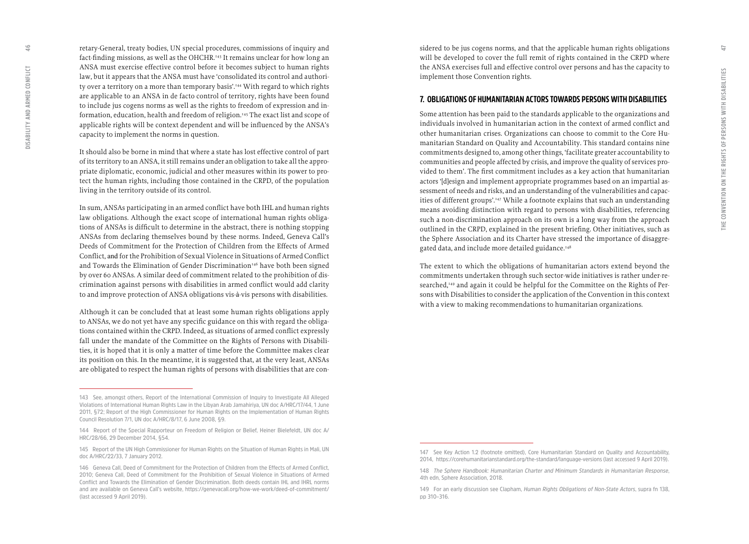retary-General, treaty bodies, UN special procedures, commissions of inquiry and fact-finding missions, as well as the OHCHR.[143] It remains unclear for how long an ANSA must exercise effective control before it becomes subject to human rights law, but it appears that the ANSA must have 'consolidated its control and authority over a territory on a more than temporary basis'.[144] With regard to which rights are applicable to an ANSA in de facto control of territory, rights have been found to include jus cogens norms as well as the rights to freedom of expression and information, education, health and freedom of religion.[145] The exact list and scope of applicable rights will be context dependent and will be influenced by the ANSA's capacity to implement the norms in question.

It should also be borne in mind that where a state has lost effective control of part of its territory to an ANSA, it still remains under an obligation to take all the appropriate diplomatic, economic, judicial and other measures within its power to protect the human rights, including those contained in the CRPD, of the population living in the territory outside of its control.

In sum, ANSAs participating in an armed conflict have both IHL and human rights law obligations. Although the exact scope of international human rights obligations of ANSAs is difficult to determine in the abstract, there is nothing stopping ANSAs from declaring themselves bound by these norms. Indeed, Geneva Call's Deeds of Commitment for the Protection of Children from the Effects of Armed Conflict, and for the Prohibition of Sexual Violence in Situations of Armed Conflict and Towards the Elimination of Gender Discrimination[146] have both been signed by over 60 ANSAs. A similar deed of commitment related to the prohibition of discrimination against persons with disabilities in armed conflict would add clarity to and improve protection of ANSA obligations vis-à-vis persons with disabilities.

Although it can be concluded that at least some human rights obligations apply to ANSAs, we do not yet have any specific guidance on this with regard the obligations contained within the CRPD. Indeed, as situations of armed conflict expressly fall under the mandate of the Committee on the Rights of Persons with Disabilities, it is hoped that it is only a matter of time before the Committee makes clear its position on this. In the meantime, it is suggested that, at the very least, ANSAs are obligated to respect the human rights of persons with disabilities that are considered to be jus cogens norms, and that the applicable human rights obligations will be developed to cover the full remit of rights contained in the CRPD where the ANSA exercises full and effective control over persons and has the capacity to implement those Convention rights.

## 7. OBLIGATIONS OF HUMANITARIAN ACTORS TOWARDS PERSONS WITH DISABILITIES

Some attention has been paid to the standards applicable to the organizations and individuals involved in humanitarian action in the context of armed conflict and other humanitarian crises. Organizations can choose to commit to the Core Humanitarian Standard on Quality and Accountability. This standard contains nine commitments designed to, among other things, 'facilitate greater accountability to communities and people affected by crisis, and improve the quality of services provided to them'. The first commitment includes as a key action that humanitarian actors '[d]esign and implement appropriate programmes based on an impartial assessment of needs and risks, and an understanding of the vulnerabilities and capacities of different groups'.[147] While a footnote explains that such an understanding means avoiding distinction with regard to persons with disabilities, referencing such a non-discrimination approach on its own is a long way from the approach outlined in the CRPD, explained in the present briefing. Other initiatives, such as the Sphere Association and its Charter have stressed the importance of disaggregated data, and include more detailed guidance.[148]

The extent to which the obligations of humanitarian actors extend beyond the commitments undertaken through such sector-wide initiatives is rather under-researched,[149] and again it could be helpful for the Committee on the Rights of Persons with Disabilities to consider the application of the Convention in this context with a view to making recommendations to humanitarian organizations.

---

143 See, amongst others, Report of the International Commission of Inquiry to Investigate All Alleged Violations of International Human Rights Law in the Libyan Arab Jamahiriya, UN doc A/HRC/17/44, 1 June 2011, §72; Report of the High Commissioner for Human Rights on the Implementation of Human Rights Council Resolution 7/1, UN doc A/HRC/8/17, 6 June 2008, §9.

144 Report of the Special Rapporteur on Freedom of Religion or Belief, Heiner Bielefeldt, UN doc A/HRC/28/66, 29 December 2014, §54.

145 Report of the UN High Commissioner for Human Rights on the Situation of Human Rights in Mali, UN doc A/HRC/22/33, 7 January 2012.

146 Geneva Call, Deed of Commitment for the Protection of Children from the Effects of Armed Conflict, 2010; Geneva Call, Deed of Commitment for the Prohibition of Sexual Violence in Situations of Armed Conflict and Towards the Elimination of Gender Discrimination. Both deeds contain IHL and IHRL norms and are available on Geneva Call's website, https://genevacall.org/how-we-work/deed-of-commitment/ (last accessed 9 April 2019).

147 See Key Action 1.2 (footnote omitted), Core Humanitarian Standard on Quality and Accountability, 2014, https://corehumanitarianstandard.org/the-standard/language-versions (last accessed 9 April 2019).

148 *The Sphere Handbook: Humanitarian Charter and Minimum Standards in Humanitarian Response*, 4th edn, Sphere Association, 2018.

149 For an early discussion see Clapham, *Human Rights Obligations of Non-State Actors*, supra fn 138, pp 310–316.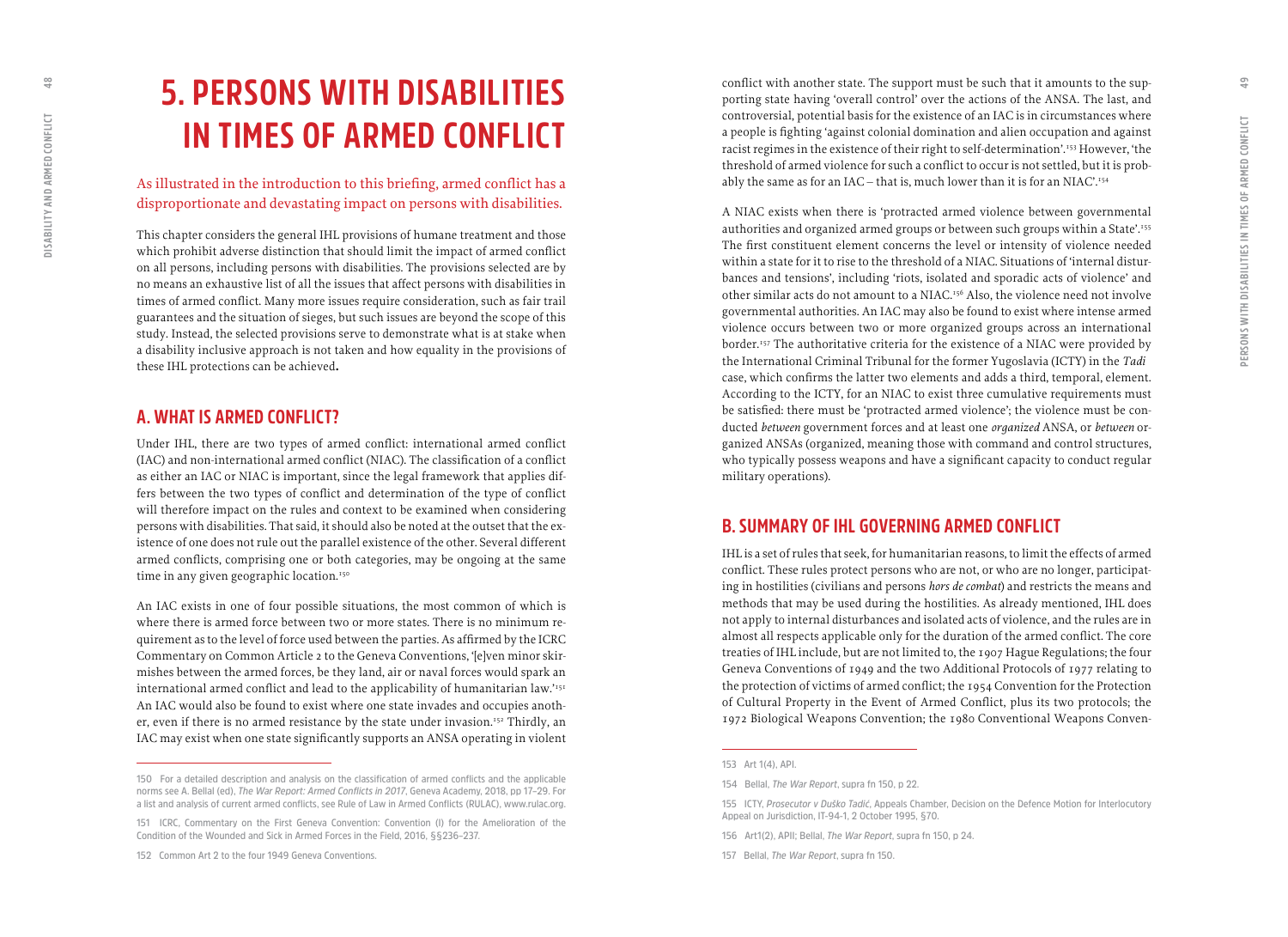# 5. PERSONS WITH DISABILITIES IN TIMES OF ARMED CONFLICT

As illustrated in the introduction to this briefing, armed conflict has a disproportionate and devastating impact on persons with disabilities.

This chapter considers the general IHL provisions of humane treatment and those which prohibit adverse distinction that should limit the impact of armed conflict on all persons, including persons with disabilities. The provisions selected are by no means an exhaustive list of all the issues that affect persons with disabilities in times of armed conflict. Many more issues require consideration, such as fair trail guarantees and the situation of sieges, but such issues are beyond the scope of this study. Instead, the selected provisions serve to demonstrate what is at stake when a disability inclusive approach is not taken and how equality in the provisions of these IHL protections can be achieved**.**

## A. WHAT IS ARMED CONFLICT?

Under IHL, there are two types of armed conflict: international armed conflict (IAC) and non-international armed conflict (NIAC). The classification of a conflict as either an IAC or NIAC is important, since the legal framework that applies differs between the two types of conflict and determination of the type of conflict will therefore impact on the rules and context to be examined when considering persons with disabilities. That said, it should also be noted at the outset that the existence of one does not rule out the parallel existence of the other. Several different armed conflicts, comprising one or both categories, may be ongoing at the same time in any given geographic location.[150]

An IAC exists in one of four possible situations, the most common of which is where there is armed force between two or more states. There is no minimum requirement as to the level of force used between the parties. As affirmed by the ICRC Commentary on Common Article 2 to the Geneva Conventions, '[e]ven minor skirmishes between the armed forces, be they land, air or naval forces would spark an international armed conflict and lead to the applicability of humanitarian law.'[151] An IAC would also be found to exist where one state invades and occupies another, even if there is no armed resistance by the state under invasion.[152] Thirdly, an IAC may exist when one state significantly supports an ANSA operating in violent conflict with another state. The support must be such that it amounts to the supporting state having 'overall control' over the actions of the ANSA. The last, and controversial, potential basis for the existence of an IAC is in circumstances where a people is fighting 'against colonial domination and alien occupation and against racist regimes in the existence of their right to self-determination'.[153] However, 'the threshold of armed violence for such a conflict to occur is not settled, but it is probably the same as for an IAC – that is, much lower than it is for an NIAC'.[154]

A NIAC exists when there is 'protracted armed violence between governmental authorities and organized armed groups or between such groups within a State'.[155] The first constituent element concerns the level or intensity of violence needed within a state for it to rise to the threshold of a NIAC. Situations of 'internal disturbances and tensions', including 'riots, isolated and sporadic acts of violence' and other similar acts do not amount to a NIAC.[156] Also, the violence need not involve governmental authorities. An IAC may also be found to exist where intense armed violence occurs between two or more organized groups across an international border.[157] The authoritative criteria for the existence of a NIAC were provided by the International Criminal Tribunal for the former Yugoslavia (ICTY) in the *Tadi* case, which confirms the latter two elements and adds a third, temporal, element. According to the ICTY, for an NIAC to exist three cumulative requirements must be satisfied: there must be 'protracted armed violence'; the violence must be conducted *between* government forces and at least one *organized* ANSA, or *between* organized ANSAs (organized, meaning those with command and control structures, who typically possess weapons and have a significant capacity to conduct regular military operations).

## B. SUMMARY OF IHL GOVERNING ARMED CONFLICT

IHL is a set of rules that seek, for humanitarian reasons, to limit the effects of armed conflict. These rules protect persons who are not, or who are no longer, participating in hostilities (civilians and persons *hors de combat*) and restricts the means and methods that may be used during the hostilities. As already mentioned, IHL does not apply to internal disturbances and isolated acts of violence, and the rules are in almost all respects applicable only for the duration of the armed conflict. The core treaties of IHL include, but are not limited to, the 1907 Hague Regulations; the four Geneva Conventions of 1949 and the two Additional Protocols of 1977 relating to the protection of victims of armed conflict; the 1954 Convention for the Protection of Cultural Property in the Event of Armed Conflict, plus its two protocols; the 1972 Biological Weapons Convention; the 1980 Conventional Weapons Conven-

---

150 For a detailed description and analysis on the classification of armed conflicts and the applicable norms see A. Bellal (ed), *The War Report: Armed Conflicts in 2017*, Geneva Academy, 2018, pp 17–29. For a list and analysis of current armed conflicts, see Rule of Law in Armed Conflicts (RULAC), www.rulac.org.

151 ICRC, Commentary on the First Geneva Convention: Convention (I) for the Amelioration of the Condition of the Wounded and Sick in Armed Forces in the Field, 2016, §§236–237.

152 Common Art 2 to the four 1949 Geneva Conventions.

153 Art 1(4), API.

154 Bellal, *The War Report*, supra fn 150, p 22.

155 ICTY, *Prosecutor v Duško Tadić*, Appeals Chamber, Decision on the Defence Motion for Interlocutory Appeal on Jurisdiction, IT-94-1, 2 October 1995, §70.

156 Art1(2), APII; Bellal, *The War Report*, supra fn 150, p 24.

157 Bellal, *The War Report*, supra fn 150.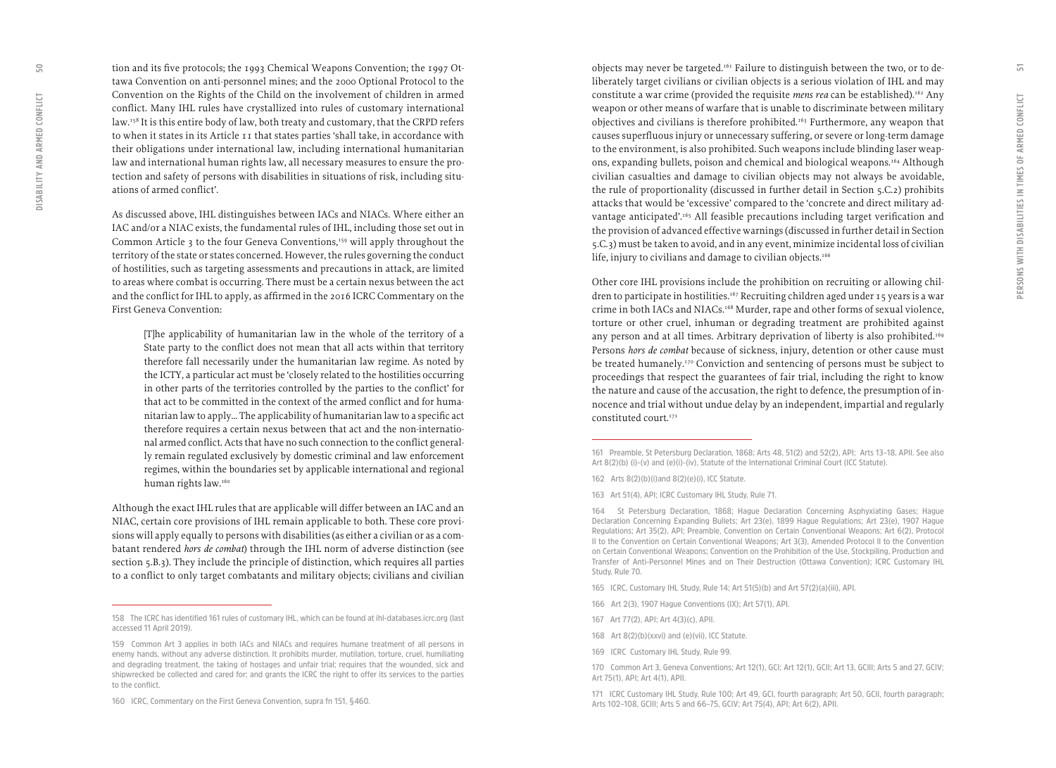tion and its five protocols; the 1993 Chemical Weapons Convention; the 1997 Ottawa Convention on anti-personnel mines; and the 2000 Optional Protocol to the Convention on the Rights of the Child on the involvement of children in armed conflict. Many IHL rules have crystallized into rules of customary international law.[158] It is this entire body of law, both treaty and customary, that the CRPD refers to when it states in its Article 11 that states parties 'shall take, in accordance with their obligations under international law, including international humanitarian law and international human rights law, all necessary measures to ensure the protection and safety of persons with disabilities in situations of risk, including situations of armed conflict'.

As discussed above, IHL distinguishes between IACs and NIACs. Where either an IAC and/or a NIAC exists, the fundamental rules of IHL, including those set out in Common Article 3 to the four Geneva Conventions,[159] will apply throughout the territory of the state or states concerned. However, the rules governing the conduct of hostilities, such as targeting assessments and precautions in attack, are limited to areas where combat is occurring. There must be a certain nexus between the act and the conflict for IHL to apply, as affirmed in the 2016 ICRC Commentary on the First Geneva Convention:

> [T]he applicability of humanitarian law in the whole of the territory of a State party to the conflict does not mean that all acts within that territory therefore fall necessarily under the humanitarian law regime. As noted by the ICTY, a particular act must be 'closely related to the hostilities occurring in other parts of the territories controlled by the parties to the conflict' for that act to be committed in the context of the armed conflict and for humanitarian law to apply… The applicability of humanitarian law to a specific act therefore requires a certain nexus between that act and the non-international armed conflict. Acts that have no such connection to the conflict generally remain regulated exclusively by domestic criminal and law enforcement regimes, within the boundaries set by applicable international and regional human rights law.[160]

Although the exact IHL rules that are applicable will differ between an IAC and an NIAC, certain core provisions of IHL remain applicable to both. These core provisions will apply equally to persons with disabilities (as either a civilian or as a combatant rendered *hors de combat*) through the IHL norm of adverse distinction (see section 5.B.3). They include the principle of distinction, which requires all parties to a conflict to only target combatants and military objects; civilians and civilian objects may never be targeted.[161] Failure to distinguish between the two, or to deliberately target civilians or civilian objects is a serious violation of IHL and may constitute a war crime (provided the requisite *mens rea* can be established).[162] Any weapon or other means of warfare that is unable to discriminate between military objectives and civilians is therefore prohibited.[163] Furthermore, any weapon that causes superfluous injury or unnecessary suffering, or severe or long-term damage to the environment, is also prohibited. Such weapons include blinding laser weapons, expanding bullets, poison and chemical and biological weapons.[164] Although civilian casualties and damage to civilian objects may not always be avoidable, the rule of proportionality (discussed in further detail in Section 5.C.2) prohibits attacks that would be 'excessive' compared to the 'concrete and direct military advantage anticipated'.[165] All feasible precautions including target verification and the provision of advanced effective warnings (discussed in further detail in Section 5.C.3) must be taken to avoid, and in any event, minimize incidental loss of civilian life, injury to civilians and damage to civilian objects.[166]

Other core IHL provisions include the prohibition on recruiting or allowing children to participate in hostilities.[167] Recruiting children aged under 15 years is a war crime in both IACs and NIACs.[168] Murder, rape and other forms of sexual violence, torture or other cruel, inhuman or degrading treatment are prohibited against any person and at all times. Arbitrary deprivation of liberty is also prohibited.[169] Persons *hors de combat* because of sickness, injury, detention or other cause must be treated humanely.[170] Conviction and sentencing of persons must be subject to proceedings that respect the guarantees of fair trial, including the right to know the nature and cause of the accusation, the right to defence, the presumption of innocence and trial without undue delay by an independent, impartial and regularly constituted court.[171]

---

158 The ICRC has identified 161 rules of customary IHL, which can be found at ihl-databases.icrc.org (last accessed 11 April 2019).

159 Common Art 3 applies in both IACs and NIACs and requires humane treatment of all persons in enemy hands, without any adverse distinction. It prohibits murder, mutilation, torture, cruel, humiliating and degrading treatment, the taking of hostages and unfair trial; requires that the wounded, sick and shipwrecked be collected and cared for; and grants the ICRC the right to offer its services to the parties to the conflict.

160 ICRC, Commentary on the First Geneva Convention, supra fn 151, §460.

161 Preamble, St Petersburg Declaration, 1868; Arts 48, 51(2) and 52(2), API; Arts 13–18, APII. See also Art 8(2)(b) (i)–(v) and (e)(i)–(iv), Statute of the International Criminal Court (ICC Statute).

162 Arts 8(2)(b)(i)and 8(2)(e)(i), ICC Statute.

163 Art 51(4), API; ICRC Customary IHL Study, Rule 71.

164 St Petersburg Declaration, 1868; Hague Declaration Concerning Asphyxiating Gases; Hague Declaration Concerning Expanding Bullets; Art 23(e), 1899 Hague Regulations; Art 23(e), 1907 Hague Regulations; Art 35(2), API; Preamble, Convention on Certain Conventional Weapons; Art 6(2), Protocol II to the Convention on Certain Conventional Weapons; Art 3(3), Amended Protocol II to the Convention on Certain Conventional Weapons; Convention on the Prohibition of the Use, Stockpiling, Production and Transfer of Anti-Personnel Mines and on Their Destruction (Ottawa Convention); ICRC Customary IHL Study, Rule 70.

165 ICRC, Customary IHL Study, Rule 14; Art 51(5)(b) and Art 57(2)(a)(iii), API.

166 Art 2(3), 1907 Hague Conventions (IX); Art 57(1), API.

167 Art 77(2), API; Art 4(3)(c), APII.

168 Art 8(2)(b)(xxvi) and (e)(vii), ICC Statute.

169 ICRC Customary IHL Study, Rule 99.

170 Common Art 3, Geneva Conventions; Art 12(1), GCI; Art 12(1), GCII; Art 13, GCIII; Arts 5 and 27, GCIV; Art 75(1), API; Art 4(1), APII.

171 ICRC Customary IHL Study, Rule 100; Art 49, GCI, fourth paragraph; Art 50, GCII, fourth paragraph; Arts 102–108, GCIII; Arts 5 and 66–75, GCIV; Art 75(4), API; Art 6(2), APII.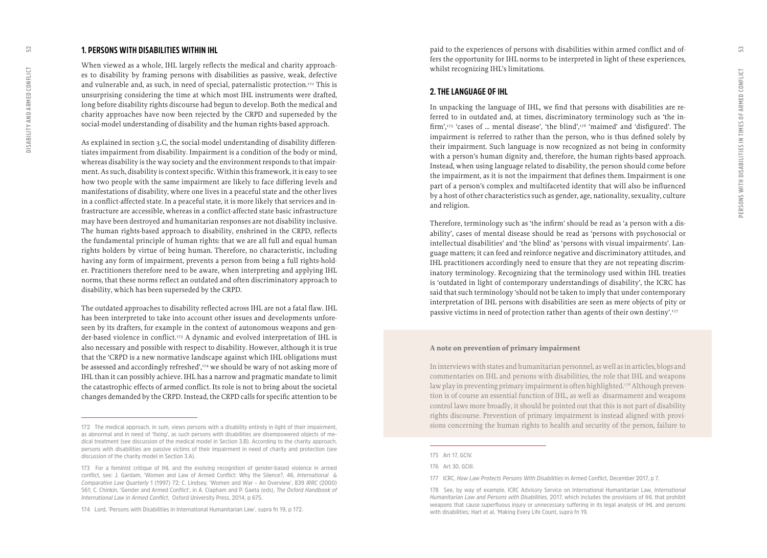## 1. PERSONS WITH DISABILITIES WITHIN IHL

When viewed as a whole, IHL largely reflects the medical and charity approaches to disability by framing persons with disabilities as passive, weak, defective and vulnerable and, as such, in need of special, paternalistic protection.[172] This is unsurprising considering the time at which most IHL instruments were drafted, long before disability rights discourse had begun to develop. Both the medical and charity approaches have now been rejected by the CRPD and superseded by the social-model understanding of disability and the human rights-based approach.

As explained in section 3.C, the social-model understanding of disability differentiates impairment from disability. Impairment is a condition of the body or mind, whereas disability is the way society and the environment responds to that impairment. As such, disability is context specific. Within this framework, it is easy to see how two people with the same impairment are likely to face differing levels and manifestations of disability, where one lives in a peaceful state and the other lives in a conflict-affected state. In a peaceful state, it is more likely that services and infrastructure are accessible, whereas in a conflict-affected state basic infrastructure may have been destroyed and humanitarian responses are not disability inclusive. The human rights-based approach to disability, enshrined in the CRPD, reflects the fundamental principle of human rights: that we are all full and equal human rights holders by virtue of being human. Therefore, no characteristic, including having any form of impairment, prevents a person from being a full rights-holder. Practitioners therefore need to be aware, when interpreting and applying IHL norms, that these norms reflect an outdated and often discriminatory approach to disability, which has been superseded by the CRPD.

The outdated approaches to disability reflected across IHL are not a fatal flaw. IHL has been interpreted to take into account other issues and developments unforeseen by its drafters, for example in the context of autonomous weapons and gender-based violence in conflict.[173] A dynamic and evolved interpretation of IHL is also necessary and possible with respect to disability. However, although it is true that the 'CRPD is a new normative landscape against which IHL obligations must be assessed and accordingly refreshed',[174] we should be wary of not asking more of IHL than it can possibly achieve. IHL has a narrow and pragmatic mandate to limit the catastrophic effects of armed conflict. Its role is not to bring about the societal changes demanded by the CRPD. Instead, the CRPD calls for specific attention to be paid to the experiences of persons with disabilities within armed conflict and offers the opportunity for IHL norms to be interpreted in light of these experiences, whilst recognizing IHL's limitations.

## 2. THE LANGUAGE OF IHL

In unpacking the language of IHL, we find that persons with disabilities are referred to in outdated and, at times, discriminatory terminology such as 'the infirm',[175] 'cases of ... mental disease', 'the blind',[176] 'maimed' and 'disfigured'. The impairment is referred to rather than the person, who is thus defined solely by their impairment. Such language is now recognized as not being in conformity with a person's human dignity and, therefore, the human rights-based approach. Instead, when using language related to disability, the person should come before the impairment, as it is not the impairment that defines them. Impairment is one part of a person's complex and multifaceted identity that will also be influenced by a host of other characteristics such as gender, age, nationality, sexuality, culture and religion.

Therefore, terminology such as 'the infirm' should be read as 'a person with a disability', cases of mental disease should be read as 'persons with psychosocial or intellectual disabilities' and 'the blind' as 'persons with visual impairments'. Language matters; it can feed and reinforce negative and discriminatory attitudes, and IHL practitioners accordingly need to ensure that they are not repeating discriminatory terminology. Recognizing that the terminology used within IHL treaties is 'outdated in light of contemporary understandings of disability', the ICRC has said that such terminology 'should not be taken to imply that under contemporary interpretation of IHL persons with disabilities are seen as mere objects of pity or passive victims in need of protection rather than agents of their own destiny'.[177]

**A note on prevention of primary impairment**

In interviews with states and humanitarian personnel, as well as in articles, blogs and commentaries on IHL and persons with disabilities, the role that IHL and weapons law play in preventing primary impairment is often highlighted.[178] Although prevention is of course an essential function of IHL, as well as disarmament and weapons control laws more broadly, it should be pointed out that this is not part of disability rights discourse. Prevention of primary impairment is instead aligned with provisions concerning the human rights to health and security of the person, failure to

---

172 The medical approach, in sum, views persons with a disability entirely in light of their impairment, as abnormal and in need of 'fixing', as such persons with disabilities are disempowered objects of medical treatment (see discussion of the medical model in Section 3.B). According to the charity approach, persons with disabilities are passive victims of their impairment in need of charity and protection (see discussion of the charity model in Section 3.A).

173 For a feminist critique of IHL and the evolving recognition of gender-based violence in armed conflict, see: J. Gardam, 'Women and Law of Armed Conflict: Why the Silence?, 46, *International & Comparative Law Quarterly* 1 (1997) 72; C. Lindsey, 'Women and War – An Overview', 839 *IRRC* (2000) 561; C. Chinkin, 'Gender and Armed Conflict', in A. Clapham and P. Gaeta (eds), *The Oxford Handbook of International Law in Armed Conflict*, Oxford University Press, 2014, p 675.

174 Lord, 'Persons with Disabilities in International Humanitarian Law', supra fn 19, p 172.

175 Art 17, GCIV.

176 Art 30, GCIII.

177 ICRC, *How Law Protects Persons With Disabilities* in Armed Conflict, December 2017, p 7.

178 See, by way of example, ICRC Advisory Service on International Humanitarian Law, *International Humanitarian Law and Persons with Disabilities*, 2017, which includes the provisions of IHL that prohibit weapons that cause superfluous injury or unnecessary suffering in its legal analysis of IHL and persons with disabilities; Hart et al, 'Making Every Life Count, supra fn 19.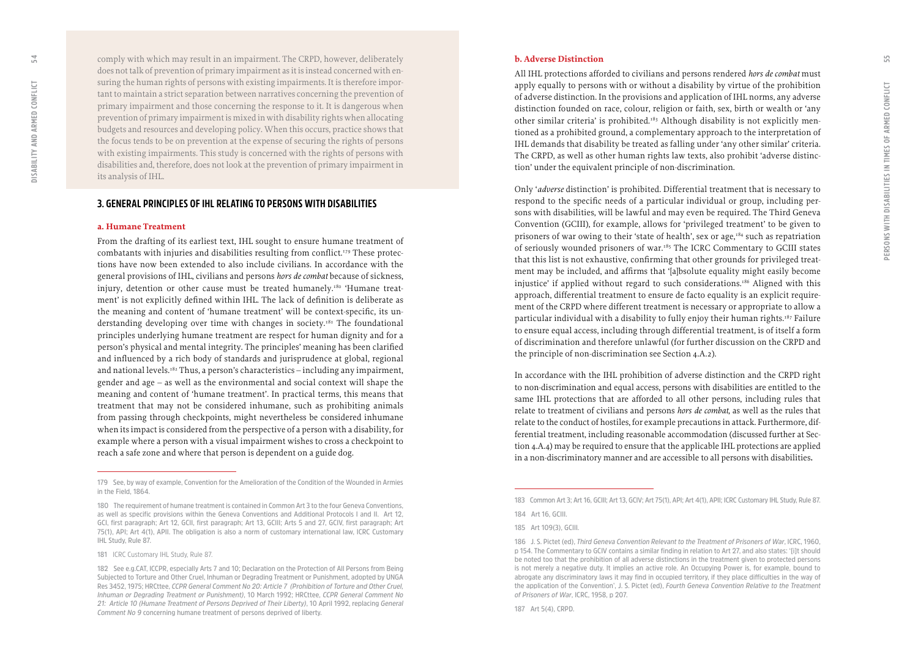comply with which may result in an impairment. The CRPD, however, deliberately does not talk of prevention of primary impairment as it is instead concerned with ensuring the human rights of persons with existing impairments. It is therefore important to maintain a strict separation between narratives concerning the prevention of primary impairment and those concerning the response to it. It is dangerous when prevention of primary impairment is mixed in with disability rights when allocating budgets and resources and developing policy. When this occurs, practice shows that the focus tends to be on prevention at the expense of securing the rights of persons with existing impairments. This study is concerned with the rights of persons with disabilities and, therefore, does not look at the prevention of primary impairment in its analysis of IHL.

## 3. GENERAL PRINCIPLES OF IHL RELATING TO PERSONS WITH DISABILITIES

### a. Humane Treatment

From the drafting of its earliest text, IHL sought to ensure humane treatment of combatants with injuries and disabilities resulting from conflict.[179] These protections have now been extended to also include civilians. In accordance with the general provisions of IHL, civilians and persons *hors de combat* because of sickness, injury, detention or other cause must be treated humanely.[180] 'Humane treatment' is not explicitly defined within IHL. The lack of definition is deliberate as the meaning and content of 'humane treatment' will be context-specific, its understanding developing over time with changes in society.[181] The foundational principles underlying humane treatment are respect for human dignity and for a person's physical and mental integrity. The principles' meaning has been clarified and influenced by a rich body of standards and jurisprudence at global, regional and national levels.[182] Thus, a person's characteristics – including any impairment, gender and age – as well as the environmental and social context will shape the meaning and content of 'humane treatment'. In practical terms, this means that treatment that may not be considered inhumane, such as prohibiting animals from passing through checkpoints, might nevertheless be considered inhumane when its impact is considered from the perspective of a person with a disability, for example where a person with a visual impairment wishes to cross a checkpoint to reach a safe zone and where that person is dependent on a guide dog.

179 See, by way of example, Convention for the Amelioration of the Condition of the Wounded in Armies in the Field, 1864.

180 The requirement of humane treatment is contained in Common Art 3 to the four Geneva Conventions, as well as specific provisions within the Geneva Conventions and Additional Protocols I and II. Art 12, GCI, first paragraph; Art 12, GCII, first paragraph; Art 13, GCIII; Arts 5 and 27, GCIV, first paragraph; Art 75(1), API; Art 4(1), APII. The obligation is also a norm of customary international law, ICRC Customary IHL Study, Rule 87.

181 ICRC Customary IHL Study, Rule 87.

182 See e.g.CAT, ICCPR, especially Arts 7 and 10; Declaration on the Protection of All Persons from Being Subjected to Torture and Other Cruel, Inhuman or Degrading Treatment or Punishment, adopted by UNGA Res 3452, 1975; HRCttee, *CCPR General Comment No 20: Article 7 (Prohibition of Torture and Other Cruel, Inhuman or Degrading Treatment or Punishment)*, 10 March 1992; HRCttee, *CCPR General Comment No 21: Article 10 (Humane Treatment of Persons Deprived of Their Liberty)*, 10 April 1992, replacing *General Comment No 9* concerning humane treatment of persons deprived of liberty.

### b. Adverse Distinction

All IHL protections afforded to civilians and persons rendered *hors de combat* must apply equally to persons with or without a disability by virtue of the prohibition of adverse distinction. In the provisions and application of IHL norms, any adverse distinction founded on race, colour, religion or faith, sex, birth or wealth or 'any other similar criteria' is prohibited.[183] Although disability is not explicitly mentioned as a prohibited ground, a complementary approach to the interpretation of IHL demands that disability be treated as falling under 'any other similar' criteria. The CRPD, as well as other human rights law texts, also prohibit 'adverse distinction' under the equivalent principle of non-discrimination.

Only '*adverse* distinction' is prohibited. Differential treatment that is necessary to respond to the specific needs of a particular individual or group, including persons with disabilities, will be lawful and may even be required. The Third Geneva Convention (GCIII), for example, allows for 'privileged treatment' to be given to prisoners of war owing to their 'state of health', sex or age,[184] such as repatriation of seriously wounded prisoners of war.[185] The ICRC Commentary to GCIII states that this list is not exhaustive, confirming that other grounds for privileged treatment may be included, and affirms that '[a]bsolute equality might easily become injustice' if applied without regard to such considerations.[186] Aligned with this approach, differential treatment to ensure de facto equality is an explicit requirement of the CRPD where different treatment is necessary or appropriate to allow a particular individual with a disability to fully enjoy their human rights.[187] Failure to ensure equal access, including through differential treatment, is of itself a form of discrimination and therefore unlawful (for further discussion on the CRPD and the principle of non-discrimination see Section 4.A.2).

In accordance with the IHL prohibition of adverse distinction and the CRPD right to non-discrimination and equal access, persons with disabilities are entitled to the same IHL protections that are afforded to all other persons, including rules that relate to treatment of civilians and persons *hors de combat*, as well as the rules that relate to the conduct of hostiles, for example precautions in attack. Furthermore, differential treatment, including reasonable accommodation (discussed further at Section 4.A.4) may be required to ensure that the applicable IHL protections are applied in a non-discriminatory manner and are accessible to all persons with disabilities.

183 Common Art 3; Art 16, GCIII; Art 13, GCIV; Art 75(1), API; Art 4(1), APII; ICRC Customary IHL Study, Rule 87.

184 Art 16, GCIII.

185 Art 109(3), GCIII.

186 J. S. Pictet (ed), *Third Geneva Convention Relevant to the Treatment of Prisoners of War*, ICRC, 1960, p 154. The Commentary to GCIV contains a similar finding in relation to Art 27, and also states: '[i]t should be noted too that the prohibition of all adverse distinctions in the treatment given to protected persons is not merely a negative duty. It implies an active role. An Occupying Power is, for example, bound to abrogate any discriminatory laws it may find in occupied territory, if they place difficulties in the way of the application of the Convention', J. S. Pictet (ed), *Fourth Geneva Convention Relative to the Treatment of Prisoners of War*, ICRC, 1958, p 207.

187 Art 5(4), CRPD.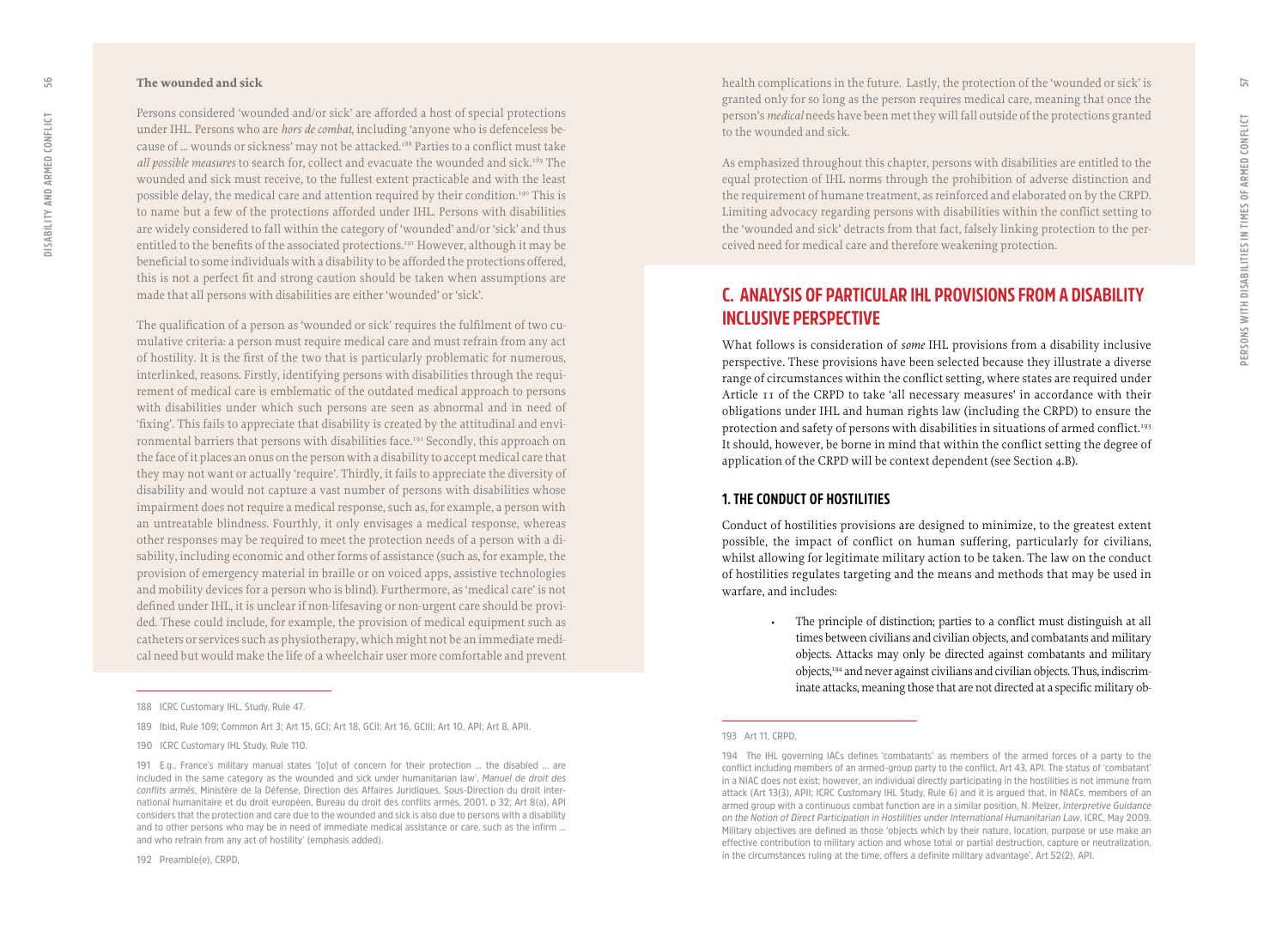### The wounded and sick

Persons considered 'wounded and/or sick' are afforded a host of special protections under IHL. Persons who are *hors de combat*, including 'anyone who is defenceless because of ... wounds or sickness' may not be attacked.[188] Parties to a conflict must take *all possible measures* to search for, collect and evacuate the wounded and sick.[189] The wounded and sick must receive, to the fullest extent practicable and with the least possible delay, the medical care and attention required by their condition.[190] This is to name but a few of the protections afforded under IHL. Persons with disabilities are widely considered to fall within the category of 'wounded' and/or 'sick' and thus entitled to the benefits of the associated protections.[191] However, although it may be beneficial to some individuals with a disability to be afforded the protections offered, this is not a perfect fit and strong caution should be taken when assumptions are made that all persons with disabilities are either 'wounded' or 'sick'.

The qualification of a person as 'wounded or sick' requires the fulfilment of two cumulative criteria: a person must require medical care and must refrain from any act of hostility. It is the first of the two that is particularly problematic for numerous, interlinked, reasons. Firstly, identifying persons with disabilities through the requirement of medical care is emblematic of the outdated medical approach to persons with disabilities under which such persons are seen as abnormal and in need of 'fixing'. This fails to appreciate that disability is created by the attitudinal and environmental barriers that persons with disabilities face.[192] Secondly, this approach on the face of it places an onus on the person with a disability to accept medical care that they may not want or actually 'require'. Thirdly, it fails to appreciate the diversity of disability and would not capture a vast number of persons with disabilities whose impairment does not require a medical response, such as, for example, a person with an untreatable blindness. Fourthly, it only envisages a medical response, whereas other responses may be required to meet the protection needs of a person with a disability, including economic and other forms of assistance (such as, for example, the provision of emergency material in braille or on voiced apps, assistive technologies and mobility devices for a person who is blind). Furthermore, as 'medical care' is not defined under IHL, it is unclear if non-lifesaving or non-urgent care should be provided. These could include, for example, the provision of medical equipment such as catheters or services such as physiotherapy, which might not be an immediate medical need but would make the life of a wheelchair user more comfortable and prevent health complications in the future. Lastly, the protection of the 'wounded or sick' is granted only for so long as the person requires medical care, meaning that once the person's *medical* needs have been met they will fall outside of the protections granted to the wounded and sick.

As emphasized throughout this chapter, persons with disabilities are entitled to the equal protection of IHL norms through the prohibition of adverse distinction and the requirement of humane treatment, as reinforced and elaborated on by the CRPD. Limiting advocacy regarding persons with disabilities within the conflict setting to the 'wounded and sick' detracts from that fact, falsely linking protection to the perceived need for medical care and therefore weakening protection.

## C. ANALYSIS OF PARTICULAR IHL PROVISIONS FROM A DISABILITY INCLUSIVE PERSPECTIVE

What follows is consideration of *some* IHL provisions from a disability inclusive perspective. These provisions have been selected because they illustrate a diverse range of circumstances within the conflict setting, where states are required under Article 11 of the CRPD to take 'all necessary measures' in accordance with their obligations under IHL and human rights law (including the CRPD) to ensure the protection and safety of persons with disabilities in situations of armed conflict.[193] It should, however, be borne in mind that within the conflict setting the degree of application of the CRPD will be context dependent (see Section 4.B).

### 1. THE CONDUCT OF HOSTILITIES

Conduct of hostilities provisions are designed to minimize, to the greatest extent possible, the impact of conflict on human suffering, particularly for civilians, whilst allowing for legitimate military action to be taken. The law on the conduct of hostilities regulates targeting and the means and methods that may be used in warfare, and includes:

- The principle of distinction; parties to a conflict must distinguish at all times between civilians and civilian objects, and combatants and military objects. Attacks may only be directed against combatants and military objects,[194] and never against civilians and civilian objects. Thus, indiscriminate attacks, meaning those that are not directed at a specific military ob-

---

188 ICRC Customary IHL, Study, Rule 47.

189 Ibid, Rule 109; Common Art 3; Art 15, GCI; Art 18, GCII; Art 16, GCIII; Art 10, API; Art 8, APII.

190 ICRC Customary IHL Study, Rule 110.

191 E.g., France's military manual states '[o]ut of concern for their protection ... the disabled ... are included in the same category as the wounded and sick under humanitarian law', *Manuel de droit des conflits armés*, Ministère de la Défense, Direction des Affaires Juridiques, Sous-Direction du droit international humanitaire et du droit européen, Bureau du droit des conflits armés, 2001, p 32; Art 8(a), API considers that the protection and care due to the wounded and sick is also due to persons with a disability and to other persons who may be in need of immediate medical assistance or care, such as the infirm ... and who refrain from any act of hostility' (emphasis added).

192 Preamble(e), CRPD.

193 Art 11, CRPD.

194 The IHL governing IACs defines 'combatants' as members of the armed forces of a party to the conflict including members of an armed-group party to the conflict, Art 43, API. The status of 'combatant' in a NIAC does not exist; however, an individual directly participating in the hostilities is not immune from attack (Art 13(3), APII; ICRC Customary IHL Study, Rule 6) and it is argued that, in NIACs, members of an armed group with a continuous combat function are in a similar position, N. Melzer, *Interpretive Guidance on the Notion of Direct Participation in Hostilities under International Humanitarian Law*, ICRC, May 2009. Military objectives are defined as those 'objects which by their nature, location, purpose or use make an effective contribution to military action and whose total or partial destruction, capture or neutralization, in the circumstances ruling at the time, offers a definite military advantage', Art 52(2), API.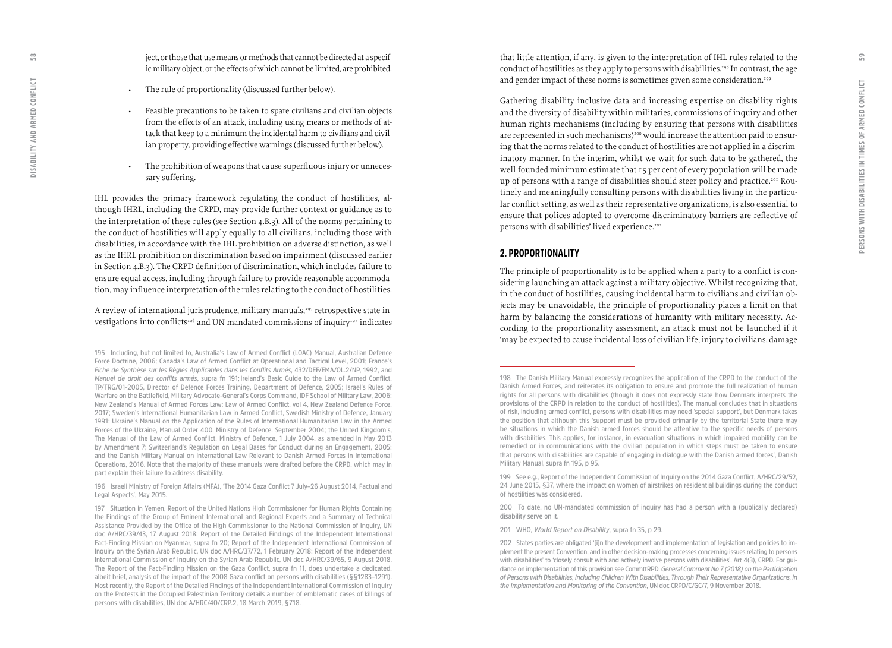ject, or those that use means or methods that cannot be directed at a specific military object, or the effects of which cannot be limited, are prohibited.

- The rule of proportionality (discussed further below).
- Feasible precautions to be taken to spare civilians and civilian objects from the effects of an attack, including using means or methods of attack that keep to a minimum the incidental harm to civilians and civilian property, providing effective warnings (discussed further below).
- The prohibition of weapons that cause superfluous injury or unnecessary suffering.

IHL provides the primary framework regulating the conduct of hostilities, although IHRL, including the CRPD, may provide further context or guidance as to the interpretation of these rules (see Section 4.B.3). All of the norms pertaining to the conduct of hostilities will apply equally to all civilians, including those with disabilities, in accordance with the IHL prohibition on adverse distinction, as well as the IHRL prohibition on discrimination based on impairment (discussed earlier in Section 4.B.3). The CRPD definition of discrimination, which includes failure to ensure equal access, including through failure to provide reasonable accommodation, may influence interpretation of the rules relating to the conduct of hostilities.

A review of international jurisprudence, military manuals,[195] retrospective state investigations into conflicts[196] and UN-mandated commissions of inquiry[197] indicates that little attention, if any, is given to the interpretation of IHL rules related to the conduct of hostilities as they apply to persons with disabilities.[198] In contrast, the age and gender impact of these norms is sometimes given some consideration.[199]

Gathering disability inclusive data and increasing expertise on disability rights and the diversity of disability within militaries, commissions of inquiry and other human rights mechanisms (including by ensuring that persons with disabilities are represented in such mechanisms)[200] would increase the attention paid to ensuring that the norms related to the conduct of hostilities are not applied in a discriminatory manner. In the interim, whilst we wait for such data to be gathered, the well-founded minimum estimate that 15 per cent of every population will be made up of persons with a range of disabilities should steer policy and practice.[201] Routinely and meaningfully consulting persons with disabilities living in the particular conflict setting, as well as their representative organizations, is also essential to ensure that polices adopted to overcome discriminatory barriers are reflective of persons with disabilities' lived experience.[202]

## 2. PROPORTIONALITY

The principle of proportionality is to be applied when a party to a conflict is considering launching an attack against a military objective. Whilst recognizing that, in the conduct of hostilities, causing incidental harm to civilians and civilian objects may be unavoidable, the principle of proportionality places a limit on that harm by balancing the considerations of humanity with military necessity. According to the proportionality assessment, an attack must not be launched if it 'may be expected to cause incidental loss of civilian life, injury to civilians, damage

---

195 Including, but not limited to, Australia's Law of Armed Conflict (LOAC) Manual, Australian Defence Force Doctrine, 2006; Canada's Law of Armed Conflict at Operational and Tactical Level, 2001; France's *Fiche de Synthèse sur les Règles Applicables dans les Conflits Armés*, 432/DEF/EMA/OL.2/NP, 1992, and *Manuel de droit des conflits armés*, supra fn 191; Ireland's Basic Guide to the Law of Armed Conflict, TP/TRG/01-2005, Director of Defence Forces Training, Department of Defence, 2005; Israel's Rules of Warfare on the Battlefield, Military Advocate-General's Corps Command, IDF School of Military Law, 2006; New Zealand's Manual of Armed Forces Law: Law of Armed Conflict, vol 4, New Zealand Defence Force, 2017; Sweden's International Humanitarian Law in Armed Conflict, Swedish Ministry of Defence, January 1991; Ukraine's Manual on the Application of the Rules of International Humanitarian Law in the Armed Forces of the Ukraine, Manual Order 400, Ministry of Defence, September 2004; the United Kingdom's, The Manual of the Law of Armed Conflict, Ministry of Defence, 1 July 2004, as amended in May 2013 by Amendment 7; Switzerland's Regulation on Legal Bases for Conduct during an Engagement, 2005; and the Danish Military Manual on International Law Relevant to Danish Armed Forces in International Operations, 2016. Note that the majority of these manuals were drafted before the CRPD, which may in part explain their failure to address disability.

196 Israeli Ministry of Foreign Affairs (MFA), 'The 2014 Gaza Conflict 7 July–26 August 2014, Factual and Legal Aspects', May 2015.

197 Situation in Yemen, Report of the United Nations High Commissioner for Human Rights Containing the Findings of the Group of Eminent International and Regional Experts and a Summary of Technical Assistance Provided by the Office of the High Commissioner to the National Commission of Inquiry, UN doc A/HRC/39/43, 17 August 2018; Report of the Detailed Findings of the Independent International Fact-Finding Mission on Myanmar, supra fn 20; Report of the Independent International Commission of Inquiry on the Syrian Arab Republic, UN doc A/HRC/37/72, 1 February 2018; Report of the Independent International Commission of Inquiry on the Syrian Arab Republic, UN doc A/HRC/39/65, 9 August 2018. The Report of the Fact-Finding Mission on the Gaza Conflict, supra fn 11, does undertake a dedicated, albeit brief, analysis of the impact of the 2008 Gaza conflict on persons with disabilities (§§1283–1291). Most recently, the Report of the Detailed Findings of the Independent International Commission of Inquiry on the Protests in the Occupied Palestinian Territory details a number of emblematic cases of killings of persons with disabilities, UN doc A/HRC/40/CRP.2, 18 March 2019, §718.

198 The Danish Military Manual expressly recognizes the application of the CRPD to the conduct of the Danish Armed Forces, and reiterates its obligation to ensure and promote the full realization of human rights for all persons with disabilities (though it does not expressly state how Denmark interprets the provisions of the CRPD in relation to the conduct of hostilities). The manual concludes that in situations of risk, including armed conflict, persons with disabilities may need 'special support', but Denmark takes the position that although this 'support must be provided primarily by the territorial State there may be situations in which the Danish armed forces should be attentive to the specific needs of persons with disabilities. This applies, for instance, in evacuation situations in which impaired mobility can be remedied or in communications with the civilian population in which steps must be taken to ensure that persons with disabilities are capable of engaging in dialogue with the Danish armed forces', Danish Military Manual, supra fn 195, p 95.

199 See e.g., Report of the Independent Commission of Inquiry on the 2014 Gaza Conflict, A/HRC/29/52, 24 June 2015, §37, where the impact on women of airstrikes on residential buildings during the conduct of hostilities was considered.

200 To date, no UN-mandated commission of inquiry has had a person with a (publically declared) disability serve on it.

201 WHO, *World Report on Disability*, supra fn 35, p 29.

202 States parties are obligated '[i]n the development and implementation of legislation and policies to implement the present Convention, and in other decision-making processes concerning issues relating to persons with disabilities' to 'closely consult with and actively involve persons with disabilities', Art 4(3), CRPD. For guidance on implementation of this provision see CommttRPD, *General Comment No 7 (2018) on the Participation of Persons with Disabilities, Including Children With Disabilities, Through Their Representative Organizations, in the Implementation and Monitoring of the Convention*, UN doc CRPD/C/GC/7, 9 November 2018.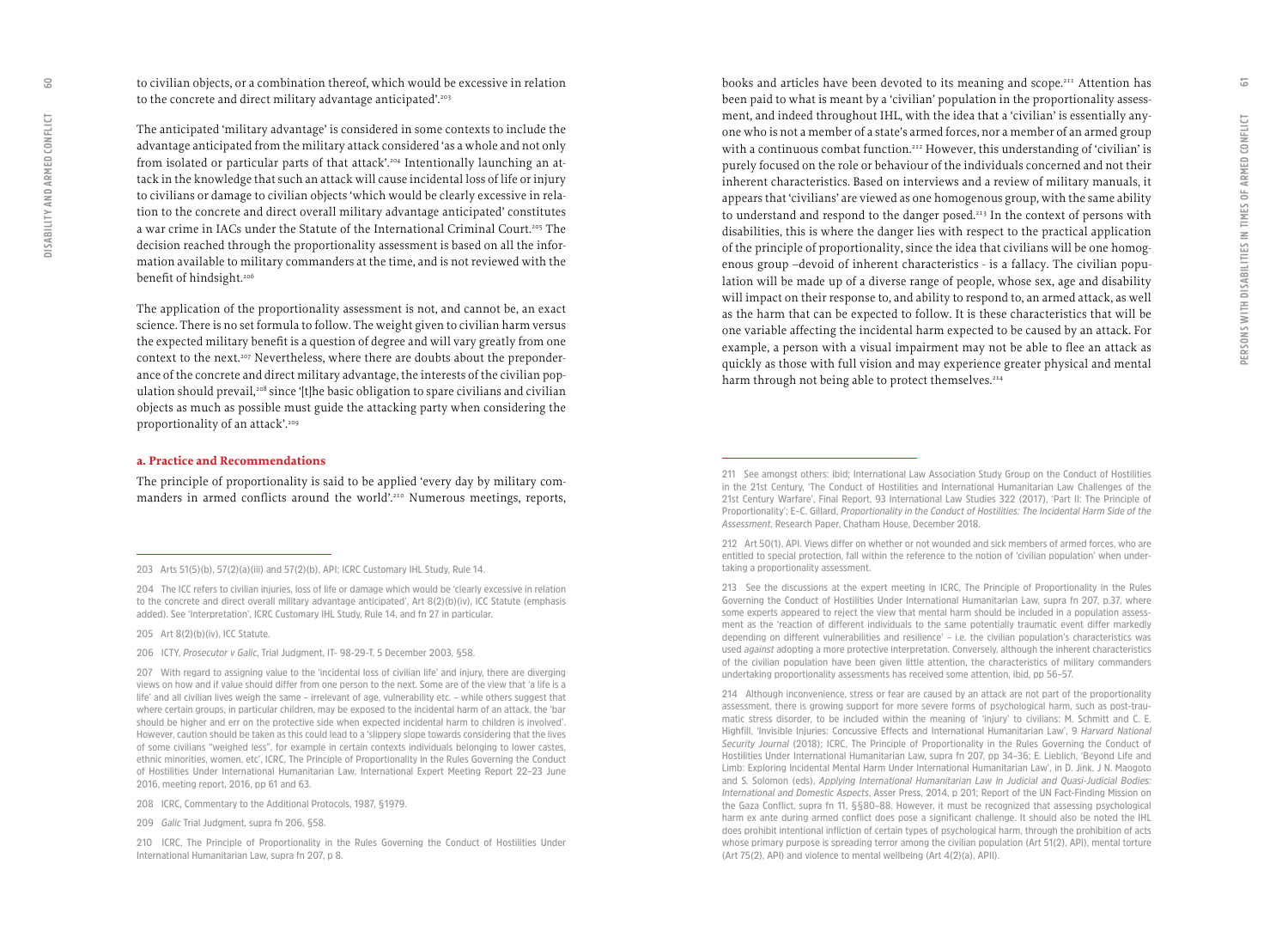to civilian objects, or a combination thereof, which would be excessive in relation to the concrete and direct military advantage anticipated'.[203]

The anticipated 'military advantage' is considered in some contexts to include the advantage anticipated from the military attack considered 'as a whole and not only from isolated or particular parts of that attack'.[204] Intentionally launching an attack in the knowledge that such an attack will cause incidental loss of life or injury to civilians or damage to civilian objects 'which would be clearly excessive in relation to the concrete and direct overall military advantage anticipated' constitutes a war crime in IACs under the Statute of the International Criminal Court.[205] The decision reached through the proportionality assessment is based on all the information available to military commanders at the time, and is not reviewed with the benefit of hindsight.[206]

The application of the proportionality assessment is not, and cannot be, an exact science. There is no set formula to follow. The weight given to civilian harm versus the expected military benefit is a question of degree and will vary greatly from one context to the next.[207] Nevertheless, where there are doubts about the preponderance of the concrete and direct military advantage, the interests of the civilian population should prevail,[208] since '[t]he basic obligation to spare civilians and civilian objects as much as possible must guide the attacking party when considering the proportionality of an attack'.[209]

### a. Practice and Recommendations

The principle of proportionality is said to be applied 'every day by military commanders in armed conflicts around the world'.[210] Numerous meetings, reports, books and articles have been devoted to its meaning and scope.[211] Attention has been paid to what is meant by a 'civilian' population in the proportionality assessment, and indeed throughout IHL, with the idea that a 'civilian' is essentially anyone who is not a member of a state's armed forces, nor a member of an armed group with a continuous combat function.[212] However, this understanding of 'civilian' is purely focused on the role or behaviour of the individuals concerned and not their inherent characteristics. Based on interviews and a review of military manuals, it appears that 'civilians' are viewed as one homogenous group, with the same ability to understand and respond to the danger posed.[213] In the context of persons with disabilities, this is where the danger lies with respect to the practical application of the principle of proportionality, since the idea that civilians will be one homogenous group –devoid of inherent characteristics - is a fallacy. The civilian population will be made up of a diverse range of people, whose sex, age and disability will impact on their response to, and ability to respond to, an armed attack, as well as the harm that can be expected to follow. It is these characteristics that will be one variable affecting the incidental harm expected to be caused by an attack. For example, a person with a visual impairment may not be able to flee an attack as quickly as those with full vision and may experience greater physical and mental harm through not being able to protect themselves.[214]

---

203 Arts 51(5)(b), 57(2)(a)(iii) and 57(2)(b), API; ICRC Customary IHL Study, Rule 14.

204 The ICC refers to civilian injuries, loss of life or damage which would be 'clearly excessive in relation to the concrete and direct overall military advantage anticipated', Art 8(2)(b)(iv), ICC Statute (emphasis added). See 'Interpretation', ICRC Customary IHL Study, Rule 14, and fn 27 in particular.

205 Art 8(2)(b)(iv), ICC Statute.

206 ICTY, *Prosecutor v Galic*, Trial Judgment, IT- 98-29-T, 5 December 2003, §58.

207 With regard to assigning value to the 'incidental loss of civilian life' and injury, there are diverging views on how and if value should differ from one person to the next. Some are of the view that 'a life is a life' and all civilian lives weigh the same – irrelevant of age, vulnerability etc. – while others suggest that where certain groups, in particular children, may be exposed to the incidental harm of an attack, the 'bar should be higher and err on the protective side when expected incidental harm to children is involved'. However, caution should be taken as this could lead to a 'slippery slope towards considering that the lives of some civilians "weighed less", for example in certain contexts individuals belonging to lower castes, ethnic minorities, women, etc', ICRC, The Principle of Proportionality in the Rules Governing the Conduct of Hostilities Under International Humanitarian Law, International Expert Meeting Report 22–23 June 2016, meeting report, 2016, pp 61 and 63.

208 ICRC, Commentary to the Additional Protocols, 1987, §1979.

209 *Galic* Trial Judgment, supra fn 206, §58.

210 ICRC, The Principle of Proportionality in the Rules Governing the Conduct of Hostilities Under International Humanitarian Law, supra fn 207, p 8.

211 See amongst others: ibid; International Law Association Study Group on the Conduct of Hostilities in the 21st Century, 'The Conduct of Hostilities and International Humanitarian Law Challenges of the 21st Century Warfare', Final Report, 93 International Law Studies 322 (2017), 'Part II: The Principle of Proportionality'; E–C. Gillard, *Proportionality in the Conduct of Hostilities: The Incidental Harm Side of the Assessment*, Research Paper, Chatham House, December 2018.

212 Art 50(1), API. Views differ on whether or not wounded and sick members of armed forces, who are entitled to special protection, fall within the reference to the notion of 'civilian population' when undertaking a proportionality assessment.

213 See the discussions at the expert meeting in ICRC, The Principle of Proportionality in the Rules Governing the Conduct of Hostilities Under International Humanitarian Law, supra fn 207, p.37, where some experts appeared to reject the view that mental harm should be included in a population assessment as the 'reaction of different individuals to the same potentially traumatic event differ markedly depending on different vulnerabilities and resilience' – i.e. the civilian population's characteristics was used *against* adopting a more protective interpretation. Conversely, although the inherent characteristics of the civilian population have been given little attention, the characteristics of military commanders undertaking proportionality assessments has received some attention, ibid, pp 56–57.

214 Although inconvenience, stress or fear are caused by an attack are not part of the proportionality assessment, there is growing support for more severe forms of psychological harm, such as post-traumatic stress disorder, to be included within the meaning of 'injury' to civilians: M. Schmitt and C. E. Highfill, 'Invisible Injuries: Concussive Effects and International Humanitarian Law', 9 *Harvard National Security Journal* (2018); ICRC, The Principle of Proportionality in the Rules Governing the Conduct of Hostilities Under International Humanitarian Law, supra fn 207, pp 34–36; E. Lieblich, 'Beyond Life and Limb: Exploring Incidental Mental Harm Under International Humanitarian Law', in D. Jink, J N. Maogoto and S. Solomon (eds), *Applying International Humanitarian Law in Judicial and Quasi-Judicial Bodies: International and Domestic Aspects*, Asser Press, 2014, p 201; Report of the UN Fact-Finding Mission on the Gaza Conflict, supra fn 11, §§80–88. However, it must be recognized that assessing psychological harm ex ante during armed conflict does pose a significant challenge. It should also be noted the IHL does prohibit intentional infliction of certain types of psychological harm, through the prohibition of acts whose primary purpose is spreading terror among the civilian population (Art 51(2), API), mental torture (Art 75(2), API) and violence to mental wellbeing (Art 4(2)(a), APII).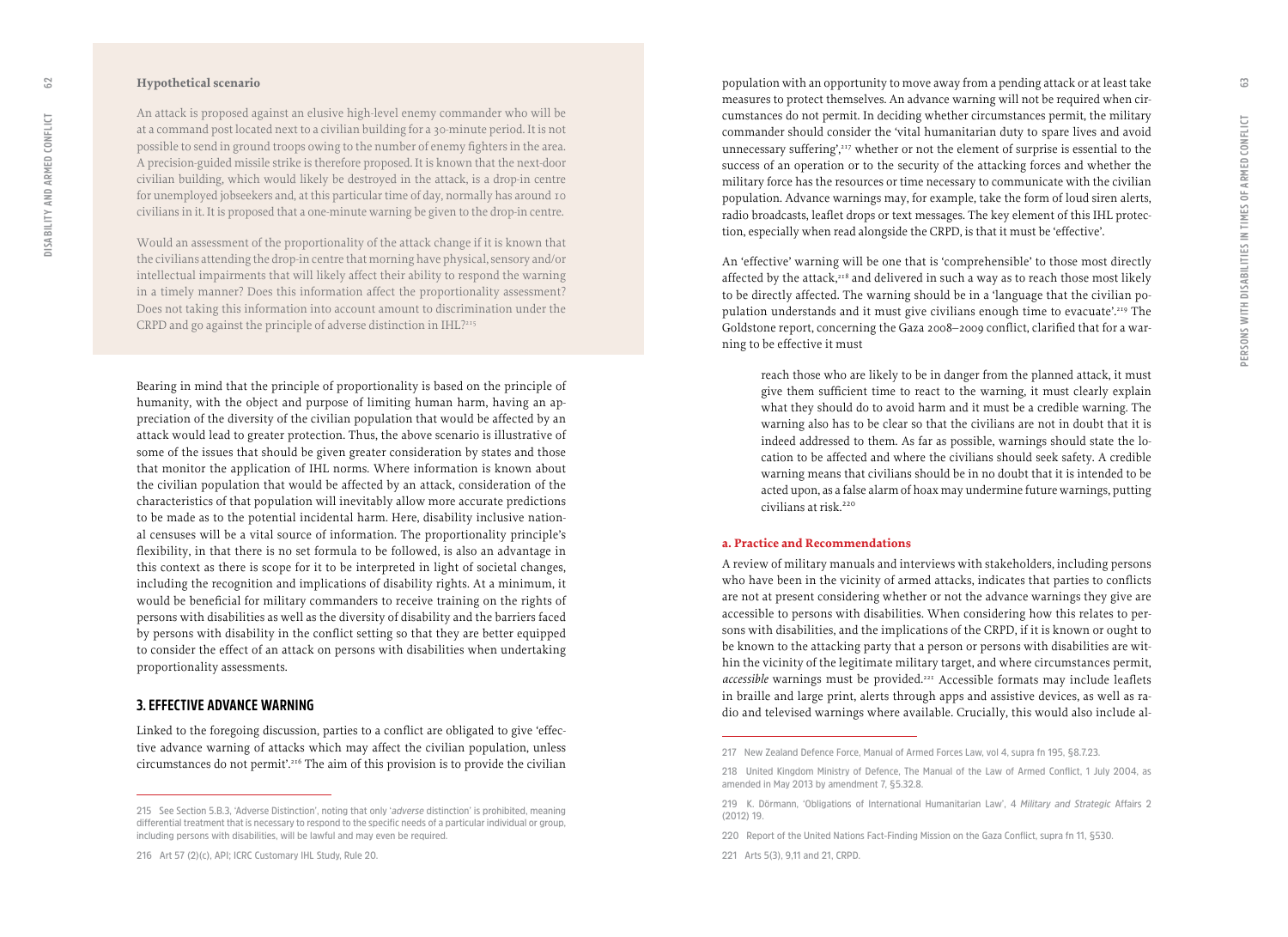**Hypothetical scenario**

An attack is proposed against an elusive high-level enemy commander who will be at a command post located next to a civilian building for a 30-minute period. It is not possible to send in ground troops owing to the number of enemy fighters in the area. A precision-guided missile strike is therefore proposed. It is known that the next-door civilian building, which would likely be destroyed in the attack, is a drop-in centre for unemployed jobseekers and, at this particular time of day, normally has around 10 civilians in it. It is proposed that a one-minute warning be given to the drop-in centre.

Would an assessment of the proportionality of the attack change if it is known that the civilians attending the drop-in centre that morning have physical, sensory and/or intellectual impairments that will likely affect their ability to respond the warning in a timely manner? Does this information affect the proportionality assessment? Does not taking this information into account amount to discrimination under the CRPD and go against the principle of adverse distinction in IHL?[215]

Bearing in mind that the principle of proportionality is based on the principle of humanity, with the object and purpose of limiting human harm, having an appreciation of the diversity of the civilian population that would be affected by an attack would lead to greater protection. Thus, the above scenario is illustrative of some of the issues that should be given greater consideration by states and those that monitor the application of IHL norms. Where information is known about the civilian population that would be affected by an attack, consideration of the characteristics of that population will inevitably allow more accurate predictions to be made as to the potential incidental harm. Here, disability inclusive national censuses will be a vital source of information. The proportionality principle's flexibility, in that there is no set formula to be followed, is also an advantage in this context as there is scope for it to be interpreted in light of societal changes, including the recognition and implications of disability rights. At a minimum, it would be beneficial for military commanders to receive training on the rights of persons with disabilities as well as the diversity of disability and the barriers faced by persons with disability in the conflict setting so that they are better equipped to consider the effect of an attack on persons with disabilities when undertaking proportionality assessments.

## 3. EFFECTIVE ADVANCE WARNING

Linked to the foregoing discussion, parties to a conflict are obligated to give 'effective advance warning of attacks which may affect the civilian population, unless circumstances do not permit'.[216] The aim of this provision is to provide the civilian population with an opportunity to move away from a pending attack or at least take measures to protect themselves. An advance warning will not be required when circumstances do not permit. In deciding whether circumstances permit, the military commander should consider the 'vital humanitarian duty to spare lives and avoid unnecessary suffering',[217] whether or not the element of surprise is essential to the success of an operation or to the security of the attacking forces and whether the military force has the resources or time necessary to communicate with the civilian population. Advance warnings may, for example, take the form of loud siren alerts, radio broadcasts, leaflet drops or text messages. The key element of this IHL protection, especially when read alongside the CRPD, is that it must be 'effective'.

An 'effective' warning will be one that is 'comprehensible' to those most directly affected by the attack,[218] and delivered in such a way as to reach those most likely to be directly affected. The warning should be in a 'language that the civilian population understands and it must give civilians enough time to evacuate'.[219] The Goldstone report, concerning the Gaza 2008–2009 conflict, clarified that for a warning to be effective it must

> reach those who are likely to be in danger from the planned attack, it must give them sufficient time to react to the warning, it must clearly explain what they should do to avoid harm and it must be a credible warning. The warning also has to be clear so that the civilians are not in doubt that it is indeed addressed to them. As far as possible, warnings should state the location to be affected and where the civilians should seek safety. A credible warning means that civilians should be in no doubt that it is intended to be acted upon, as a false alarm of hoax may undermine future warnings, putting civilians at risk.[220]

### a. Practice and Recommendations

A review of military manuals and interviews with stakeholders, including persons who have been in the vicinity of armed attacks, indicates that parties to conflicts are not at present considering whether or not the advance warnings they give are accessible to persons with disabilities. When considering how this relates to persons with disabilities, and the implications of the CRPD, if it is known or ought to be known to the attacking party that a person or persons with disabilities are within the vicinity of the legitimate military target, and where circumstances permit, *accessible* warnings must be provided.[221] Accessible formats may include leaflets in braille and large print, alerts through apps and assistive devices, as well as radio and televised warnings where available. Crucially, this would also include al-

---

215 See Section 5.B.3, 'Adverse Distinction', noting that only '*adverse* distinction' is prohibited, meaning differential treatment that is necessary to respond to the specific needs of a particular individual or group, including persons with disabilities, will be lawful and may even be required.

216 Art 57 (2)(c), API; ICRC Customary IHL Study, Rule 20.

217 New Zealand Defence Force, Manual of Armed Forces Law, vol 4, supra fn 195, §8.7.23.

218 United Kingdom Ministry of Defence, The Manual of the Law of Armed Conflict, 1 July 2004, as amended in May 2013 by amendment 7, §5.32.8.

219 K. Dörmann, 'Obligations of International Humanitarian Law', 4 *Military and Strategic* Affairs 2 (2012) 19.

220 Report of the United Nations Fact-Finding Mission on the Gaza Conflict, supra fn 11, §530.

221 Arts 5(3), 9,11 and 21, CRPD.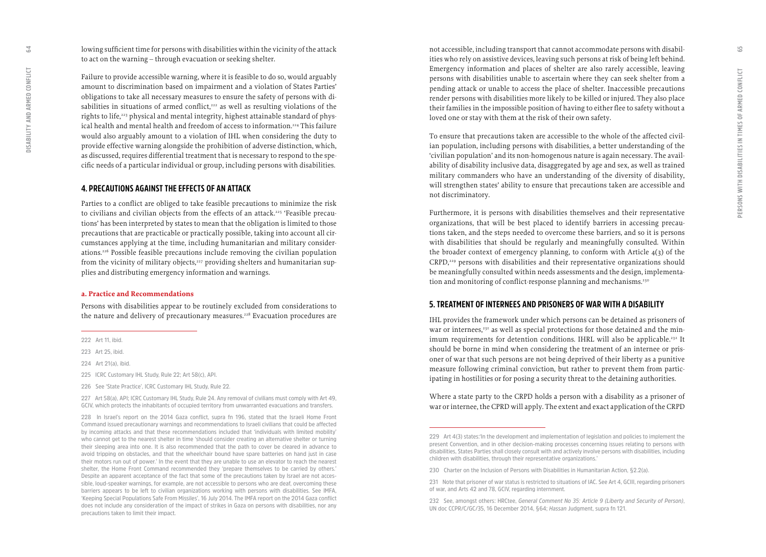lowing sufficient time for persons with disabilities within the vicinity of the attack to act on the warning – through evacuation or seeking shelter.

Failure to provide accessible warning, where it is feasible to do so, would arguably amount to discrimination based on impairment and a violation of States Parties' obligations to take all necessary measures to ensure the safety of persons with disabilities in situations of armed conflict,[222] as well as resulting violations of the rights to life,[223] physical and mental integrity, highest attainable standard of physical health and mental health and freedom of access to information.[224] This failure would also arguably amount to a violation of IHL when considering the duty to provide effective warning alongside the prohibition of adverse distinction, which, as discussed, requires differential treatment that is necessary to respond to the specific needs of a particular individual or group, including persons with disabilities.

## 4. PRECAUTIONS AGAINST THE EFFECTS OF AN ATTACK

Parties to a conflict are obliged to take feasible precautions to minimize the risk to civilians and civilian objects from the effects of an attack.[225] 'Feasible precautions' has been interpreted by states to mean that the obligation is limited to those precautions that are practicable or practically possible, taking into account all circumstances applying at the time, including humanitarian and military considerations.[226] Possible feasible precautions include removing the civilian population from the vicinity of military objects,[227] providing shelters and humanitarian supplies and distributing emergency information and warnings.

### a. Practice and Recommendations

Persons with disabilities appear to be routinely excluded from considerations to the nature and delivery of precautionary measures.[228] Evacuation procedures are not accessible, including transport that cannot accommodate persons with disabilities who rely on assistive devices, leaving such persons at risk of being left behind. Emergency information and places of shelter are also rarely accessible, leaving persons with disabilities unable to ascertain where they can seek shelter from a pending attack or unable to access the place of shelter. Inaccessible precautions render persons with disabilities more likely to be killed or injured. They also place their families in the impossible position of having to either flee to safety without a loved one or stay with them at the risk of their own safety.

To ensure that precautions taken are accessible to the whole of the affected civilian population, including persons with disabilities, a better understanding of the 'civilian population' and its non-homogenous nature is again necessary. The availability of disability inclusive data, disaggregated by age and sex, as well as trained military commanders who have an understanding of the diversity of disability, will strengthen states' ability to ensure that precautions taken are accessible and not discriminatory.

Furthermore, it is persons with disabilities themselves and their representative organizations, that will be best placed to identify barriers in accessing precautions taken, and the steps needed to overcome these barriers, and so it is persons with disabilities that should be regularly and meaningfully consulted. Within the broader context of emergency planning, to conform with Article 4(3) of the CRPD,[229] persons with disabilities and their representative organizations should be meaningfully consulted within needs assessments and the design, implementation and monitoring of conflict-response planning and mechanisms.[230]

## 5. TREATMENT OF INTERNEES AND PRISONERS OF WAR WITH A DISABILITY

IHL provides the framework under which persons can be detained as prisoners of war or internees,[231] as well as special protections for those detained and the minimum requirements for detention conditions. IHRL will also be applicable.[232] It should be borne in mind when considering the treatment of an internee or prisoner of war that such persons are not being deprived of their liberty as a punitive measure following criminal conviction, but rather to prevent them from participating in hostilities or for posing a security threat to the detaining authorities.

Where a state party to the CRPD holds a person with a disability as a prisoner of war or internee, the CPRD will apply. The extent and exact application of the CRPD

---

222 Art 11, ibid.

223 Art 25, ibid.

224 Art 21(a), ibid.

225 ICRC Customary IHL Study, Rule 22; Art 58(c), API.

226 See 'State Practice', ICRC Customary IHL Study, Rule 22.

227 Art 58(a), API; ICRC Customary IHL Study, Rule 24. Any removal of civilians must comply with Art 49, GCIV, which protects the inhabitants of occupied territory from unwarranted evacuations and transfers.

228 In Israel's report on the 2014 Gaza conflict, supra fn 196, stated that the Israeli Home Front Command issued precautionary warnings and recommendations to Israeli civilians that could be affected by incoming attacks and that these recommendations included that 'individuals with limited mobility' who cannot get to the nearest shelter in time 'should consider creating an alternative shelter or turning their sleeping area into one. It is also recommended that the path to cover be cleared in advance to avoid tripping on obstacles, and that the wheelchair bound have spare batteries on hand just in case their motors run out of power.' In the event that they are unable to use an elevator to reach the nearest shelter, the Home Front Command recommended they 'prepare themselves to be carried by others.' Despite an apparent acceptance of the fact that some of the precautions taken by Israel are not accessible, loud-speaker warnings, for example, are not accessible to persons who are deaf, overcoming these barriers appears to be left to civilian organizations working with persons with disabilities. See IMFA, 'Keeping Special Populations Safe From Missiles', 16 July 2014. The IMFA report on the 2014 Gaza conflict does not include any consideration of the impact of strikes in Gaza on persons with disabilities, nor any precautions taken to limit their impact.

229 Art 4(3) states:'In the development and implementation of legislation and policies to implement the present Convention, and in other decision-making processes concerning issues relating to persons with disabilities, States Parties shall closely consult with and actively involve persons with disabilities, including children with disabilities, through their representative organizations.'

230 Charter on the Inclusion of Persons with Disabilities in Humanitarian Action, §2.2(a).

231 Note that prisoner of war status is restricted to situations of IAC. See Art 4, GCIII, regarding prisoners of war, and Arts 42 and 78, GCIV, regarding internment.

232 See, amongst others: HRCtee, *General Comment No 35: Article 9 (Liberty and Security of Person)*, UN doc CCPR/C/GC/35, 16 December 2014, §64; *Hassan* Judgment, supra fn 121.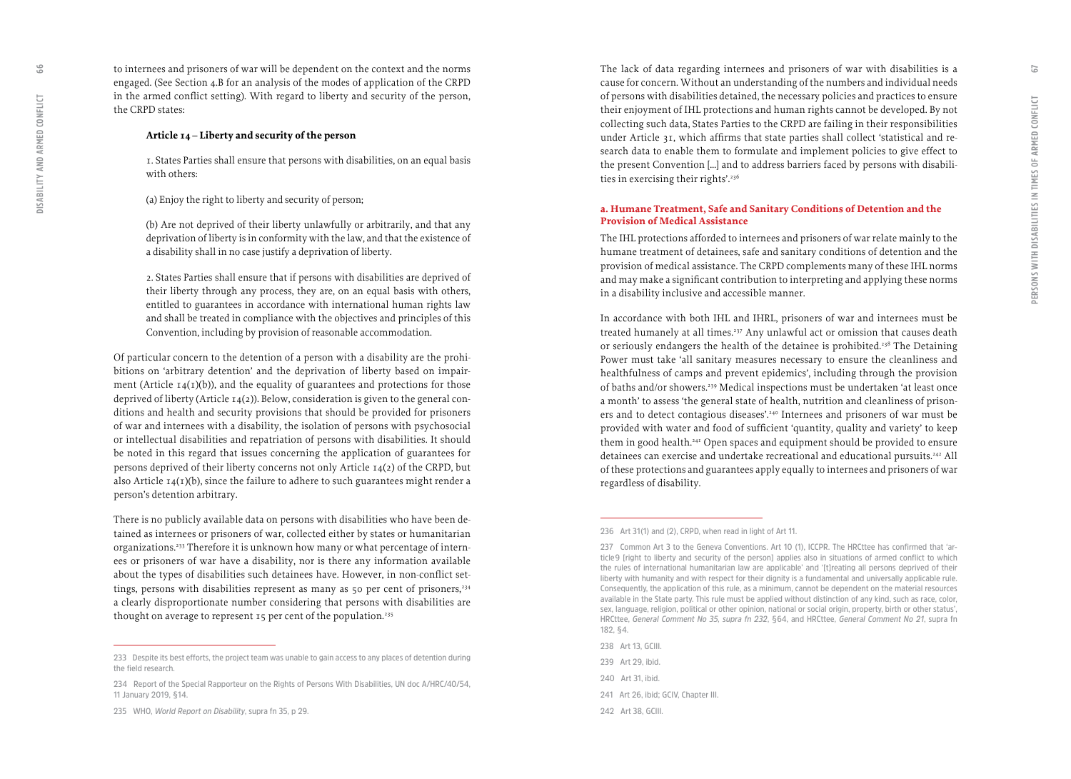to internees and prisoners of war will be dependent on the context and the norms engaged. (See Section 4.B for an analysis of the modes of application of the CRPD in the armed conflict setting). With regard to liberty and security of the person, the CRPD states:

> **Article 14 – Liberty and security of the person**
>
> 1. States Parties shall ensure that persons with disabilities, on an equal basis with others:
>
> (a) Enjoy the right to liberty and security of person;
>
> (b) Are not deprived of their liberty unlawfully or arbitrarily, and that any deprivation of liberty is in conformity with the law, and that the existence of a disability shall in no case justify a deprivation of liberty.
>
> 2. States Parties shall ensure that if persons with disabilities are deprived of their liberty through any process, they are, on an equal basis with others, entitled to guarantees in accordance with international human rights law and shall be treated in compliance with the objectives and principles of this Convention, including by provision of reasonable accommodation.

Of particular concern to the detention of a person with a disability are the prohibitions on 'arbitrary detention' and the deprivation of liberty based on impairment (Article 14(1)(b)), and the equality of guarantees and protections for those deprived of liberty (Article 14(2)). Below, consideration is given to the general conditions and health and security provisions that should be provided for prisoners of war and internees with a disability, the isolation of persons with psychosocial or intellectual disabilities and repatriation of persons with disabilities. It should be noted in this regard that issues concerning the application of guarantees for persons deprived of their liberty concerns not only Article 14(2) of the CRPD, but also Article 14(1)(b), since the failure to adhere to such guarantees might render a person's detention arbitrary.

There is no publicly available data on persons with disabilities who have been detained as internees or prisoners of war, collected either by states or humanitarian organizations.[233] Therefore it is unknown how many or what percentage of internees or prisoners of war have a disability, nor is there any information available about the types of disabilities such detainees have. However, in non-conflict settings, persons with disabilities represent as many as 50 per cent of prisoners,[234] a clearly disproportionate number considering that persons with disabilities are thought on average to represent 15 per cent of the population.[235]

233 Despite its best efforts, the project team was unable to gain access to any places of detention during the field research.

234 Report of the Special Rapporteur on the Rights of Persons With Disabilities, UN doc A/HRC/40/54, 11 January 2019, §14.

235 WHO, *World Report on Disability*, supra fn 35, p 29.

The lack of data regarding internees and prisoners of war with disabilities is a cause for concern. Without an understanding of the numbers and individual needs of persons with disabilities detained, the necessary policies and practices to ensure their enjoyment of IHL protections and human rights cannot be developed. By not collecting such data, States Parties to the CRPD are failing in their responsibilities under Article 31, which affirms that state parties shall collect 'statistical and research data to enable them to formulate and implement policies to give effect to the present Convention [...] and to address barriers faced by persons with disabilities in exercising their rights'.[236]

### a. Humane Treatment, Safe and Sanitary Conditions of Detention and the Provision of Medical Assistance

The IHL protections afforded to internees and prisoners of war relate mainly to the humane treatment of detainees, safe and sanitary conditions of detention and the provision of medical assistance. The CRPD complements many of these IHL norms and may make a significant contribution to interpreting and applying these norms in a disability inclusive and accessible manner.

In accordance with both IHL and IHRL, prisoners of war and internees must be treated humanely at all times.[237] Any unlawful act or omission that causes death or seriously endangers the health of the detainee is prohibited.[238] The Detaining Power must take 'all sanitary measures necessary to ensure the cleanliness and healthfulness of camps and prevent epidemics', including through the provision of baths and/or showers.[239] Medical inspections must be undertaken 'at least once a month' to assess 'the general state of health, nutrition and cleanliness of prisoners and to detect contagious diseases'.[240] Internees and prisoners of war must be provided with water and food of sufficient 'quantity, quality and variety' to keep them in good health.[241] Open spaces and equipment should be provided to ensure detainees can exercise and undertake recreational and educational pursuits.[242] All of these protections and guarantees apply equally to internees and prisoners of war regardless of disability.

236 Art 31(1) and (2), CRPD, when read in light of Art 11.

237 Common Art 3 to the Geneva Conventions. Art 10 (1), ICCPR. The HRCttee has confirmed that 'article 9 [right to liberty and security of the person] applies also in situations of armed conflict to which the rules of international humanitarian law are applicable' and '[t]reating all persons deprived of their liberty with humanity and with respect for their dignity is a fundamental and universally applicable rule. Consequently, the application of this rule, as a minimum, cannot be dependent on the material resources available in the State party. This rule must be applied without distinction of any kind, such as race, color, sex, language, religion, political or other opinion, national or social origin, property, birth or other status', HRCttee, *General Comment No 35*, *supra fn 232*, §64, and HRCttee, *General Comment No 21*, supra fn 182, §4.

238 Art 13, GCIII.

239 Art 29, ibid.

240 Art 31, ibid.

241 Art 26, ibid; GCIV, Chapter III.

242 Art 38, GCIII.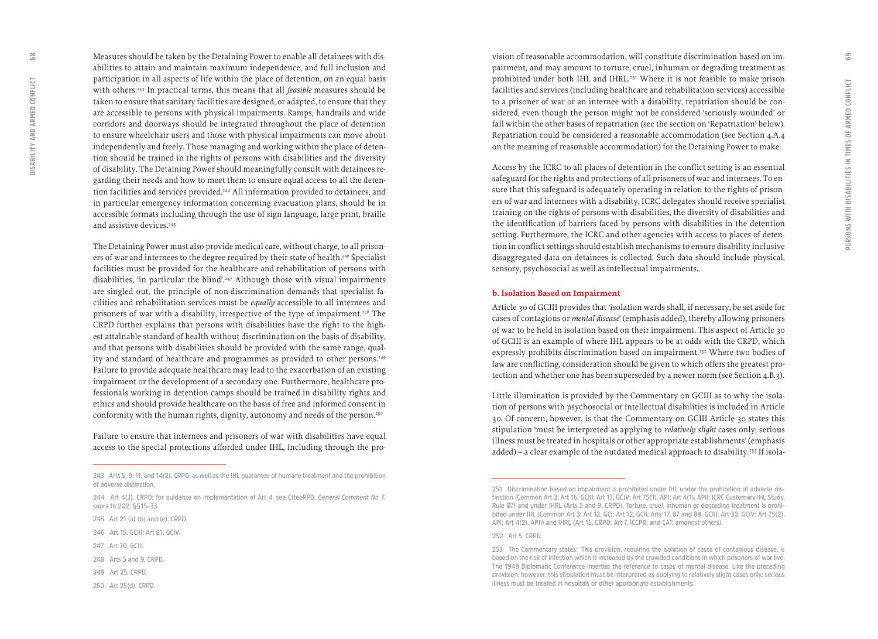Measures should be taken by the Detaining Power to enable all detainees with disabilities to attain and maintain maximum independence, and full inclusion and participation in all aspects of life within the place of detention, on an equal basis with others.[243] In practical terms, this means that all *feasible* measures should be taken to ensure that sanitary facilities are designed, or adapted, to ensure that they are accessible to persons with physical impairments. Ramps, handrails and wide corridors and doorways should be integrated throughout the place of detention to ensure wheelchair users and those with physical impairments can move about independently and freely. Those managing and working within the place of detention should be trained in the rights of persons with disabilities and the diversity of disability. The Detaining Power should meaningfully consult with detainees regarding their needs and how to meet them to ensure equal access to all the detention facilities and services provided.[244] All information provided to detainees, and in particular emergency information concerning evacuation plans, should be in accessible formats including through the use of sign language, large print, braille and assistive devices.[245]

The Detaining Power must also provide medical care, without charge, to all prisoners of war and internees to the degree required by their state of health.[246] Specialist facilities must be provided for the healthcare and rehabilitation of persons with disabilities, 'in particular the blind'.[247] Although those with visual impairments are singled out, the principle of non-discrimination demands that specialist facilities and rehabilitation services must be *equally* accessible to all internees and prisoners of war with a disability, irrespective of the type of impairment.[248] The CRPD further explains that persons with disabilities have the right to the highest attainable standard of health without discrimination on the basis of disability, and that persons with disabilities should be provided with the same range, quality and standard of healthcare and programmes as provided to other persons.[249] Failure to provide adequate healthcare may lead to the exacerbation of an existing impairment or the development of a secondary one. Furthermore, healthcare professionals working in detention camps should be trained in disability rights and ethics and should provide healthcare on the basis of free and informed consent in conformity with the human rights, dignity, autonomy and needs of the person.[250]

Failure to ensure that internees and prisoners of war with disabilities have equal access to the special protections afforded under IHL, including through the provision of reasonable accommodation, will constitute discrimination based on impairment, and may amount to torture, cruel, inhuman or degrading treatment as prohibited under both IHL and IHRL.[251] Where it is not feasible to make prison facilities and services (including healthcare and rehabilitation services) accessible to a prisoner of war or an internee with a disability, repatriation should be considered, even though the person might not be considered 'seriously wounded' or fall within the other bases of repatriation (see the section on 'Repatriation' below). Repatriation could be considered a reasonable accommodation (see Section 4.A.4 on the meaning of reasonable accommodation) for the Detaining Power to make.

Access by the ICRC to all places of detention in the conflict setting is an essential safeguard for the rights and protections of all prisoners of war and internees. To ensure that this safeguard is adequately operating in relation to the rights of prisoners of war and internees with a disability, ICRC delegates should receive specialist training on the rights of persons with disabilities, the diversity of disabilities and the identification of barriers faced by persons with disabilities in the detention setting. Furthermore, the ICRC and other agencies with access to places of detention in conflict settings should establish mechanisms to ensure disability inclusive disaggregated data on detainees is collected. Such data should include physical, sensory, psychosocial as well as intellectual impairments.

#### b. Isolation Based on Impairment

Article 30 of GCIII provides that 'isolation wards shall, if necessary, be set aside for cases of contagious or *mental disease*' (emphasis added), thereby allowing prisoners of war to be held in isolation based on their impairment. This aspect of Article 30 of GCIII is an example of where IHL appears to be at odds with the CRPD, which expressly prohibits discrimination based on impairment.[252] Where two bodies of law are conflicting, consideration should be given to which offers the greatest protection and whether one has been superseded by a newer norm (see Section 4.B.3).

Little illumination is provided by the Commentary on GCIII as to why the isolation of persons with psychosocial or intellectual disabilities is included in Article 30. Of concern, however, is that the Commentary on GCIII Article 30 states this stipulation 'must be interpreted as applying to *relatively slight* cases only; serious illness must be treated in hospitals or other appropriate establishments' (emphasis added) – a clear example of the outdated medical approach to disability.[253] If isola-

---

243 Arts 5, 9, 11, and 14(2), CRPD, as well as the IHL guarantee of humane treatment and the prohibition of adverse distinction.

244 Art 4(3), CRPD; for guidance on implementation of Art 4, see CtteeRPD, *General Comment No 7*, supra fn 202, §§15–33.

245 Art 21 (a) (b) and (e), CRPD.

246 Art 15, GCIII; Art 81, GCIV.

247 Art 30, GCIII.

248 Arts 5 and 9, CRPD.

249 Art 25, CRPD.

250 Art 25(d), CRPD.

251 Discrimination based on impairment is prohibited under IHL under the prohibition of adverse distinction (Common Art 3; Art 16, GCIII; Art 13, GCIV; Art 75(1), API; Art 4(1), APII; ICRC Customary IHL Study, Rule 87) and under IHRL (Arts 5 and 9, CRPD). Torture, cruel, inhuman or degrading treatment is prohibited under IHL (Common Art 3; Art 12, GCI; Art 12, GCII; Arts 17, 87 and 89, GCIII; Art 32, GCIV; Art 75(2), API; Art 4(2), APII) and IHRL (Art 15, CRPD; Art 7, ICCPR; and CAT, amongst others).

252 Art 5, CRPD.

253 The Commentary states: 'This provision, requiring the isolation of cases of contagious disease, is based on the risk of infection which is increased by the crowded conditions in which prisoners of war live. The 1949 Diplomatic Conference inserted the reference to cases of mental disease. Like the preceding provision, however, this stipulation must be interpreted as applying to relatively slight cases only; serious illness must be treated in hospitals or other appropriate establishments.'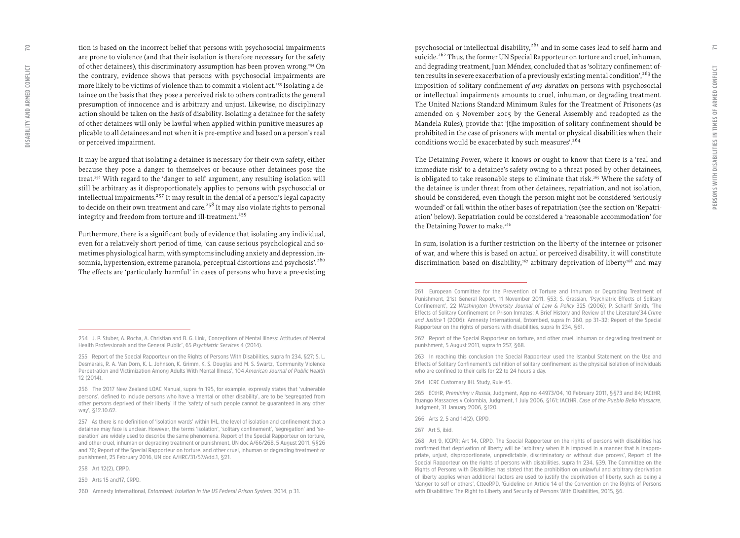tion is based on the incorrect belief that persons with psychosocial impairments are prone to violence (and that their isolation is therefore necessary for the safety of other detainees), this discriminatory assumption has been proven wrong.[254] On the contrary, evidence shows that persons with psychosocial impairments are more likely to be victims of violence than to commit a violent act.[255] Isolating a detainee on the basis that they pose a perceived risk to others contradicts the general presumption of innocence and is arbitrary and unjust. Likewise, no disciplinary action should be taken on the *basis* of disability. Isolating a detainee for the safety of other detainees will only be lawful when applied within punitive measures applicable to all detainees and not when it is pre-emptive and based on a person's real or perceived impairment.

It may be argued that isolating a detainee is necessary for their own safety, either because they pose a danger to themselves or because other detainees pose the treat.[256] With regard to the 'danger to self' argument, any resulting isolation will still be arbitrary as it disproportionately applies to persons with psychosocial or intellectual impairments.[257] It may result in the denial of a person's legal capacity to decide on their own treatment and care.[258] It may also violate rights to personal integrity and freedom from torture and ill-treatment.[259]

Furthermore, there is a significant body of evidence that isolating any individual, even for a relatively short period of time, 'can cause serious psychological and sometimes physiological harm, with symptoms including anxiety and depression, insomnia, hypertension, extreme paranoia, perceptual distortions and psychosis'.[260] The effects are 'particularly harmful' in cases of persons who have a pre-existing psychosocial or intellectual disability,[261] and in some cases lead to self-harm and suicide.[262] Thus, the former UN Special Rapporteur on torture and cruel, inhuman, and degrading treatment, Juan Méndez, concluded that as 'solitary confinement often results in severe exacerbation of a previously existing mental condition',[263] the imposition of solitary confinement *of any duration* on persons with psychosocial or intellectual impairments amounts to cruel, inhuman, or degrading treatment. The United Nations Standard Minimum Rules for the Treatment of Prisoners (as amended on 5 November 2015 by the General Assembly and readopted as the Mandela Rules), provide that '[t]he imposition of solitary confinement should be prohibited in the case of prisoners with mental or physical disabilities when their conditions would be exacerbated by such measures'.[264]

The Detaining Power, where it knows or ought to know that there is a 'real and immediate risk' to a detainee's safety owing to a threat posed by other detainees, is obligated to take reasonable steps to eliminate that risk.[265] Where the safety of the detainee is under threat from other detainees, repatriation, and not isolation, should be considered, even though the person might not be considered 'seriously wounded' or fall within the other bases of repatriation (see the section on 'Repatriation' below). Repatriation could be considered a 'reasonable accommodation' for the Detaining Power to make.[266]

In sum, isolation is a further restriction on the liberty of the internee or prisoner of war, and where this is based on actual or perceived disability, it will constitute discrimination based on disability,[267] arbitrary deprivation of liberty[268] and may

---

254 J. P. Stuber, A. Rocha, A. Christian and B. G. Link, 'Conceptions of Mental Illness: Attitudes of Mental Health Professionals and the General Public', 65 *Psychiatric Services* 4 (2014).

255 Report of the Special Rapporteur on the Rights of Persons With Disabilities, supra fn 234, §27; S. L. Desmarais, R. A. Van Dorn, K. L. Johnson, K. Grimm, K. S. Douglas and M. S. Swartz, 'Community Violence Perpetration and Victimization Among Adults With Mental Illness', 104 *American Journal of Public Health* 12 (2014).

256 The 2017 New Zealand LOAC Manual, supra fn 195, for example, expressly states that 'vulnerable persons', defined to include persons who have a 'mental or other disability', are to be 'segregated from other persons deprived of their liberty' if the 'safety of such people cannot be guaranteed in any other way', §12.10.62.

257 As there is no definition of 'isolation wards' within IHL, the level of isolation and confinement that a detainee may face is unclear. However, the terms 'isolation', 'solitary confinement', 'segregation' and 'separation' are widely used to describe the same phenomena. Report of the Special Rapporteur on torture, and other cruel, inhuman or degrading treatment or punishment, UN doc A/66/268, 5 August 2011, §§26 and 76; Report of the Special Rapporteur on torture, and other cruel, inhuman or degrading treatment or punishment, 25 February 2016, UN doc A/HRC/31/57/Add.1, §21.

258 Art 12(2), CRPD.

259 Arts 15 and17, CRPD.

260 Amnesty International, *Entombed: Isolation in the US Federal Prison System*, 2014, p 31.

261 European Committee for the Prevention of Torture and Inhuman or Degrading Treatment of Punishment, 21st General Report, 11 November 2011, §53; S. Grassian, 'Psychiatric Effects of Solitary Confinement', 22 *Washington University Journal of Law & Policy* 325 (2006); P. Scharff Smith, 'The Effects of Solitary Confinement on Prison Inmates: A Brief History and Review of the Literature'34 *Crime and Justice* 1 (2006); Amnesty International, Entombed, supra fn 260, pp 31–32; Report of the Special Rapporteur on the rights of persons with disabilities, supra fn 234, §61.

262 Report of the Special Rapporteur on torture, and other cruel, inhuman or degrading treatment or punishment, 5 August 2011, supra fn 257, §68.

263 In reaching this conclusion the Special Rapporteur used the Istanbul Statement on the Use and Effects of Solitary Confinement's definition of solitary confinement as the physical isolation of individuals who are confined to their cells for 22 to 24 hours a day.

264 ICRC Customary IHL Study, Rule 45.

265 ECtHR, *Premininy v Russia*, Judgment, App no 44973/04, 10 February 2011, §§73 and 84; IACtHR, Ituango Massacres v Colombia, Judgment, 1 July 2006, §161; IACtHR, *Case of the Pueblo Bello Massacre*, Judgment, 31 January 2006, §120.

266 Arts 2, 5 and 14(2), CRPD.

267 Art 5, ibid.

268 Art 9, ICCPR; Art 14, CRPD. The Special Rapporteur on the rights of persons with disabilities has confirmed that deprivation of liberty will be 'arbitrary when it is imposed in a manner that is inappropriate, unjust, disproportionate, unpredictable, discriminatory or without due process', Report of the Special Rapporteur on the rights of persons with disabilities, supra fn 234, §39. The Committee on the Rights of Persons with Disabilities has stated that the prohibition on unlawful and arbitrary deprivation of liberty applies when additional factors are used to justify the deprivation of liberty, such as being a 'danger to self or others', CtteeRPD, 'Guideline on Article 14 of the Convention on the Rights of Persons with Disabilities: The Right to Liberty and Security of Persons With Disabilities, 2015, §6.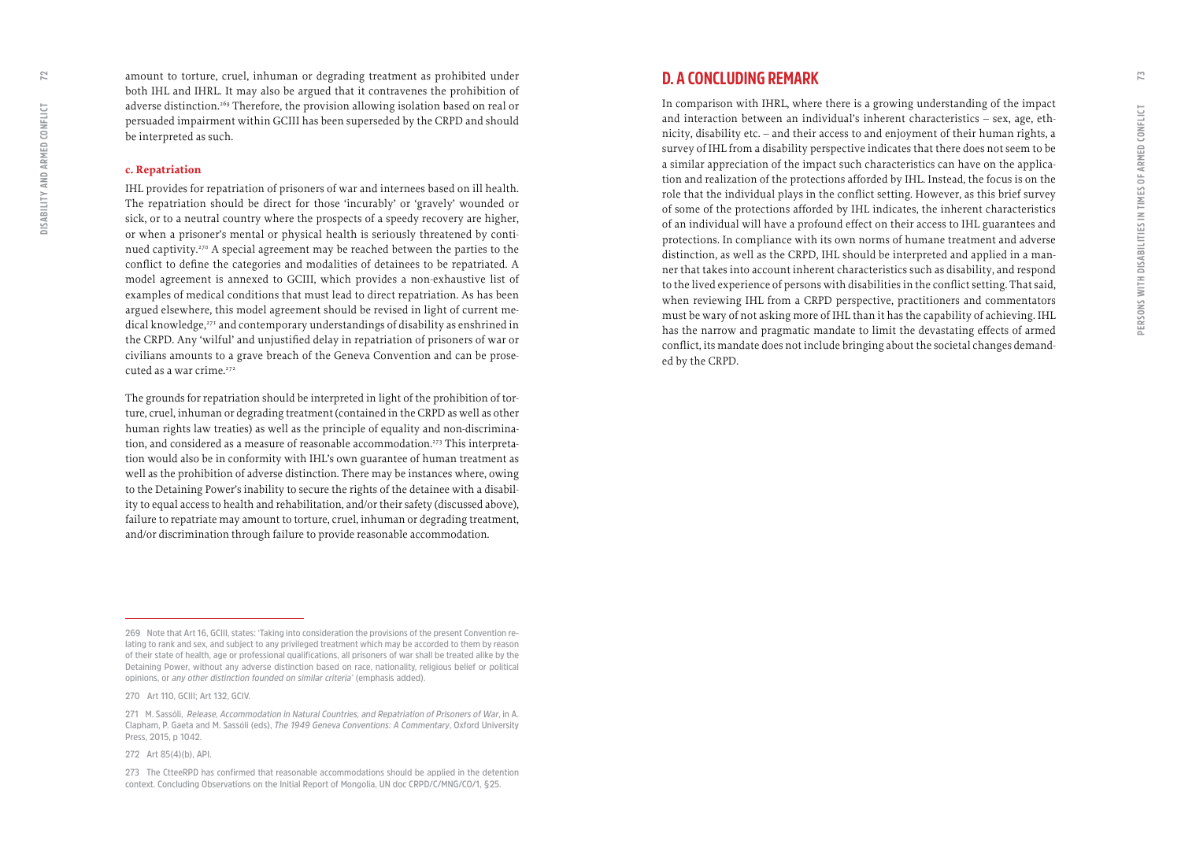amount to torture, cruel, inhuman or degrading treatment as prohibited under both IHL and IHRL. It may also be argued that it contravenes the prohibition of adverse distinction.[269] Therefore, the provision allowing isolation based on real or persuaded impairment within GCIII has been superseded by the CRPD and should be interpreted as such.

#### c. Repatriation

IHL provides for repatriation of prisoners of war and internees based on ill health. The repatriation should be direct for those 'incurably' or 'gravely' wounded or sick, or to a neutral country where the prospects of a speedy recovery are higher, or when a prisoner's mental or physical health is seriously threatened by continued captivity.[270] A special agreement may be reached between the parties to the conflict to define the categories and modalities of detainees to be repatriated. A model agreement is annexed to GCIII, which provides a non-exhaustive list of examples of medical conditions that must lead to direct repatriation. As has been argued elsewhere, this model agreement should be revised in light of current medical knowledge,[271] and contemporary understandings of disability as enshrined in the CRPD. Any 'wilful' and unjustified delay in repatriation of prisoners of war or civilians amounts to a grave breach of the Geneva Convention and can be prosecuted as a war crime.[272]

The grounds for repatriation should be interpreted in light of the prohibition of torture, cruel, inhuman or degrading treatment (contained in the CRPD as well as other human rights law treaties) as well as the principle of equality and non-discrimination, and considered as a measure of reasonable accommodation.[273] This interpretation would also be in conformity with IHL's own guarantee of human treatment as well as the prohibition of adverse distinction. There may be instances where, owing to the Detaining Power's inability to secure the rights of the detainee with a disability to equal access to health and rehabilitation, and/or their safety (discussed above), failure to repatriate may amount to torture, cruel, inhuman or degrading treatment, and/or discrimination through failure to provide reasonable accommodation.

269 Note that Art 16, GCIII, states: 'Taking into consideration the provisions of the present Convention relating to rank and sex, and subject to any privileged treatment which may be accorded to them by reason of their state of health, age or professional qualifications, all prisoners of war shall be treated alike by the Detaining Power, without any adverse distinction based on race, nationality, religious belief or political opinions, or *any other distinction founded on similar criteria*' (emphasis added).

270 Art 110, GCIII; Art 132, GCIV.

271 M. Sassòli, *Release, Accommodation in Natural Countries, and Repatriation of Prisoners of War*, in A. Clapham, P. Gaeta and M. Sassòli (eds), *The 1949 Geneva Conventions: A Commentary*, Oxford University Press, 2015, p 1042.

272 Art 85(4)(b), API.

273 The CtteeRPD has confirmed that reasonable accommodations should be applied in the detention context. Concluding Observations on the Initial Report of Mongolia, UN doc CRPD/C/MNG/CO/1, §25.

## D. A CONCLUDING REMARK

In comparison with IHRL, where there is a growing understanding of the impact and interaction between an individual's inherent characteristics – sex, age, ethnicity, disability etc. – and their access to and enjoyment of their human rights, a survey of IHL from a disability perspective indicates that there does not seem to be a similar appreciation of the impact such characteristics can have on the application and realization of the protections afforded by IHL. Instead, the focus is on the role that the individual plays in the conflict setting. However, as this brief survey of some of the protections afforded by IHL indicates, the inherent characteristics of an individual will have a profound effect on their access to IHL guarantees and protections. In compliance with its own norms of humane treatment and adverse distinction, as well as the CRPD, IHL should be interpreted and applied in a manner that takes into account inherent characteristics such as disability, and respond to the lived experience of persons with disabilities in the conflict setting. That said, when reviewing IHL from a CRPD perspective, practitioners and commentators must be wary of not asking more of IHL than it has the capability of achieving. IHL has the narrow and pragmatic mandate to limit the devastating effects of armed conflict, its mandate does not include bringing about the societal changes demanded by the CRPD.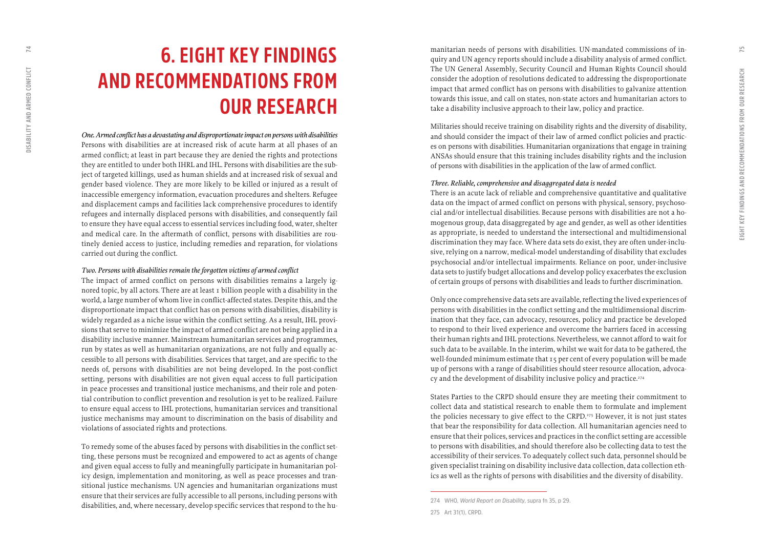# 6. EIGHT KEY FINDINGS AND RECOMMENDATIONS FROM OUR RESEARCH

*One. Armed conflict has a devastating and disproportionate impact on persons with disabilities*

Persons with disabilities are at increased risk of acute harm at all phases of an armed conflict; at least in part because they are denied the rights and protections they are entitled to under both IHRL and IHL. Persons with disabilities are the subject of targeted killings, used as human shields and at increased risk of sexual and gender based violence. They are more likely to be killed or injured as a result of inaccessible emergency information, evacuation procedures and shelters. Refugee and displacement camps and facilities lack comprehensive procedures to identify refugees and internally displaced persons with disabilities, and consequently fail to ensure they have equal access to essential services including food, water, shelter and medical care. In the aftermath of conflict, persons with disabilities are routinely denied access to justice, including remedies and reparation, for violations carried out during the conflict.

*Two. Persons with disabilities remain the forgotten victims of armed conflict*

The impact of armed conflict on persons with disabilities remains a largely ignored topic, by all actors. There are at least 1 billion people with a disability in the world, a large number of whom live in conflict-affected states. Despite this, and the disproportionate impact that conflict has on persons with disabilities, disability is widely regarded as a niche issue within the conflict setting. As a result, IHL provisions that serve to minimize the impact of armed conflict are not being applied in a disability inclusive manner. Mainstream humanitarian services and programmes, run by states as well as humanitarian organizations, are not fully and equally accessible to all persons with disabilities. Services that target, and are specific to the needs of, persons with disabilities are not being developed. In the post-conflict setting, persons with disabilities are not given equal access to full participation in peace processes and transitional justice mechanisms, and their role and potential contribution to conflict prevention and resolution is yet to be realized. Failure to ensure equal access to IHL protections, humanitarian services and transitional justice mechanisms may amount to discrimination on the basis of disability and violations of associated rights and protections.

To remedy some of the abuses faced by persons with disabilities in the conflict setting, these persons must be recognized and empowered to act as agents of change and given equal access to fully and meaningfully participate in humanitarian policy design, implementation and monitoring, as well as peace processes and transitional justice mechanisms. UN agencies and humanitarian organizations must ensure that their services are fully accessible to all persons, including persons with disabilities, and, where necessary, develop specific services that respond to the humanitarian needs of persons with disabilities. UN-mandated commissions of inquiry and UN agency reports should include a disability analysis of armed conflict. The UN General Assembly, Security Council and Human Rights Council should consider the adoption of resolutions dedicated to addressing the disproportionate impact that armed conflict has on persons with disabilities to galvanize attention towards this issue, and call on states, non-state actors and humanitarian actors to take a disability inclusive approach to their law, policy and practice.

Militaries should receive training on disability rights and the diversity of disability, and should consider the impact of their law of armed conflict policies and practices on persons with disabilities. Humanitarian organizations that engage in training ANSAs should ensure that this training includes disability rights and the inclusion of persons with disabilities in the application of the law of armed conflict.

*Three. Reliable, comprehensive and disaggregated data is needed*

There is an acute lack of reliable and comprehensive quantitative and qualitative data on the impact of armed conflict on persons with physical, sensory, psychosocial and/or intellectual disabilities. Because persons with disabilities are not a homogenous group, data disaggregated by age and gender, as well as other identities as appropriate, is needed to understand the intersectional and multidimensional discrimination they may face. Where data sets do exist, they are often under-inclusive, relying on a narrow, medical-model understanding of disability that excludes psychosocial and/or intellectual impairments. Reliance on poor, under-inclusive data sets to justify budget allocations and develop policy exacerbates the exclusion of certain groups of persons with disabilities and leads to further discrimination.

Only once comprehensive data sets are available, reflecting the lived experiences of persons with disabilities in the conflict setting and the multidimensional discrimination that they face, can advocacy, resources, policy and practice be developed to respond to their lived experience and overcome the barriers faced in accessing their human rights and IHL protections. Nevertheless, we cannot afford to wait for such data to be available. In the interim, whilst we wait for data to be gathered, the well-founded minimum estimate that 15 per cent of every population will be made up of persons with a range of disabilities should steer resource allocation, advocacy and the development of disability inclusive policy and practice.[274]

States Parties to the CRPD should ensure they are meeting their commitment to collect data and statistical research to enable them to formulate and implement the policies necessary to give effect to the CRPD.[275] However, it is not just states that bear the responsibility for data collection. All humanitarian agencies need to ensure that their polices, services and practices in the conflict setting are accessible to persons with disabilities, and should therefore also be collecting data to test the accessibility of their services. To adequately collect such data, personnel should be given specialist training on disability inclusive data collection, data collection ethics as well as the rights of persons with disabilities and the diversity of disability.

---

274 WHO, *World Report on Disability*, supra fn 35, p 29.

275 Art 31(1), CRPD.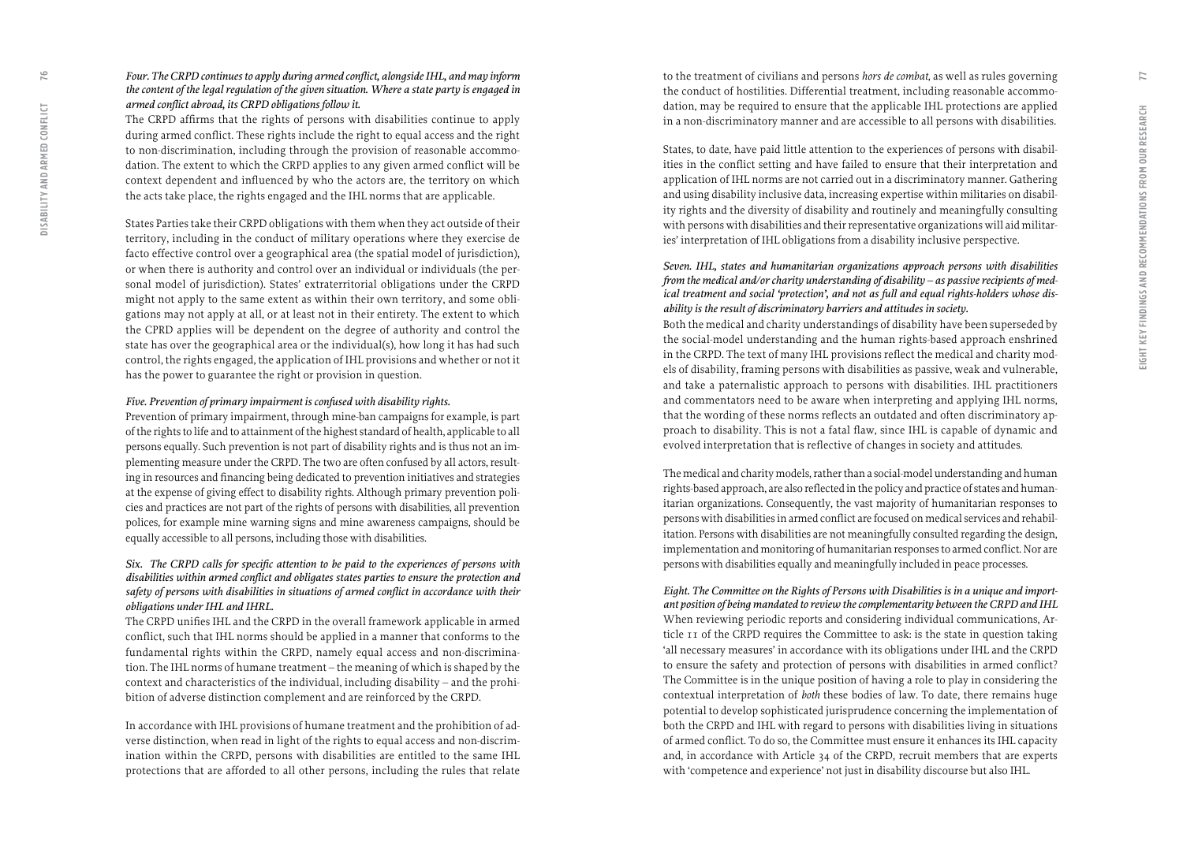*Four. The CRPD continues to apply during armed conflict, alongside IHL, and may inform the content of the legal regulation of the given situation. Where a state party is engaged in armed conflict abroad, its CRPD obligations follow it.*

The CRPD affirms that the rights of persons with disabilities continue to apply during armed conflict. These rights include the right to equal access and the right to non-discrimination, including through the provision of reasonable accommodation. The extent to which the CRPD applies to any given armed conflict will be context dependent and influenced by who the actors are, the territory on which the acts take place, the rights engaged and the IHL norms that are applicable.

States Parties take their CRPD obligations with them when they act outside of their territory, including in the conduct of military operations where they exercise de facto effective control over a geographical area (the spatial model of jurisdiction), or when there is authority and control over an individual or individuals (the personal model of jurisdiction). States' extraterritorial obligations under the CRPD might not apply to the same extent as within their own territory, and some obligations may not apply at all, or at least not in their entirety. The extent to which the CPRD applies will be dependent on the degree of authority and control the state has over the geographical area or the individual(s), how long it has had such control, the rights engaged, the application of IHL provisions and whether or not it has the power to guarantee the right or provision in question.

*Five. Prevention of primary impairment is confused with disability rights.*

Prevention of primary impairment, through mine-ban campaigns for example, is part of the rights to life and to attainment of the highest standard of health, applicable to all persons equally. Such prevention is not part of disability rights and is thus not an implementing measure under the CRPD. The two are often confused by all actors, resulting in resources and financing being dedicated to prevention initiatives and strategies at the expense of giving effect to disability rights. Although primary prevention policies and practices are not part of the rights of persons with disabilities, all prevention polices, for example mine warning signs and mine awareness campaigns, should be equally accessible to all persons, including those with disabilities.

*Six. The CRPD calls for specific attention to be paid to the experiences of persons with disabilities within armed conflict and obligates states parties to ensure the protection and safety of persons with disabilities in situations of armed conflict in accordance with their obligations under IHL and IHRL.*

The CRPD unifies IHL and the CRPD in the overall framework applicable in armed conflict, such that IHL norms should be applied in a manner that conforms to the fundamental rights within the CRPD, namely equal access and non-discrimination. The IHL norms of humane treatment – the meaning of which is shaped by the context and characteristics of the individual, including disability – and the prohibition of adverse distinction complement and are reinforced by the CRPD.

In accordance with IHL provisions of humane treatment and the prohibition of adverse distinction, when read in light of the rights to equal access and non-discrimination within the CRPD, persons with disabilities are entitled to the same IHL protections that are afforded to all other persons, including the rules that relate to the treatment of civilians and persons *hors de combat*, as well as rules governing the conduct of hostilities. Differential treatment, including reasonable accommodation, may be required to ensure that the applicable IHL protections are applied in a non-discriminatory manner and are accessible to all persons with disabilities.

States, to date, have paid little attention to the experiences of persons with disabilities in the conflict setting and have failed to ensure that their interpretation and application of IHL norms are not carried out in a discriminatory manner. Gathering and using disability inclusive data, increasing expertise within militaries on disability rights and the diversity of disability and routinely and meaningfully consulting with persons with disabilities and their representative organizations will aid militaries' interpretation of IHL obligations from a disability inclusive perspective.

*Seven. IHL, states and humanitarian organizations approach persons with disabilities from the medical and/or charity understanding of disability – as passive recipients of medical treatment and social 'protection', and not as full and equal rights-holders whose disability is the result of discriminatory barriers and attitudes in society.*

Both the medical and charity understandings of disability have been superseded by the social-model understanding and the human rights-based approach enshrined in the CRPD. The text of many IHL provisions reflect the medical and charity models of disability, framing persons with disabilities as passive, weak and vulnerable, and take a paternalistic approach to persons with disabilities. IHL practitioners and commentators need to be aware when interpreting and applying IHL norms, that the wording of these norms reflects an outdated and often discriminatory approach to disability. This is not a fatal flaw, since IHL is capable of dynamic and evolved interpretation that is reflective of changes in society and attitudes.

The medical and charity models, rather than a social-model understanding and human rights-based approach, are also reflected in the policy and practice of states and humanitarian organizations. Consequently, the vast majority of humanitarian responses to persons with disabilities in armed conflict are focused on medical services and rehabilitation. Persons with disabilities are not meaningfully consulted regarding the design, implementation and monitoring of humanitarian responses to armed conflict. Nor are persons with disabilities equally and meaningfully included in peace processes.

*Eight. The Committee on the Rights of Persons with Disabilities is in a unique and important position of being mandated to review the complementarity between the CRPD and IHL*

When reviewing periodic reports and considering individual communications, Article 11 of the CRPD requires the Committee to ask: is the state in question taking 'all necessary measures' in accordance with its obligations under IHL and the CRPD to ensure the safety and protection of persons with disabilities in armed conflict? The Committee is in the unique position of having a role to play in considering the contextual interpretation of *both* these bodies of law. To date, there remains huge potential to develop sophisticated jurisprudence concerning the implementation of both the CRPD and IHL with regard to persons with disabilities living in situations of armed conflict. To do so, the Committee must ensure it enhances its IHL capacity and, in accordance with Article 34 of the CRPD, recruit members that are experts with 'competence and experience' not just in disability discourse but also IHL.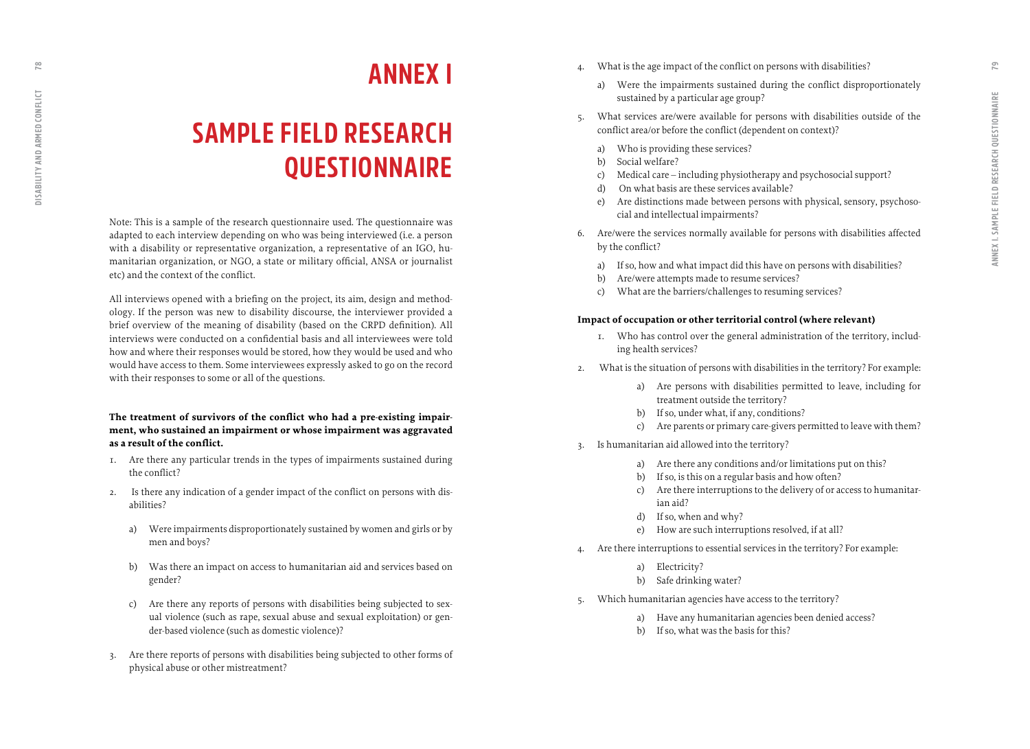# ANNEX I

# SAMPLE FIELD RESEARCH QUESTIONNAIRE

Note: This is a sample of the research questionnaire used. The questionnaire was adapted to each interview depending on who was being interviewed (i.e. a person with a disability or representative organization, a representative of an IGO, humanitarian organization, or NGO, a state or military official, ANSA or journalist etc) and the context of the conflict.

All interviews opened with a briefing on the project, its aim, design and methodology. If the person was new to disability discourse, the interviewer provided a brief overview of the meaning of disability (based on the CRPD definition). All interviews were conducted on a confidential basis and all interviewees were told how and where their responses would be stored, how they would be used and who would have access to them. Some interviewees expressly asked to go on the record with their responses to some or all of the questions.

**The treatment of survivors of the conflict who had a pre-existing impairment, who sustained an impairment or whose impairment was aggravated as a result of the conflict.**

1. Are there any particular trends in the types of impairments sustained during the conflict?
2. Is there any indication of a gender impact of the conflict on persons with disabilities?
   a) Were impairments disproportionately sustained by women and girls or by men and boys?
   b) Was there an impact on access to humanitarian aid and services based on gender?
   c) Are there any reports of persons with disabilities being subjected to sexual violence (such as rape, sexual abuse and sexual exploitation) or gender-based violence (such as domestic violence)?
3. Are there reports of persons with disabilities being subjected to other forms of physical abuse or other mistreatment?
4. What is the age impact of the conflict on persons with disabilities?
   a) Were the impairments sustained during the conflict disproportionately sustained by a particular age group?
5. What services are/were available for persons with disabilities outside of the conflict area/or before the conflict (dependent on context)?
   a) Who is providing these services?
   b) Social welfare?
   c) Medical care – including physiotherapy and psychosocial support?
   d) On what basis are these services available?
   e) Are distinctions made between persons with physical, sensory, psychosocial and intellectual impairments?
6. Are/were the services normally available for persons with disabilities affected by the conflict?
   a) If so, how and what impact did this have on persons with disabilities?
   b) Are/were attempts made to resume services?
   c) What are the barriers/challenges to resuming services?

**Impact of occupation or other territorial control (where relevant)**

1. Who has control over the general administration of the territory, including health services?
2. What is the situation of persons with disabilities in the territory? For example:
   a) Are persons with disabilities permitted to leave, including for treatment outside the territory?
   b) If so, under what, if any, conditions?
   c) Are parents or primary care-givers permitted to leave with them?
3. Is humanitarian aid allowed into the territory?
   a) Are there any conditions and/or limitations put on this?
   b) If so, is this on a regular basis and how often?
   c) Are there interruptions to the delivery of or access to humanitarian aid?
   d) If so, when and why?
   e) How are such interruptions resolved, if at all?
4. Are there interruptions to essential services in the territory? For example:
   a) Electricity?
   b) Safe drinking water?
5. Which humanitarian agencies have access to the territory?
   a) Have any humanitarian agencies been denied access?
   b) If so, what was the basis for this?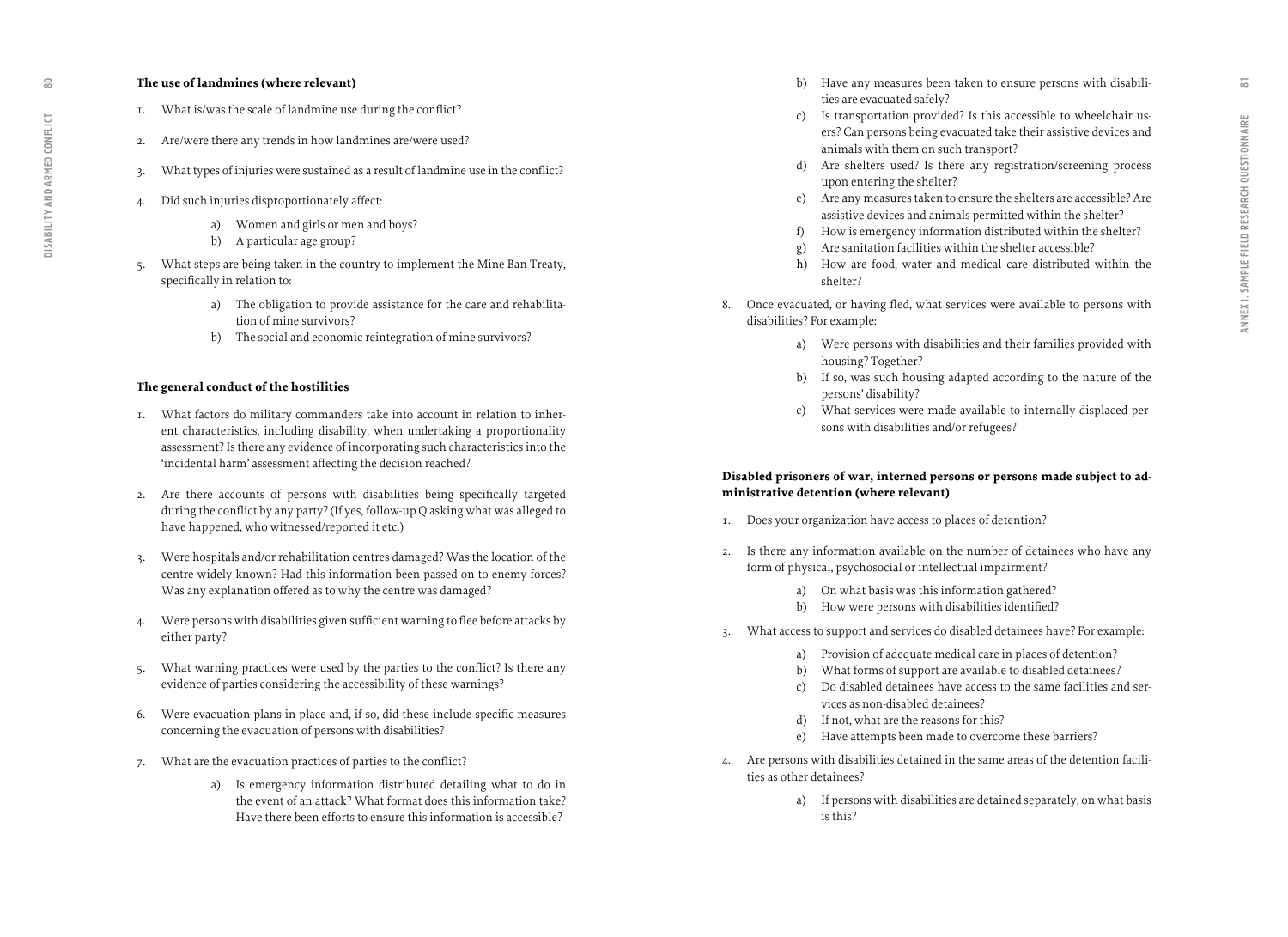### The use of landmines (where relevant)

1. What is/was the scale of landmine use during the conflict?

2. Are/were there any trends in how landmines are/were used?

3. What types of injuries were sustained as a result of landmine use in the conflict?

4. Did such injuries disproportionately affect:

   a) Women and girls or men and boys?
   b) A particular age group?

5. What steps are being taken in the country to implement the Mine Ban Treaty, specifically in relation to:

   a) The obligation to provide assistance for the care and rehabilitation of mine survivors?
   b) The social and economic reintegration of mine survivors?

### The general conduct of the hostilities

1. What factors do military commanders take into account in relation to inherent characteristics, including disability, when undertaking a proportionality assessment? Is there any evidence of incorporating such characteristics into the 'incidental harm' assessment affecting the decision reached?

2. Are there accounts of persons with disabilities being specifically targeted during the conflict by any party? (If yes, follow-up Q asking what was alleged to have happened, who witnessed/reported it etc.)

3. Were hospitals and/or rehabilitation centres damaged? Was the location of the centre widely known? Had this information been passed on to enemy forces? Was any explanation offered as to why the centre was damaged?

4. Were persons with disabilities given sufficient warning to flee before attacks by either party?

5. What warning practices were used by the parties to the conflict? Is there any evidence of parties considering the accessibility of these warnings?

6. Were evacuation plans in place and, if so, did these include specific measures concerning the evacuation of persons with disabilities?

7. What are the evacuation practices of parties to the conflict?

   a) Is emergency information distributed detailing what to do in the event of an attack? What format does this information take? Have there been efforts to ensure this information is accessible?
   b) Have any measures been taken to ensure persons with disabilities are evacuated safely?
   c) Is transportation provided? Is this accessible to wheelchair users? Can persons being evacuated take their assistive devices and animals with them on such transport?
   d) Are shelters used? Is there any registration/screening process upon entering the shelter?
   e) Are any measures taken to ensure the shelters are accessible? Are assistive devices and animals permitted within the shelter?
   f) How is emergency information distributed within the shelter?
   g) Are sanitation facilities within the shelter accessible?
   h) How are food, water and medical care distributed within the shelter?

8. Once evacuated, or having fled, what services were available to persons with disabilities? For example:

   a) Were persons with disabilities and their families provided with housing? Together?
   b) If so, was such housing adapted according to the nature of the persons' disability?
   c) What services were made available to internally displaced persons with disabilities and/or refugees?

### Disabled prisoners of war, interned persons or persons made subject to administrative detention (where relevant)

1. Does your organization have access to places of detention?

2. Is there any information available on the number of detainees who have any form of physical, psychosocial or intellectual impairment?

   a) On what basis was this information gathered?
   b) How were persons with disabilities identified?

3. What access to support and services do disabled detainees have? For example:

   a) Provision of adequate medical care in places of detention?
   b) What forms of support are available to disabled detainees?
   c) Do disabled detainees have access to the same facilities and services as non-disabled detainees?
   d) If not, what are the reasons for this?
   e) Have attempts been made to overcome these barriers?

4. Are persons with disabilities detained in the same areas of the detention facilities as other detainees?

   a) If persons with disabilities are detained separately, on what basis is this?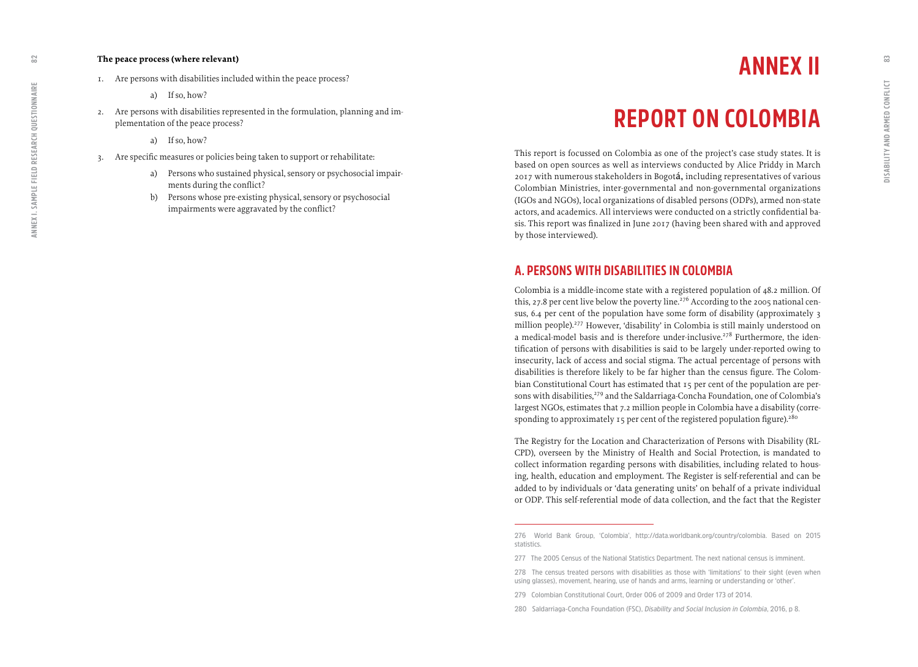**The peace process (where relevant)**

1. Are persons with disabilities included within the peace process?

    a) If so, how?

2. Are persons with disabilities represented in the formulation, planning and implementation of the peace process?

    a) If so, how?

3. Are specific measures or policies being taken to support or rehabilitate:

    a) Persons who sustained physical, sensory or psychosocial impairments during the conflict?

    b) Persons whose pre-existing physical, sensory or psychosocial impairments were aggravated by the conflict?

# ANNEX II

# REPORT ON COLOMBIA

This report is focussed on Colombia as one of the project's case study states. It is based on open sources as well as interviews conducted by Alice Priddy in March 2017 with numerous stakeholders in Bogotá, including representatives of various Colombian Ministries, inter-governmental and non-governmental organizations (IGOs and NGOs), local organizations of disabled persons (ODPs), armed non-state actors, and academics. All interviews were conducted on a strictly confidential basis. This report was finalized in June 2017 (having been shared with and approved by those interviewed).

## A. PERSONS WITH DISABILITIES IN COLOMBIA

Colombia is a middle-income state with a registered population of 48.2 million. Of this, 27.8 per cent live below the poverty line.[276] According to the 2005 national census, 6.4 per cent of the population have some form of disability (approximately 3 million people).[277] However, 'disability' in Colombia is still mainly understood on a medical-model basis and is therefore under-inclusive.[278] Furthermore, the identification of persons with disabilities is said to be largely under-reported owing to insecurity, lack of access and social stigma. The actual percentage of persons with disabilities is therefore likely to be far higher than the census figure. The Colombian Constitutional Court has estimated that 15 per cent of the population are persons with disabilities,[279] and the Saldarriaga-Concha Foundation, one of Colombia's largest NGOs, estimates that 7.2 million people in Colombia have a disability (corresponding to approximately 15 per cent of the registered population figure).[280]

The Registry for the Location and Characterization of Persons with Disability (RLCPD), overseen by the Ministry of Health and Social Protection, is mandated to collect information regarding persons with disabilities, including related to housing, health, education and employment. The Register is self-referential and can be added to by individuals or 'data generating units' on behalf of a private individual or ODP. This self-referential mode of data collection, and the fact that the Register

---

276 World Bank Group, 'Colombia', http://data.worldbank.org/country/colombia. Based on 2015 statistics.

277 The 2005 Census of the National Statistics Department. The next national census is imminent.

278 The census treated persons with disabilities as those with 'limitations' to their sight (even when using glasses), movement, hearing, use of hands and arms, learning or understanding or 'other'.

279 Colombian Constitutional Court, Order 006 of 2009 and Order 173 of 2014.

280 Saldarriaga-Concha Foundation (FSC), *Disability and Social Inclusion in Colombia*, 2016, p 8.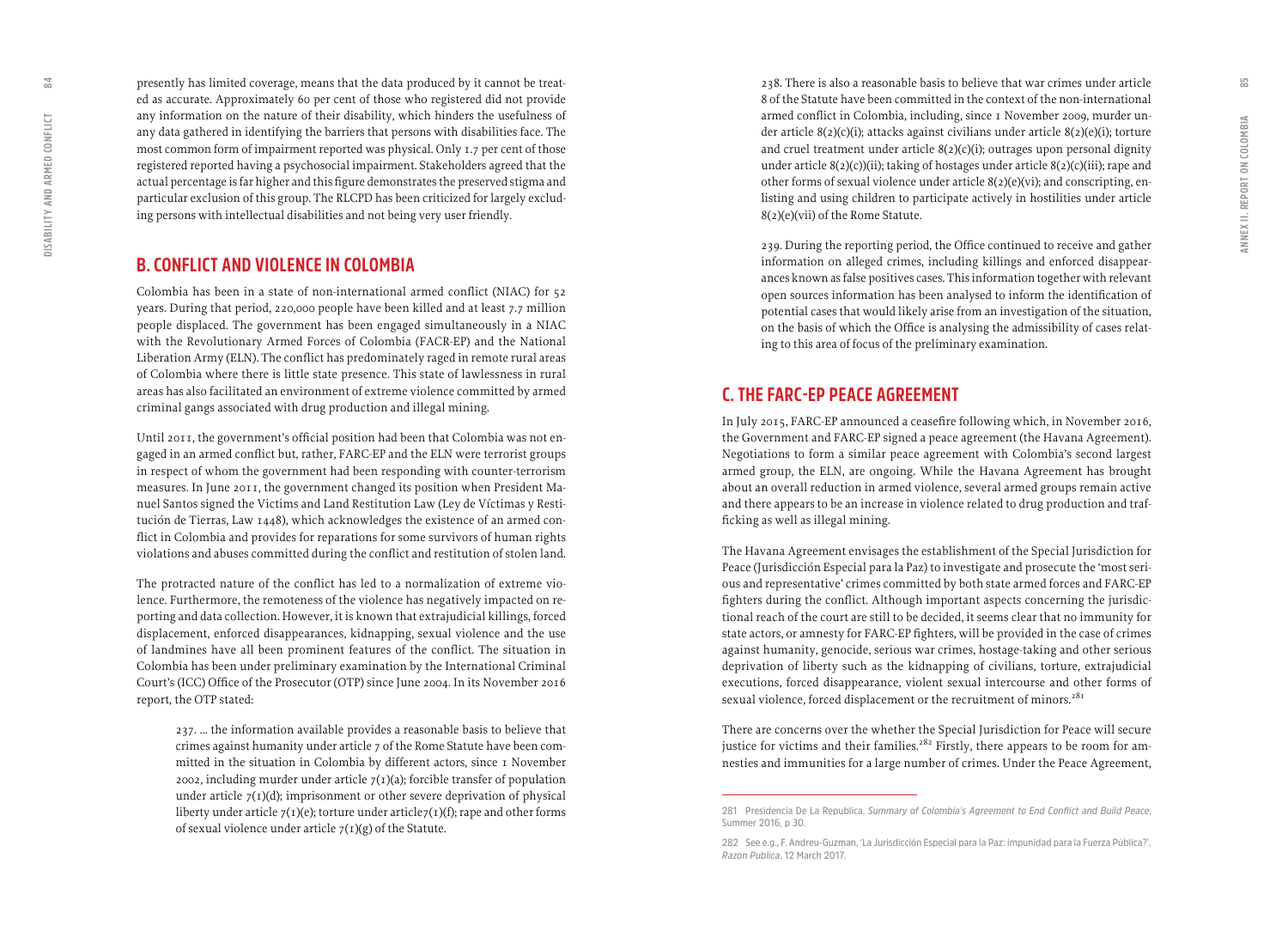presently has limited coverage, means that the data produced by it cannot be treated as accurate. Approximately 60 per cent of those who registered did not provide any information on the nature of their disability, which hinders the usefulness of any data gathered in identifying the barriers that persons with disabilities face. The most common form of impairment reported was physical. Only 1.7 per cent of those registered reported having a psychosocial impairment. Stakeholders agreed that the actual percentage is far higher and this figure demonstrates the preserved stigma and particular exclusion of this group. The RLCPD has been criticized for largely excluding persons with intellectual disabilities and not being very user friendly.

## B. CONFLICT AND VIOLENCE IN COLOMBIA

Colombia has been in a state of non-international armed conflict (NIAC) for 52 years. During that period, 220,000 people have been killed and at least 7.7 million people displaced. The government has been engaged simultaneously in a NIAC with the Revolutionary Armed Forces of Colombia (FACR-EP) and the National Liberation Army (ELN). The conflict has predominately raged in remote rural areas of Colombia where there is little state presence. This state of lawlessness in rural areas has also facilitated an environment of extreme violence committed by armed criminal gangs associated with drug production and illegal mining.

Until 2011, the government's official position had been that Colombia was not engaged in an armed conflict but, rather, FARC-EP and the ELN were terrorist groups in respect of whom the government had been responding with counter-terrorism measures. In June 2011, the government changed its position when President Manuel Santos signed the Victims and Land Restitution Law (Ley de Víctimas y Restitución de Tierras, Law 1448), which acknowledges the existence of an armed conflict in Colombia and provides for reparations for some survivors of human rights violations and abuses committed during the conflict and restitution of stolen land.

The protracted nature of the conflict has led to a normalization of extreme violence. Furthermore, the remoteness of the violence has negatively impacted on reporting and data collection. However, it is known that extrajudicial killings, forced displacement, enforced disappearances, kidnapping, sexual violence and the use of landmines have all been prominent features of the conflict. The situation in Colombia has been under preliminary examination by the International Criminal Court's (ICC) Office of the Prosecutor (OTP) since June 2004. In its November 2016 report, the OTP stated:

> 237. … the information available provides a reasonable basis to believe that crimes against humanity under article 7 of the Rome Statute have been committed in the situation in Colombia by different actors, since 1 November 2002, including murder under article 7(1)(a); forcible transfer of population under article 7(1)(d); imprisonment or other severe deprivation of physical liberty under article 7(1)(e); torture under article7(1)(f); rape and other forms of sexual violence under article 7(1)(g) of the Statute.
>
> 238. There is also a reasonable basis to believe that war crimes under article 8 of the Statute have been committed in the context of the non-international armed conflict in Colombia, including, since 1 November 2009, murder under article 8(2)(c)(i); attacks against civilians under article 8(2)(e)(i); torture and cruel treatment under article 8(2)(c)(i); outrages upon personal dignity under article 8(2)(c))(ii); taking of hostages under article 8(2)(c)(iii); rape and other forms of sexual violence under article 8(2)(e)(vi); and conscripting, enlisting and using children to participate actively in hostilities under article 8(2)(e)(vii) of the Rome Statute.
>
> 239. During the reporting period, the Office continued to receive and gather information on alleged crimes, including killings and enforced disappearances known as false positives cases. This information together with relevant open sources information has been analysed to inform the identification of potential cases that would likely arise from an investigation of the situation, on the basis of which the Office is analysing the admissibility of cases relating to this area of focus of the preliminary examination.

## C. THE FARC-EP PEACE AGREEMENT

In July 2015, FARC-EP announced a ceasefire following which, in November 2016, the Government and FARC-EP signed a peace agreement (the Havana Agreement). Negotiations to form a similar peace agreement with Colombia's second largest armed group, the ELN, are ongoing. While the Havana Agreement has brought about an overall reduction in armed violence, several armed groups remain active and there appears to be an increase in violence related to drug production and trafficking as well as illegal mining.

The Havana Agreement envisages the establishment of the Special Jurisdiction for Peace (Jurisdicción Especial para la Paz) to investigate and prosecute the 'most serious and representative' crimes committed by both state armed forces and FARC-EP fighters during the conflict. Although important aspects concerning the jurisdictional reach of the court are still to be decided, it seems clear that no immunity for state actors, or amnesty for FARC-EP fighters, will be provided in the case of crimes against humanity, genocide, serious war crimes, hostage-taking and other serious deprivation of liberty such as the kidnapping of civilians, torture, extrajudicial executions, forced disappearance, violent sexual intercourse and other forms of sexual violence, forced displacement or the recruitment of minors.[281]

There are concerns over the whether the Special Jurisdiction for Peace will secure justice for victims and their families.[282] Firstly, there appears to be room for amnesties and immunities for a large number of crimes. Under the Peace Agreement,

281 Presidencia De La Republica, *Summary of Colombia's Agreement to End Conflict and Build Peace*, Summer 2016, p 30.

282 See e.g., F. Andreu-Guzman, 'La Jurisdicción Especial para la Paz: impunidad para la Fuerza Pública?', *Razon Publica*, 12 March 2017.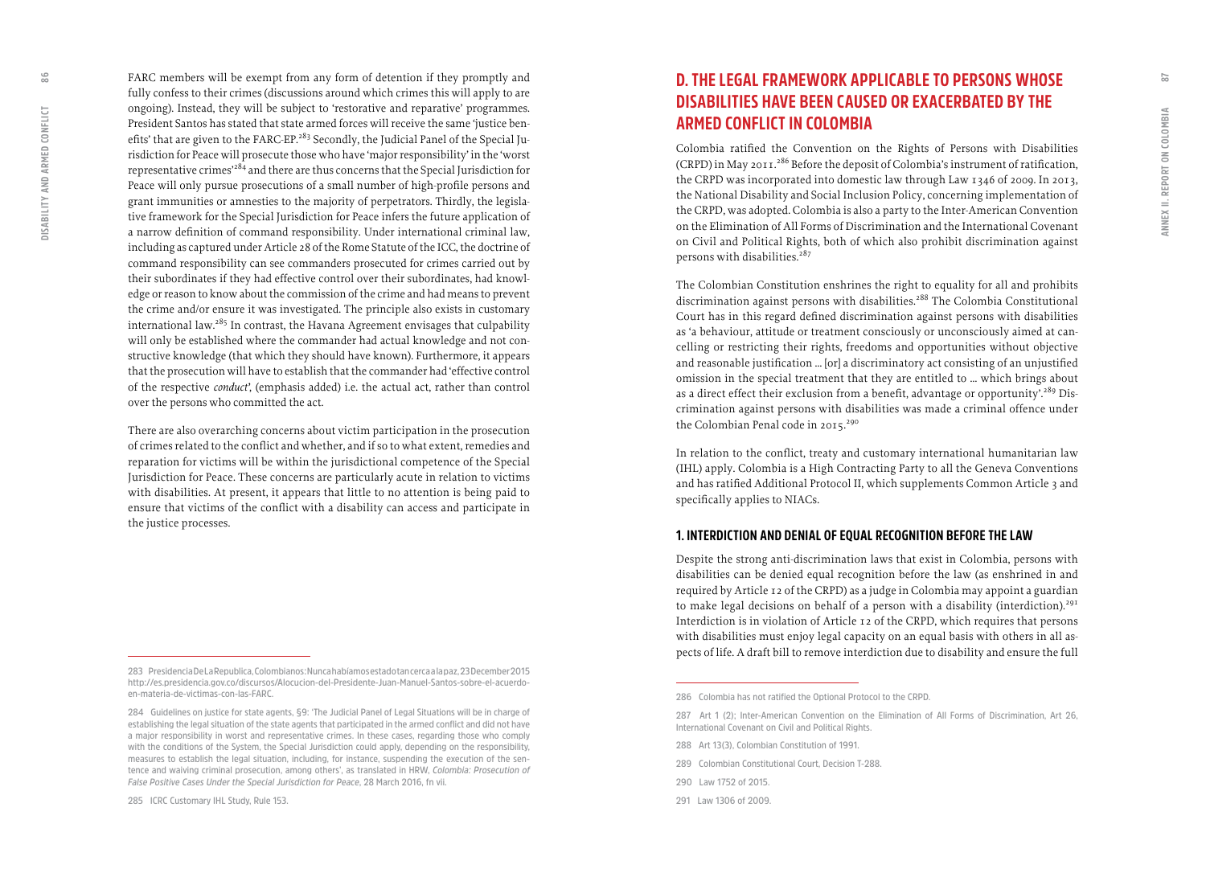FARC members will be exempt from any form of detention if they promptly and fully confess to their crimes (discussions around which crimes this will apply to are ongoing). Instead, they will be subject to 'restorative and reparative' programmes. President Santos has stated that state armed forces will receive the same 'justice benefits' that are given to the FARC-EP.[283] Secondly, the Judicial Panel of the Special Jurisdiction for Peace will prosecute those who have 'major responsibility' in the 'worst representative crimes'[284] and there are thus concerns that the Special Jurisdiction for Peace will only pursue prosecutions of a small number of high-profile persons and grant immunities or amnesties to the majority of perpetrators. Thirdly, the legislative framework for the Special Jurisdiction for Peace infers the future application of a narrow definition of command responsibility. Under international criminal law, including as captured under Article 28 of the Rome Statute of the ICC, the doctrine of command responsibility can see commanders prosecuted for crimes carried out by their subordinates if they had effective control over their subordinates, had knowledge or reason to know about the commission of the crime and had means to prevent the crime and/or ensure it was investigated. The principle also exists in customary international law.[285] In contrast, the Havana Agreement envisages that culpability will only be established where the commander had actual knowledge and not constructive knowledge (that which they should have known). Furthermore, it appears that the prosecution will have to establish that the commander had 'effective control of the respective *conduct*', (emphasis added) i.e. the actual act, rather than control over the persons who committed the act.

There are also overarching concerns about victim participation in the prosecution of crimes related to the conflict and whether, and if so to what extent, remedies and reparation for victims will be within the jurisdictional competence of the Special Jurisdiction for Peace. These concerns are particularly acute in relation to victims with disabilities. At present, it appears that little to no attention is being paid to ensure that victims of the conflict with a disability can access and participate in the justice processes.

283 PresidenciaDeLaRepublica, Colombianos: Nunca habiamos estado tan cerca a la paz, 23 December 2015 http://es.presidencia.gov.co/discursos/Alocucion-del-Presidente-Juan-Manuel-Santos-sobre-el-acuerdo-en-materia-de-victimas-con-las-FARC.

284 Guidelines on justice for state agents, §9: 'The Judicial Panel of Legal Situations will be in charge of establishing the legal situation of the state agents that participated in the armed conflict and did not have a major responsibility in worst and representative crimes. In these cases, regarding those who comply with the conditions of the System, the Special Jurisdiction could apply, depending on the responsibility, measures to establish the legal situation, including, for instance, suspending the execution of the sentence and waiving criminal prosecution, among others', as translated in HRW, *Colombia: Prosecution of False Positive Cases Under the Special Jurisdiction for Peace*, 28 March 2016, fn vii.

285 ICRC Customary IHL Study, Rule 153.

## D. THE LEGAL FRAMEWORK APPLICABLE TO PERSONS WHOSE DISABILITIES HAVE BEEN CAUSED OR EXACERBATED BY THE ARMED CONFLICT IN COLOMBIA

Colombia ratified the Convention on the Rights of Persons with Disabilities (CRPD) in May 2011.[286] Before the deposit of Colombia's instrument of ratification, the CRPD was incorporated into domestic law through Law 1346 of 2009. In 2013, the National Disability and Social Inclusion Policy, concerning implementation of the CRPD, was adopted. Colombia is also a party to the Inter-American Convention on the Elimination of All Forms of Discrimination and the International Covenant on Civil and Political Rights, both of which also prohibit discrimination against persons with disabilities.[287]

The Colombian Constitution enshrines the right to equality for all and prohibits discrimination against persons with disabilities.[288] The Colombia Constitutional Court has in this regard defined discrimination against persons with disabilities as 'a behaviour, attitude or treatment consciously or unconsciously aimed at cancelling or restricting their rights, freedoms and opportunities without objective and reasonable justification … [or] a discriminatory act consisting of an unjustified omission in the special treatment that they are entitled to … which brings about as a direct effect their exclusion from a benefit, advantage or opportunity'.[289] Discrimination against persons with disabilities was made a criminal offence under the Colombian Penal code in 2015.[290]

In relation to the conflict, treaty and customary international humanitarian law (IHL) apply. Colombia is a High Contracting Party to all the Geneva Conventions and has ratified Additional Protocol II, which supplements Common Article 3 and specifically applies to NIACs.

### 1. INTERDICTION AND DENIAL OF EQUAL RECOGNITION BEFORE THE LAW

Despite the strong anti-discrimination laws that exist in Colombia, persons with disabilities can be denied equal recognition before the law (as enshrined in and required by Article 12 of the CRPD) as a judge in Colombia may appoint a guardian to make legal decisions on behalf of a person with a disability (interdiction).[291] Interdiction is in violation of Article 12 of the CRPD, which requires that persons with disabilities must enjoy legal capacity on an equal basis with others in all aspects of life. A draft bill to remove interdiction due to disability and ensure the full

286 Colombia has not ratified the Optional Protocol to the CRPD.

287 Art 1 (2); Inter-American Convention on the Elimination of All Forms of Discrimination, Art 26, International Covenant on Civil and Political Rights.

288 Art 13(3), Colombian Constitution of 1991.

289 Colombian Constitutional Court, Decision T-288.

290 Law 1752 of 2015.

291 Law 1306 of 2009.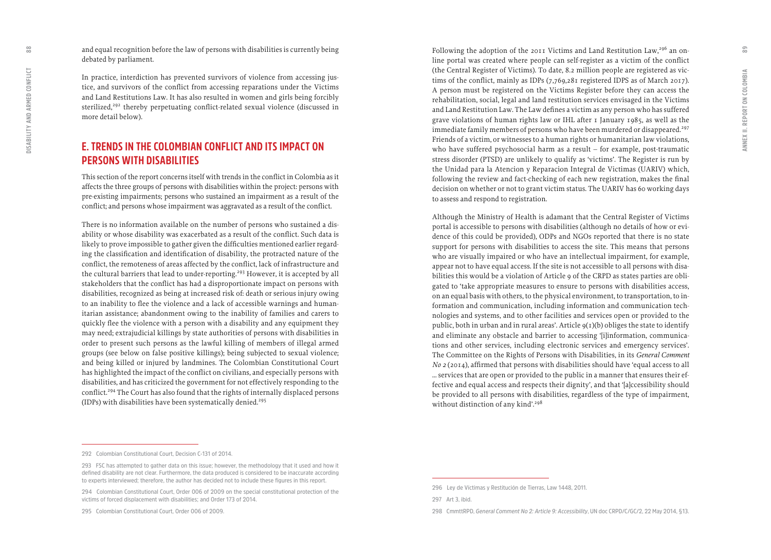and equal recognition before the law of persons with disabilities is currently being debated by parliament.

In practice, interdiction has prevented survivors of violence from accessing justice, and survivors of the conflict from accessing reparations under the Victims and Land Restitutions Law. It has also resulted in women and girls being forcibly sterilized,[292] thereby perpetuating conflict-related sexual violence (discussed in more detail below).

## E. TRENDS IN THE COLOMBIAN CONFLICT AND ITS IMPACT ON PERSONS WITH DISABILITIES

This section of the report concerns itself with trends in the conflict in Colombia as it affects the three groups of persons with disabilities within the project: persons with pre-existing impairments; persons who sustained an impairment as a result of the conflict; and persons whose impairment was aggravated as a result of the conflict.

There is no information available on the number of persons who sustained a disability or whose disability was exacerbated as a result of the conflict. Such data is likely to prove impossible to gather given the difficulties mentioned earlier regarding the classification and identification of disability, the protracted nature of the conflict, the remoteness of areas affected by the conflict, lack of infrastructure and the cultural barriers that lead to under-reporting.[293] However, it is accepted by all stakeholders that the conflict has had a disproportionate impact on persons with disabilities, recognized as being at increased risk of: death or serious injury owing to an inability to flee the violence and a lack of accessible warnings and humanitarian assistance; abandonment owing to the inability of families and carers to quickly flee the violence with a person with a disability and any equipment they may need; extrajudicial killings by state authorities of persons with disabilities in order to present such persons as the lawful killing of members of illegal armed groups (see below on false positive killings); being subjected to sexual violence; and being killed or injured by landmines. The Colombian Constitutional Court has highlighted the impact of the conflict on civilians, and especially persons with disabilities, and has criticized the government for not effectively responding to the conflict.[294] The Court has also found that the rights of internally displaced persons (IDPs) with disabilities have been systematically denied.[295]

Following the adoption of the 2011 Victims and Land Restitution Law,[296] an online portal was created where people can self-register as a victim of the conflict (the Central Register of Victims). To date, 8.2 million people are registered as victims of the conflict, mainly as IDPs (7,769,281 registered IDPS as of March 2017). A person must be registered on the Victims Register before they can access the rehabilitation, social, legal and land restitution services envisaged in the Victims and Land Restitution Law. The Law defines a victim as any person who has suffered grave violations of human rights law or IHL after 1 January 1985, as well as the immediate family members of persons who have been murdered or disappeared.[297] Friends of a victim, or witnesses to a human rights or humanitarian law violations, who have suffered psychosocial harm as a result – for example, post-traumatic stress disorder (PTSD) are unlikely to qualify as 'victims'. The Register is run by the Unidad para la Atencion y Reparacion Integral de Victimas (UARIV) which, following the review and fact-checking of each new registration, makes the final decision on whether or not to grant victim status. The UARIV has 60 working days to assess and respond to registration.

Although the Ministry of Health is adamant that the Central Register of Victims portal is accessible to persons with disabilities (although no details of how or evidence of this could be provided), ODPs and NGOs reported that there is no state support for persons with disabilities to access the site. This means that persons who are visually impaired or who have an intellectual impairment, for example, appear not to have equal access. If the site is not accessible to all persons with disabilities this would be a violation of Article 9 of the CRPD as states parties are obligated to 'take appropriate measures to ensure to persons with disabilities access, on an equal basis with others, to the physical environment, to transportation, to information and communication, including information and communication technologies and systems, and to other facilities and services open or provided to the public, both in urban and in rural areas'. Article 9(1)(b) obliges the state to identify and eliminate any obstacle and barrier to accessing '[i]nformation, communications and other services, including electronic services and emergency services'. The Committee on the Rights of Persons with Disabilities, in its *General Comment No 2* (2014), affirmed that persons with disabilities should have 'equal access to all … services that are open or provided to the public in a manner that ensures their effective and equal access and respects their dignity', and that '[a]ccessibility should be provided to all persons with disabilities, regardless of the type of impairment, without distinction of any kind'.[298]

---

292 Colombian Constitutional Court, Decision C-131 of 2014.

293 FSC has attempted to gather data on this issue; however, the methodology that it used and how it defined disability are not clear. Furthermore, the data produced is considered to be inaccurate according to experts interviewed; therefore, the author has decided not to include these figures in this report.

294 Colombian Constitutional Court, Order 006 of 2009 on the special constitutional protection of the victims of forced displacement with disabilities; and Order 173 of 2014.

295 Colombian Constitutional Court, Order 006 of 2009.

296 Ley de Víctimas y Restitución de Tierras, Law 1448, 2011.

297 Art 3, ibid.

298 CmmttRPD, *General Comment No 2: Article 9: Accessibility*, UN doc CRPD/C/GC/2, 22 May 2014, §13.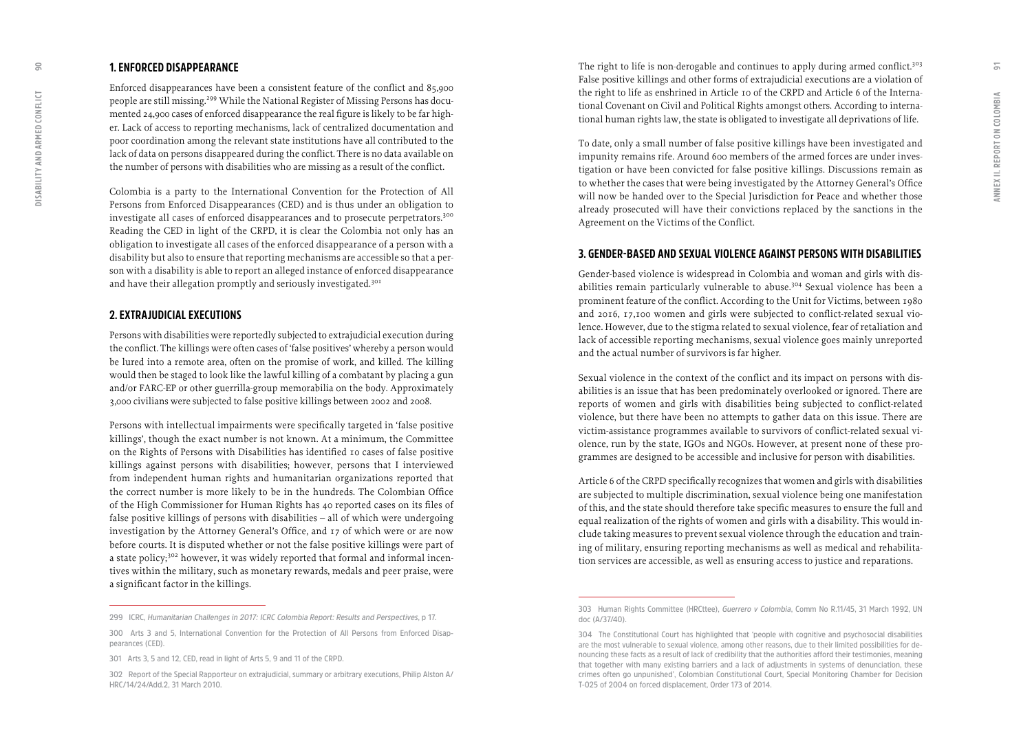## 1. ENFORCED DISAPPEARANCE

Enforced disappearances have been a consistent feature of the conflict and 85,900 people are still missing.[299] While the National Register of Missing Persons has documented 24,900 cases of enforced disappearance the real figure is likely to be far higher. Lack of access to reporting mechanisms, lack of centralized documentation and poor coordination among the relevant state institutions have all contributed to the lack of data on persons disappeared during the conflict. There is no data available on the number of persons with disabilities who are missing as a result of the conflict.

Colombia is a party to the International Convention for the Protection of All Persons from Enforced Disappearances (CED) and is thus under an obligation to investigate all cases of enforced disappearances and to prosecute perpetrators.[300] Reading the CED in light of the CRPD, it is clear the Colombia not only has an obligation to investigate all cases of the enforced disappearance of a person with a disability but also to ensure that reporting mechanisms are accessible so that a person with a disability is able to report an alleged instance of enforced disappearance and have their allegation promptly and seriously investigated.[301]

## 2. EXTRAJUDICIAL EXECUTIONS

Persons with disabilities were reportedly subjected to extrajudicial execution during the conflict. The killings were often cases of 'false positives' whereby a person would be lured into a remote area, often on the promise of work, and killed. The killing would then be staged to look like the lawful killing of a combatant by placing a gun and/or FARC-EP or other guerrilla-group memorabilia on the body. Approximately 3,000 civilians were subjected to false positive killings between 2002 and 2008.

Persons with intellectual impairments were specifically targeted in 'false positive killings', though the exact number is not known. At a minimum, the Committee on the Rights of Persons with Disabilities has identified 10 cases of false positive killings against persons with disabilities; however, persons that I interviewed from independent human rights and humanitarian organizations reported that the correct number is more likely to be in the hundreds. The Colombian Office of the High Commissioner for Human Rights has 40 reported cases on its files of false positive killings of persons with disabilities – all of which were undergoing investigation by the Attorney General's Office, and 17 of which were or are now before courts. It is disputed whether or not the false positive killings were part of a state policy;[302] however, it was widely reported that formal and informal incentives within the military, such as monetary rewards, medals and peer praise, were a significant factor in the killings.

The right to life is non-derogable and continues to apply during armed conflict.[303] False positive killings and other forms of extrajudicial executions are a violation of the right to life as enshrined in Article 10 of the CRPD and Article 6 of the International Covenant on Civil and Political Rights amongst others. According to international human rights law, the state is obligated to investigate all deprivations of life.

To date, only a small number of false positive killings have been investigated and impunity remains rife. Around 600 members of the armed forces are under investigation or have been convicted for false positive killings. Discussions remain as to whether the cases that were being investigated by the Attorney General's Office will now be handed over to the Special Jurisdiction for Peace and whether those already prosecuted will have their convictions replaced by the sanctions in the Agreement on the Victims of the Conflict.

## 3. GENDER-BASED AND SEXUAL VIOLENCE AGAINST PERSONS WITH DISABILITIES

Gender-based violence is widespread in Colombia and woman and girls with disabilities remain particularly vulnerable to abuse.[304] Sexual violence has been a prominent feature of the conflict. According to the Unit for Victims, between 1980 and 2016, 17,100 women and girls were subjected to conflict-related sexual violence. However, due to the stigma related to sexual violence, fear of retaliation and lack of accessible reporting mechanisms, sexual violence goes mainly unreported and the actual number of survivors is far higher.

Sexual violence in the context of the conflict and its impact on persons with disabilities is an issue that has been predominately overlooked or ignored. There are reports of women and girls with disabilities being subjected to conflict-related violence, but there have been no attempts to gather data on this issue. There are victim-assistance programmes available to survivors of conflict-related sexual violence, run by the state, IGOs and NGOs. However, at present none of these programmes are designed to be accessible and inclusive for person with disabilities.

Article 6 of the CRPD specifically recognizes that women and girls with disabilities are subjected to multiple discrimination, sexual violence being one manifestation of this, and the state should therefore take specific measures to ensure the full and equal realization of the rights of women and girls with a disability. This would include taking measures to prevent sexual violence through the education and training of military, ensuring reporting mechanisms as well as medical and rehabilitation services are accessible, as well as ensuring access to justice and reparations.

---

299 ICRC, *Humanitarian Challenges in 2017: ICRC Colombia Report: Results and Perspectives*, p 17.

300 Arts 3 and 5, International Convention for the Protection of All Persons from Enforced Disappearances (CED).

301 Arts 3, 5 and 12, CED, read in light of Arts 5, 9 and 11 of the CRPD.

302 Report of the Special Rapporteur on extrajudicial, summary or arbitrary executions, Philip Alston A/HRC/14/24/Add.2, 31 March 2010.

303 Human Rights Committee (HRCttee), *Guerrero v Colombia*, Comm No R.11/45, 31 March 1992, UN doc (A/37/40).

304 The Constitutional Court has highlighted that 'people with cognitive and psychosocial disabilities are the most vulnerable to sexual violence, among other reasons, due to their limited possibilities for denouncing these facts as a result of lack of credibility that the authorities afford their testimonies, meaning that together with many existing barriers and a lack of adjustments in systems of denunciation, these crimes often go unpunished', Colombian Constitutional Court, Special Monitoring Chamber for Decision T-025 of 2004 on forced displacement, Order 173 of 2014.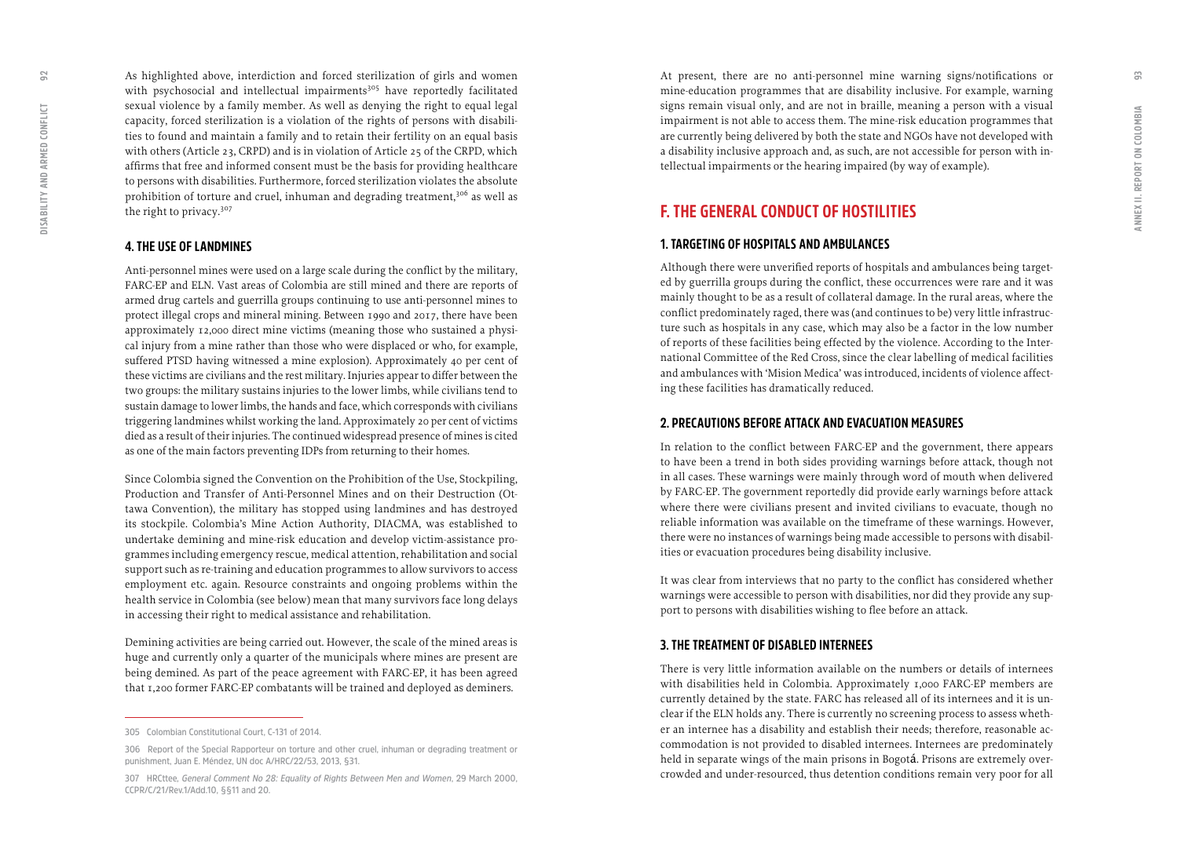As highlighted above, interdiction and forced sterilization of girls and women with psychosocial and intellectual impairments[305] have reportedly facilitated sexual violence by a family member. As well as denying the right to equal legal capacity, forced sterilization is a violation of the rights of persons with disabilities to found and maintain a family and to retain their fertility on an equal basis with others (Article 23, CRPD) and is in violation of Article 25 of the CRPD, which affirms that free and informed consent must be the basis for providing healthcare to persons with disabilities. Furthermore, forced sterilization violates the absolute prohibition of torture and cruel, inhuman and degrading treatment,[306] as well as the right to privacy.[307]

### 4. THE USE OF LANDMINES

Anti-personnel mines were used on a large scale during the conflict by the military, FARC-EP and ELN. Vast areas of Colombia are still mined and there are reports of armed drug cartels and guerrilla groups continuing to use anti-personnel mines to protect illegal crops and mineral mining. Between 1990 and 2017, there have been approximately 12,000 direct mine victims (meaning those who sustained a physical injury from a mine rather than those who were displaced or who, for example, suffered PTSD having witnessed a mine explosion). Approximately 40 per cent of these victims are civilians and the rest military. Injuries appear to differ between the two groups: the military sustains injuries to the lower limbs, while civilians tend to sustain damage to lower limbs, the hands and face, which corresponds with civilians triggering landmines whilst working the land. Approximately 20 per cent of victims died as a result of their injuries. The continued widespread presence of mines is cited as one of the main factors preventing IDPs from returning to their homes.

Since Colombia signed the Convention on the Prohibition of the Use, Stockpiling, Production and Transfer of Anti-Personnel Mines and on their Destruction (Ottawa Convention), the military has stopped using landmines and has destroyed its stockpile. Colombia's Mine Action Authority, DIACMA, was established to undertake demining and mine-risk education and develop victim-assistance programmes including emergency rescue, medical attention, rehabilitation and social support such as re-training and education programmes to allow survivors to access employment etc. again. Resource constraints and ongoing problems within the health service in Colombia (see below) mean that many survivors face long delays in accessing their right to medical assistance and rehabilitation.

Demining activities are being carried out. However, the scale of the mined areas is huge and currently only a quarter of the municipals where mines are present are being demined. As part of the peace agreement with FARC-EP, it has been agreed that 1,200 former FARC-EP combatants will be trained and deployed as deminers.

At present, there are no anti-personnel mine warning signs/notifications or mine-education programmes that are disability inclusive. For example, warning signs remain visual only, and are not in braille, meaning a person with a visual impairment is not able to access them. The mine-risk education programmes that are currently being delivered by both the state and NGOs have not developed with a disability inclusive approach and, as such, are not accessible for person with intellectual impairments or the hearing impaired (by way of example).

## F. THE GENERAL CONDUCT OF HOSTILITIES

### 1. TARGETING OF HOSPITALS AND AMBULANCES

Although there were unverified reports of hospitals and ambulances being targeted by guerrilla groups during the conflict, these occurrences were rare and it was mainly thought to be as a result of collateral damage. In the rural areas, where the conflict predominately raged, there was (and continues to be) very little infrastructure such as hospitals in any case, which may also be a factor in the low number of reports of these facilities being effected by the violence. According to the International Committee of the Red Cross, since the clear labelling of medical facilities and ambulances with 'Mision Medica' was introduced, incidents of violence affecting these facilities has dramatically reduced.

### 2. PRECAUTIONS BEFORE ATTACK AND EVACUATION MEASURES

In relation to the conflict between FARC-EP and the government, there appears to have been a trend in both sides providing warnings before attack, though not in all cases. These warnings were mainly through word of mouth when delivered by FARC-EP. The government reportedly did provide early warnings before attack where there were civilians present and invited civilians to evacuate, though no reliable information was available on the timeframe of these warnings. However, there were no instances of warnings being made accessible to persons with disabilities or evacuation procedures being disability inclusive.

It was clear from interviews that no party to the conflict has considered whether warnings were accessible to person with disabilities, nor did they provide any support to persons with disabilities wishing to flee before an attack.

### 3. THE TREATMENT OF DISABLED INTERNEES

There is very little information available on the numbers or details of internees with disabilities held in Colombia. Approximately 1,000 FARC-EP members are currently detained by the state. FARC has released all of its internees and it is unclear if the ELN holds any. There is currently no screening process to assess whether an internee has a disability and establish their needs; therefore, reasonable accommodation is not provided to disabled internees. Internees are predominately held in separate wings of the main prisons in Bogotá. Prisons are extremely overcrowded and under-resourced, thus detention conditions remain very poor for all

---

305 Colombian Constitutional Court, C-131 of 2014.

306 Report of the Special Rapporteur on torture and other cruel, inhuman or degrading treatment or punishment, Juan E. Méndez, UN doc A/HRC/22/53, 2013, §31.

307 HRCttee, *General Comment No 28: Equality of Rights Between Men and Women*, 29 March 2000, CCPR/C/21/Rev.1/Add.10, §§11 and 20.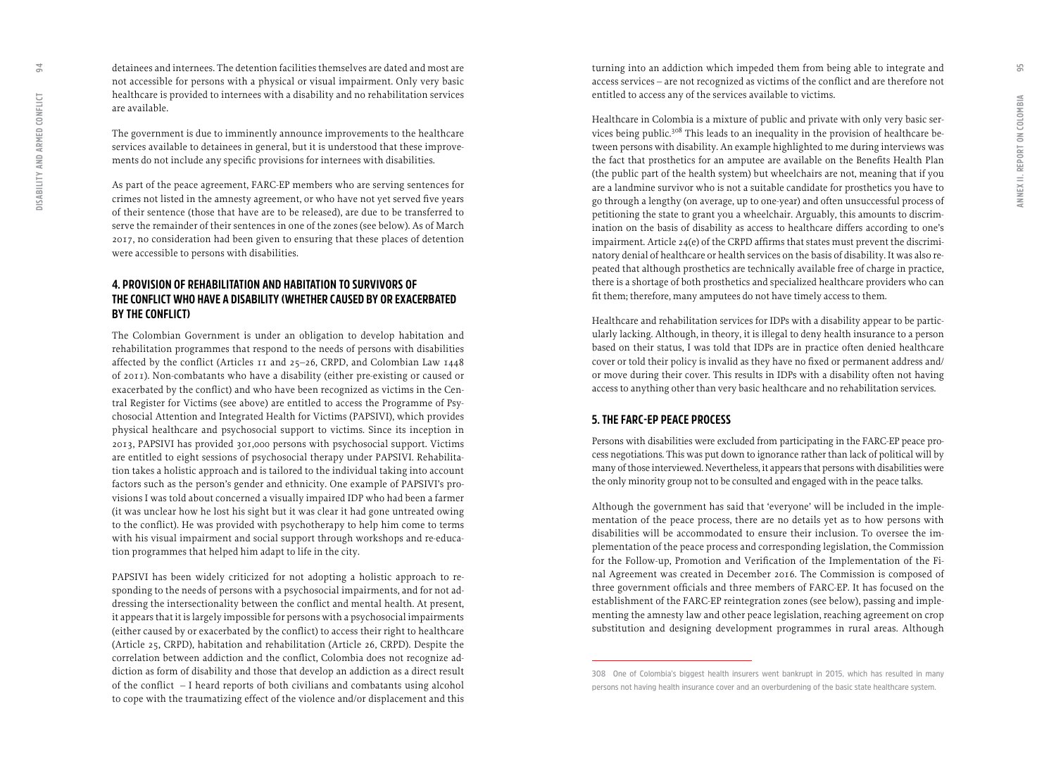detainees and internees. The detention facilities themselves are dated and most are not accessible for persons with a physical or visual impairment. Only very basic healthcare is provided to internees with a disability and no rehabilitation services are available.

The government is due to imminently announce improvements to the healthcare services available to detainees in general, but it is understood that these improvements do not include any specific provisions for internees with disabilities.

As part of the peace agreement, FARC-EP members who are serving sentences for crimes not listed in the amnesty agreement, or who have not yet served five years of their sentence (those that have are to be released), are due to be transferred to serve the remainder of their sentences in one of the zones (see below). As of March 2017, no consideration had been given to ensuring that these places of detention were accessible to persons with disabilities.

## 4. PROVISION OF REHABILITATION AND HABITATION TO SURVIVORS OF THE CONFLICT WHO HAVE A DISABILITY (WHETHER CAUSED BY OR EXACERBATED BY THE CONFLICT)

The Colombian Government is under an obligation to develop habitation and rehabilitation programmes that respond to the needs of persons with disabilities affected by the conflict (Articles 11 and 25–26, CRPD, and Colombian Law 1448 of 2011). Non-combatants who have a disability (either pre-existing or caused or exacerbated by the conflict) and who have been recognized as victims in the Central Register for Victims (see above) are entitled to access the Programme of Psychosocial Attention and Integrated Health for Victims (PAPSIVI), which provides physical healthcare and psychosocial support to victims. Since its inception in 2013, PAPSIVI has provided 301,000 persons with psychosocial support. Victims are entitled to eight sessions of psychosocial therapy under PAPSIVI. Rehabilitation takes a holistic approach and is tailored to the individual taking into account factors such as the person's gender and ethnicity. One example of PAPSIVI's provisions I was told about concerned a visually impaired IDP who had been a farmer (it was unclear how he lost his sight but it was clear it had gone untreated owing to the conflict). He was provided with psychotherapy to help him come to terms with his visual impairment and social support through workshops and re-education programmes that helped him adapt to life in the city.

PAPSIVI has been widely criticized for not adopting a holistic approach to responding to the needs of persons with a psychosocial impairments, and for not addressing the intersectionality between the conflict and mental health. At present, it appears that it is largely impossible for persons with a psychosocial impairments (either caused by or exacerbated by the conflict) to access their right to healthcare (Article 25, CRPD), habitation and rehabilitation (Article 26, CRPD). Despite the correlation between addiction and the conflict, Colombia does not recognize addiction as form of disability and those that develop an addiction as a direct result of the conflict – I heard reports of both civilians and combatants using alcohol to cope with the traumatizing effect of the violence and/or displacement and this turning into an addiction which impeded them from being able to integrate and access services – are not recognized as victims of the conflict and are therefore not entitled to access any of the services available to victims.

Healthcare in Colombia is a mixture of public and private with only very basic services being public.[308] This leads to an inequality in the provision of healthcare between persons with disability. An example highlighted to me during interviews was the fact that prosthetics for an amputee are available on the Benefits Health Plan (the public part of the health system) but wheelchairs are not, meaning that if you are a landmine survivor who is not a suitable candidate for prosthetics you have to go through a lengthy (on average, up to one-year) and often unsuccessful process of petitioning the state to grant you a wheelchair. Arguably, this amounts to discrimination on the basis of disability as access to healthcare differs according to one's impairment. Article 24(e) of the CRPD affirms that states must prevent the discriminatory denial of healthcare or health services on the basis of disability. It was also repeated that although prosthetics are technically available free of charge in practice, there is a shortage of both prosthetics and specialized healthcare providers who can fit them; therefore, many amputees do not have timely access to them.

Healthcare and rehabilitation services for IDPs with a disability appear to be particularly lacking. Although, in theory, it is illegal to deny health insurance to a person based on their status, I was told that IDPs are in practice often denied healthcare cover or told their policy is invalid as they have no fixed or permanent address and/or move during their cover. This results in IDPs with a disability often not having access to anything other than very basic healthcare and no rehabilitation services.

## 5. THE FARC-EP PEACE PROCESS

Persons with disabilities were excluded from participating in the FARC-EP peace process negotiations. This was put down to ignorance rather than lack of political will by many of those interviewed. Nevertheless, it appears that persons with disabilities were the only minority group not to be consulted and engaged with in the peace talks.

Although the government has said that 'everyone' will be included in the implementation of the peace process, there are no details yet as to how persons with disabilities will be accommodated to ensure their inclusion. To oversee the implementation of the peace process and corresponding legislation, the Commission for the Follow-up, Promotion and Verification of the Implementation of the Final Agreement was created in December 2016. The Commission is composed of three government officials and three members of FARC-EP. It has focused on the establishment of the FARC-EP reintegration zones (see below), passing and implementing the amnesty law and other peace legislation, reaching agreement on crop substitution and designing development programmes in rural areas. Although

---

308 One of Colombia's biggest health insurers went bankrupt in 2015, which has resulted in many persons not having health insurance cover and an overburdening of the basic state healthcare system.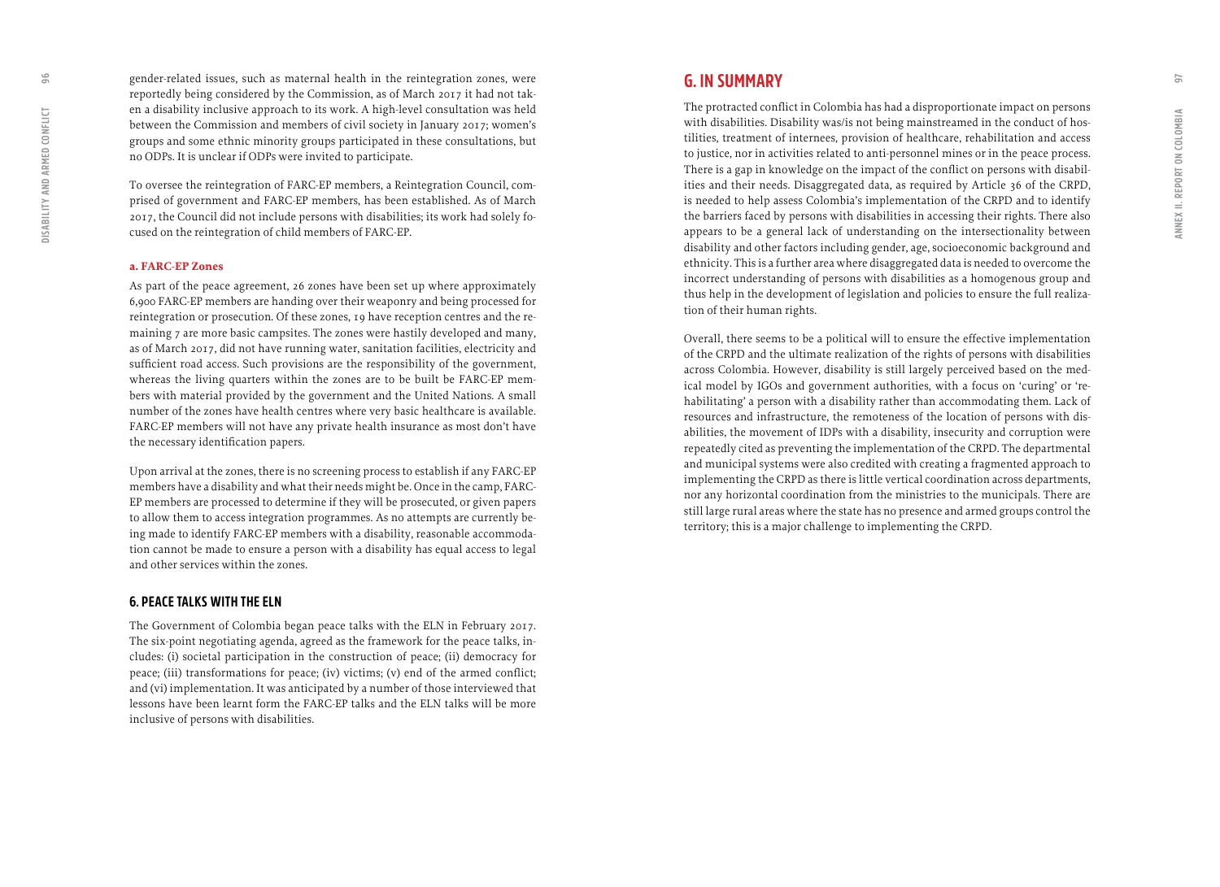gender-related issues, such as maternal health in the reintegration zones, were reportedly being considered by the Commission, as of March 2017 it had not taken a disability inclusive approach to its work. A high-level consultation was held between the Commission and members of civil society in January 2017; women's groups and some ethnic minority groups participated in these consultations, but no ODPs. It is unclear if ODPs were invited to participate.

To oversee the reintegration of FARC-EP members, a Reintegration Council, comprised of government and FARC-EP members, has been established. As of March 2017, the Council did not include persons with disabilities; its work had solely focused on the reintegration of child members of FARC-EP.

#### a. FARC-EP Zones

As part of the peace agreement, 26 zones have been set up where approximately 6,900 FARC-EP members are handing over their weaponry and being processed for reintegration or prosecution. Of these zones, 19 have reception centres and the remaining 7 are more basic campsites. The zones were hastily developed and many, as of March 2017, did not have running water, sanitation facilities, electricity and sufficient road access. Such provisions are the responsibility of the government, whereas the living quarters within the zones are to be built be FARC-EP members with material provided by the government and the United Nations. A small number of the zones have health centres where very basic healthcare is available. FARC-EP members will not have any private health insurance as most don't have the necessary identification papers.

Upon arrival at the zones, there is no screening process to establish if any FARC-EP members have a disability and what their needs might be. Once in the camp, FARC-EP members are processed to determine if they will be prosecuted, or given papers to allow them to access integration programmes. As no attempts are currently being made to identify FARC-EP members with a disability, reasonable accommodation cannot be made to ensure a person with a disability has equal access to legal and other services within the zones.

### 6. PEACE TALKS WITH THE ELN

The Government of Colombia began peace talks with the ELN in February 2017. The six-point negotiating agenda, agreed as the framework for the peace talks, includes: (i) societal participation in the construction of peace; (ii) democracy for peace; (iii) transformations for peace; (iv) victims; (v) end of the armed conflict; and (vi) implementation. It was anticipated by a number of those interviewed that lessons have been learnt form the FARC-EP talks and the ELN talks will be more inclusive of persons with disabilities.

## G. IN SUMMARY

The protracted conflict in Colombia has had a disproportionate impact on persons with disabilities. Disability was/is not being mainstreamed in the conduct of hostilities, treatment of internees, provision of healthcare, rehabilitation and access to justice, nor in activities related to anti-personnel mines or in the peace process. There is a gap in knowledge on the impact of the conflict on persons with disabilities and their needs. Disaggregated data, as required by Article 36 of the CRPD, is needed to help assess Colombia's implementation of the CRPD and to identify the barriers faced by persons with disabilities in accessing their rights. There also appears to be a general lack of understanding on the intersectionality between disability and other factors including gender, age, socioeconomic background and ethnicity. This is a further area where disaggregated data is needed to overcome the incorrect understanding of persons with disabilities as a homogenous group and thus help in the development of legislation and policies to ensure the full realization of their human rights.

Overall, there seems to be a political will to ensure the effective implementation of the CRPD and the ultimate realization of the rights of persons with disabilities across Colombia. However, disability is still largely perceived based on the medical model by IGOs and government authorities, with a focus on 'curing' or 'rehabilitating' a person with a disability rather than accommodating them. Lack of resources and infrastructure, the remoteness of the location of persons with disabilities, the movement of IDPs with a disability, insecurity and corruption were repeatedly cited as preventing the implementation of the CRPD. The departmental and municipal systems were also credited with creating a fragmented approach to implementing the CRPD as there is little vertical coordination across departments, nor any horizontal coordination from the ministries to the municipals. There are still large rural areas where the state has no presence and armed groups control the territory; this is a major challenge to implementing the CRPD.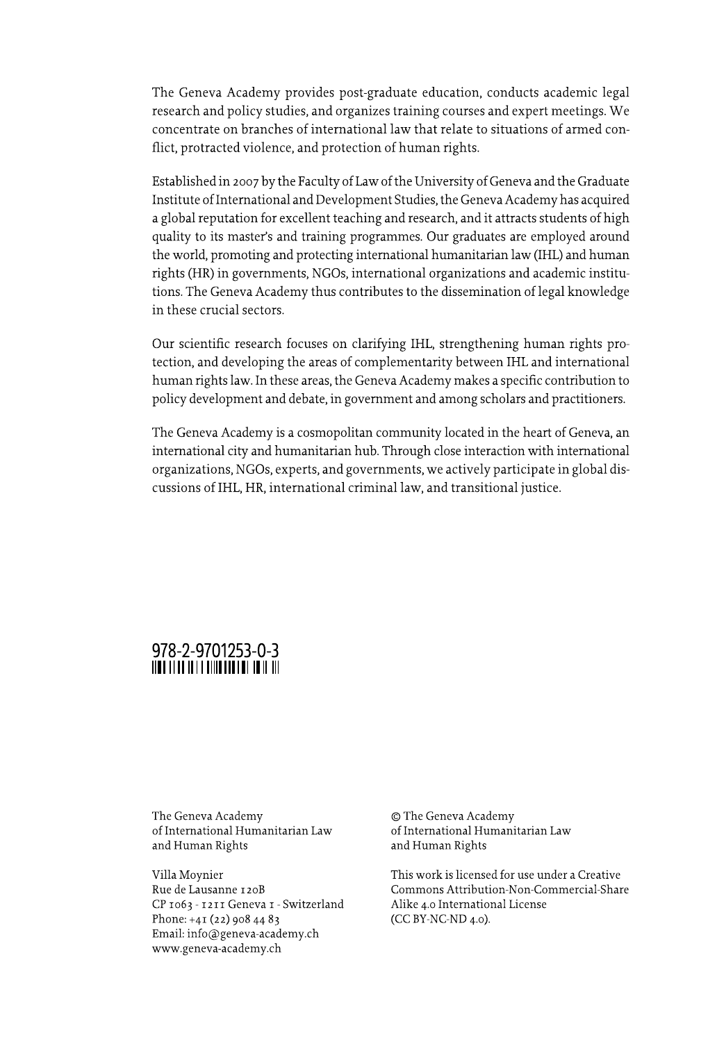The Geneva Academy provides post-graduate education, conducts academic legal research and policy studies, and organizes training courses and expert meetings. We concentrate on branches of international law that relate to situations of armed conflict, protracted violence, and protection of human rights.

Established in 2007 by the Faculty of Law of the University of Geneva and the Graduate Institute of International and Development Studies, the Geneva Academy has acquired a global reputation for excellent teaching and research, and it attracts students of high quality to its master's and training programmes. Our graduates are employed around the world, promoting and protecting international humanitarian law (IHL) and human rights (HR) in governments, NGOs, international organizations and academic institutions. The Geneva Academy thus contributes to the dissemination of legal knowledge in these crucial sectors.

Our scientific research focuses on clarifying IHL, strengthening human rights protection, and developing the areas of complementarity between IHL and international human rights law. In these areas, the Geneva Academy makes a specific contribution to policy development and debate, in government and among scholars and practitioners.

The Geneva Academy is a cosmopolitan community located in the heart of Geneva, an international city and humanitarian hub. Through close interaction with international organizations, NGOs, experts, and governments, we actively participate in global discussions of IHL, HR, international criminal law, and transitional justice.

978-2-9701253-0-3

The Geneva Academy
of International Humanitarian Law
and Human Rights

Villa Moynier
Rue de Lausanne 120B
CP 1063 - 1211 Geneva 1 - Switzerland
Phone: +41 (22) 908 44 83
Email: info@geneva-academy.ch
www.geneva-academy.ch

© The Geneva Academy
of International Humanitarian Law
and Human Rights

This work is licensed for use under a Creative Commons Attribution-Non-Commercial-Share Alike 4.0 International License (CC BY-NC-ND 4.0).